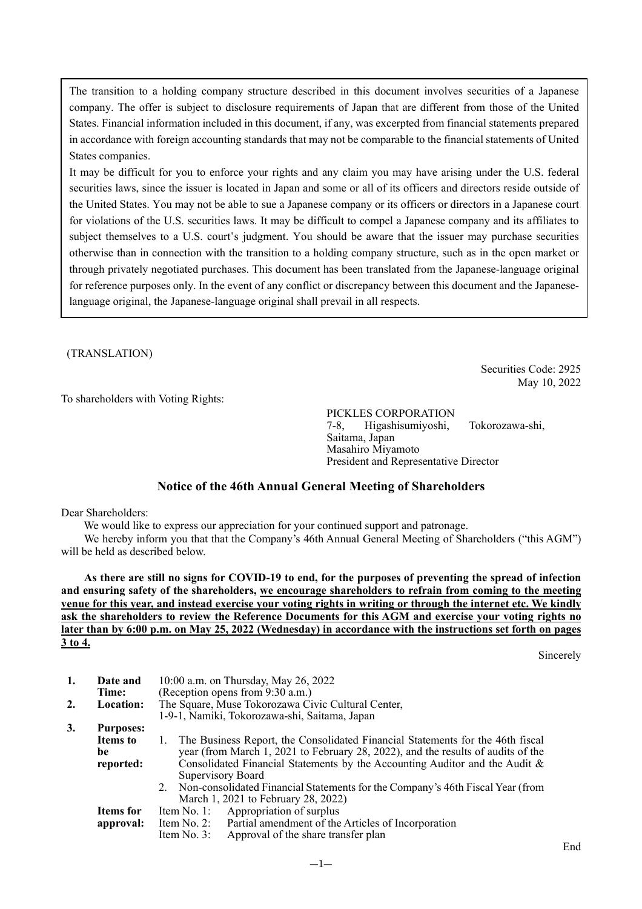The transition to a holding company structure described in this document involves securities of a Japanese company. The offer is subject to disclosure requirements of Japan that are different from those of the United States. Financial information included in this document, if any, was excerpted from financial statements prepared in accordance with foreign accounting standards that may not be comparable to the financial statements of United States companies.

It may be difficult for you to enforce your rights and any claim you may have arising under the U.S. federal securities laws, since the issuer is located in Japan and some or all of its officers and directors reside outside of the United States. You may not be able to sue a Japanese company or its officers or directors in a Japanese court for violations of the U.S. securities laws. It may be difficult to compel a Japanese company and its affiliates to subject themselves to a U.S. court's judgment. You should be aware that the issuer may purchase securities otherwise than in connection with the transition to a holding company structure, such as in the open market or through privately negotiated purchases. This document has been translated from the Japanese-language original for reference purposes only. In the event of any conflict or discrepancy between this document and the Japanese-language original, the Japanese-language original shall prevail in all respects.

(TRANSLATION)

Securities Code: 2925
May 10, 2022

To shareholders with Voting Rights:

PICKLES CORPORATION
7-8, Higashisumiyoshi, Tokorozawa-shi, Saitama, Japan
Masahiro Miyamoto
President and Representative Director

## Notice of the 46th Annual General Meeting of Shareholders

Dear Shareholders:

We would like to express our appreciation for your continued support and patronage.

We hereby inform you that that the Company's 46th Annual General Meeting of Shareholders ("this AGM") will be held as described below.

**As there are still no signs for COVID-19 to end, for the purposes of preventing the spread of infection and ensuring safety of the shareholders, we encourage shareholders to refrain from coming to the meeting venue for this year, and instead exercise your voting rights in writing or through the internet etc. We kindly ask the shareholders to review the Reference Documents for this AGM and exercise your voting rights no later than by 6:00 p.m. on May 25, 2022 (Wednesday) in accordance with the instructions set forth on pages 3 to 4.**

Sincerely

| | | |
|---|---|---|
| **1.** | **Date and Time:** | 10:00 a.m. on Thursday, May 26, 2022<br>(Reception opens from 9:30 a.m.) |
| **2.** | **Location:** | The Square, Muse Tokorozawa Civic Cultural Center,<br>1-9-1, Namiki, Tokorozawa-shi, Saitama, Japan |
| **3.** | **Purposes:** | |
| | **Items to be reported:** | 1. The Business Report, the Consolidated Financial Statements for the 46th fiscal year (from March 1, 2021 to February 28, 2022), and the results of audits of the Consolidated Financial Statements by the Accounting Auditor and the Audit & Supervisory Board<br>2. Non-consolidated Financial Statements for the Company's 46th Fiscal Year (from March 1, 2021 to February 28, 2022) |
| | **Items for approval:** | Item No. 1: Appropriation of surplus<br>Item No. 2: Partial amendment of the Articles of Incorporation<br>Item No. 3: Approval of the share transfer plan |

End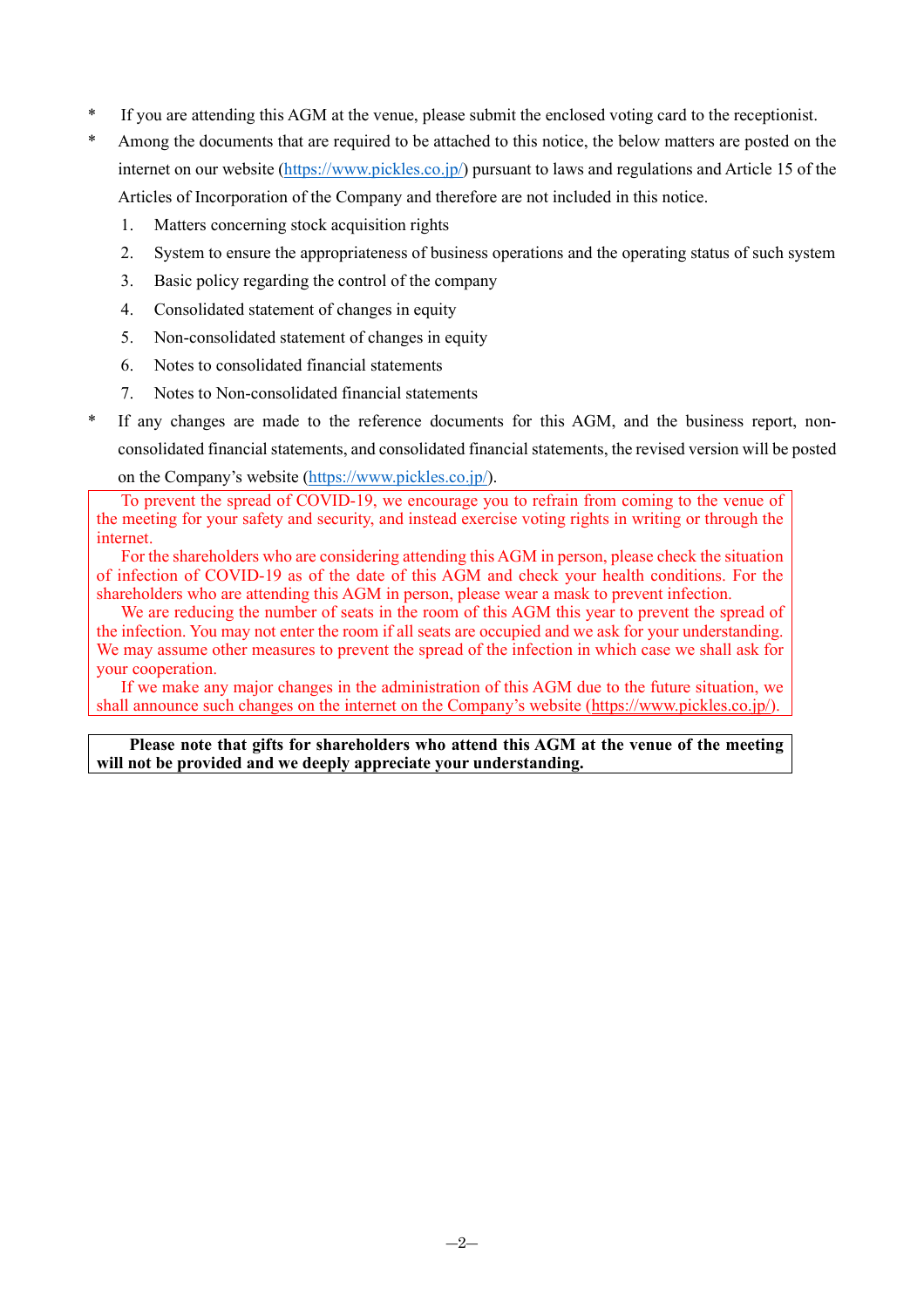* If you are attending this AGM at the venue, please submit the enclosed voting card to the receptionist.

* Among the documents that are required to be attached to this notice, the below matters are posted on the internet on our website (https://www.pickles.co.jp/) pursuant to laws and regulations and Article 15 of the Articles of Incorporation of the Company and therefore are not included in this notice.

  1. Matters concerning stock acquisition rights
  2. System to ensure the appropriateness of business operations and the operating status of such system
  3. Basic policy regarding the control of the company
  4. Consolidated statement of changes in equity
  5. Non-consolidated statement of changes in equity
  6. Notes to consolidated financial statements
  7. Notes to Non-consolidated financial statements

* If any changes are made to the reference documents for this AGM, and the business report, non-consolidated financial statements, and consolidated financial statements, the revised version will be posted on the Company's website (https://www.pickles.co.jp/).

To prevent the spread of COVID-19, we encourage you to refrain from coming to the venue of the meeting for your safety and security, and instead exercise voting rights in writing or through the internet.

For the shareholders who are considering attending this AGM in person, please check the situation of infection of COVID-19 as of the date of this AGM and check your health conditions. For the shareholders who are attending this AGM in person, please wear a mask to prevent infection.

We are reducing the number of seats in the room of this AGM this year to prevent the spread of the infection. You may not enter the room if all seats are occupied and we ask for your understanding. We may assume other measures to prevent the spread of the infection in which case we shall ask for your cooperation.

If we make any major changes in the administration of this AGM due to the future situation, we shall announce such changes on the internet on the Company's website (https://www.pickles.co.jp/).

**Please note that gifts for shareholders who attend this AGM at the venue of the meeting will not be provided and we deeply appreciate your understanding.**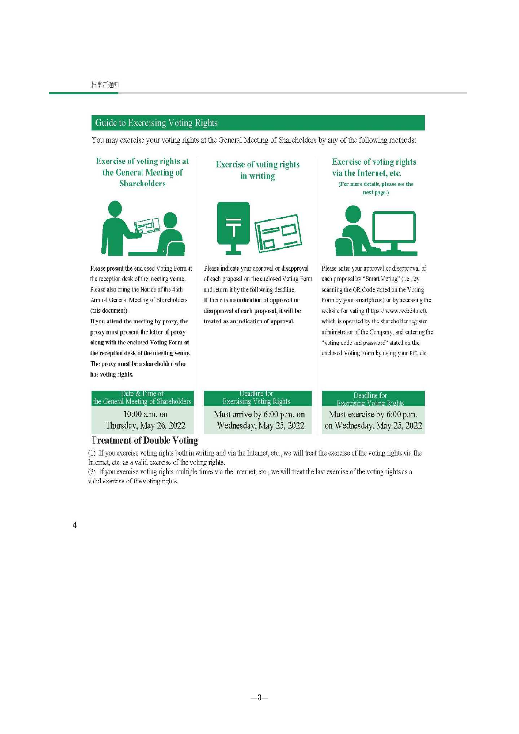## Guide to Exercising Voting Rights

You may exercise your voting rights at the General Meeting of Shareholders by any of the following methods:

### Exercise of voting rights at the General Meeting of Shareholders

Please present the enclosed Voting Form at the reception desk of the meeting venue. Please also bring the Notice of the 46th Annual General Meeting of Shareholders (this document).

**If you attend the meeting by proxy, the proxy must present the letter of proxy along with the enclosed Voting Form at the reception desk of the meeting venue. The proxy must be a shareholder who has voting rights.**

**Date & Time of the General Meeting of Shareholders**

10:00 a.m. on Thursday, May 26, 2022

### Exercise of voting rights in writing

Please indicate your approval or disapproval of each proposal on the enclosed Voting Form and return it by the following deadline.

**If there is no indication of approval or disapproval of each proposal, it will be treated as an indication of approval.**

**Deadline for Exercising Voting Rights**

Must arrive by 6:00 p.m. on Wednesday, May 25, 2022

### Exercise of voting rights via the Internet, etc.

(For more details, please see the next page.)

Please enter your approval or disapproval of each proposal by "Smart Voting" (i.e., by scanning the QR Code stated on the Voting Form by your smartphone) or by accessing the website for voting (https:// www.web54.net), which is operated by the shareholder register administrator of the Company, and entering the "voting code and password" stated on the enclosed Voting Form by using your PC, etc.

**Deadline for Exercising Voting Rights**

Must exercise by 6:00 p.m. on Wednesday, May 25, 2022

### Treatment of Double Voting

(1) If you exercise voting rights both in writing and via the Internet, etc., we will treat the exercise of the voting rights via the Internet, etc. as a valid exercise of the voting rights.

(2) If you exercise voting rights multiple times via the Internet, etc., we will treat the last exercise of the voting rights as a valid exercise of the voting rights.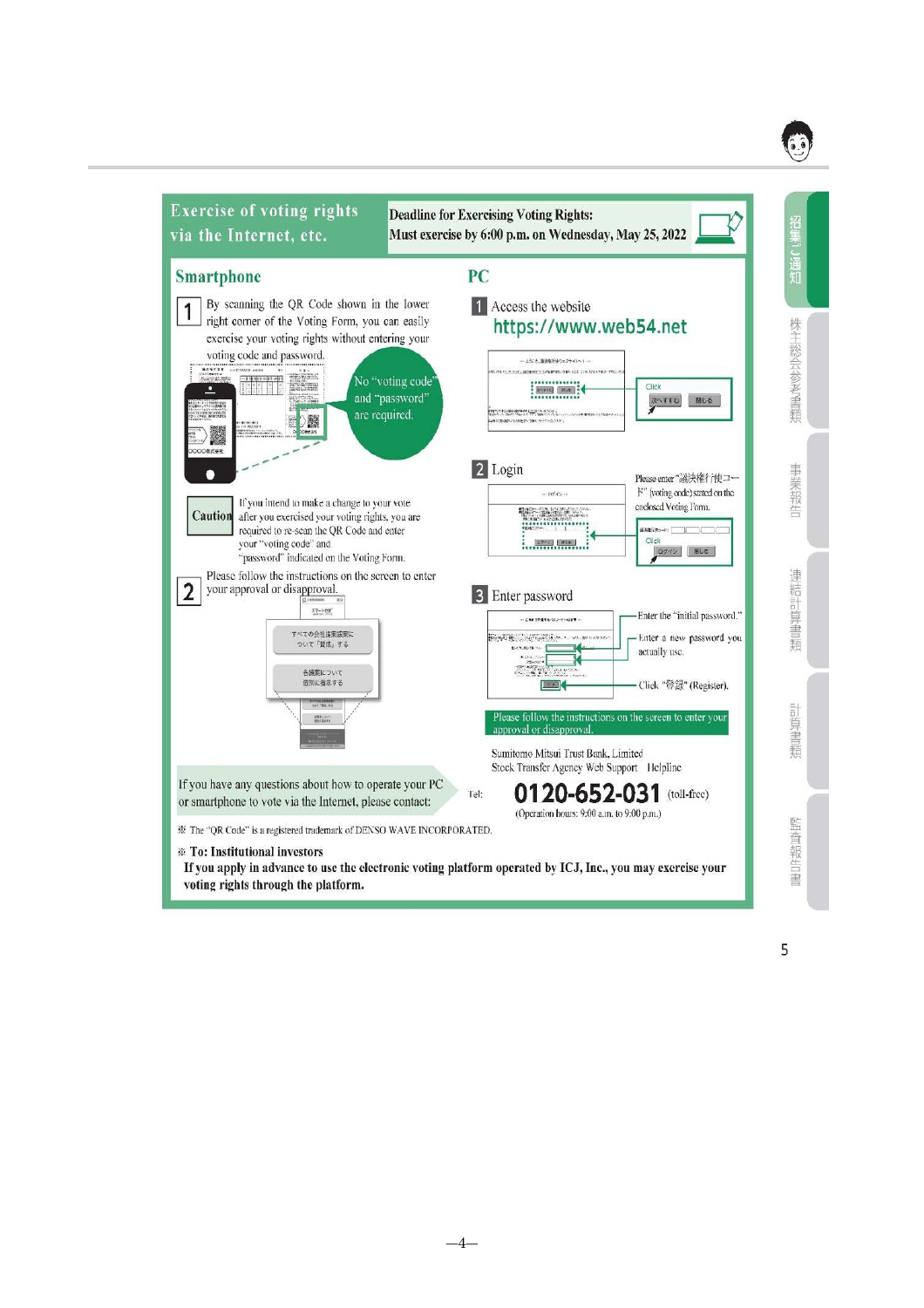## Exercise of voting rights via the Internet, etc.

**Deadline for Exercising Voting Rights:**
**Must exercise by 6:00 p.m. on Wednesday, May 25, 2022**

### Smartphone

**1** By scanning the QR Code shown in the lower right corner of the Voting Form, you can easily exercise your voting rights without entering your voting code and password.

No "voting code" and "password" are required.

**Caution** If you intend to make a change to your vote after you exercised your voting rights, you are required to re-scan the QR Code and enter your "voting code" and "password" indicated on the Voting Form.

**2** Please follow the instructions on the screen to enter your approval or disapproval.

### PC

**1** Access the website
https://www.web54.net

Click

**2** Login

Please enter "議決権行使コード" (voting code) stated on the enclosed Voting Form.

Click

**3** Enter password

Enter the "initial password."

Enter a new password you actually use.

Click "登録" (Register).

Please follow the instructions on the screen to enter your approval or disapproval.

If you have any questions about how to operate your PC or smartphone to vote via the Internet, please contact:

Sumitomo Mitsui Trust Bank, Limited
Stock Transfer Agency Web Support Helpline
Tel: **0120-652-031** (toll-free)
(Operation hours: 9:00 a.m. to 9:00 p.m.)

※ The "QR Code" is a registered trademark of DENSO WAVE INCORPORATED.

※ **To: Institutional investors**
**If you apply in advance to use the electronic voting platform operated by ICJ, Inc., you may exercise your voting rights through the platform.**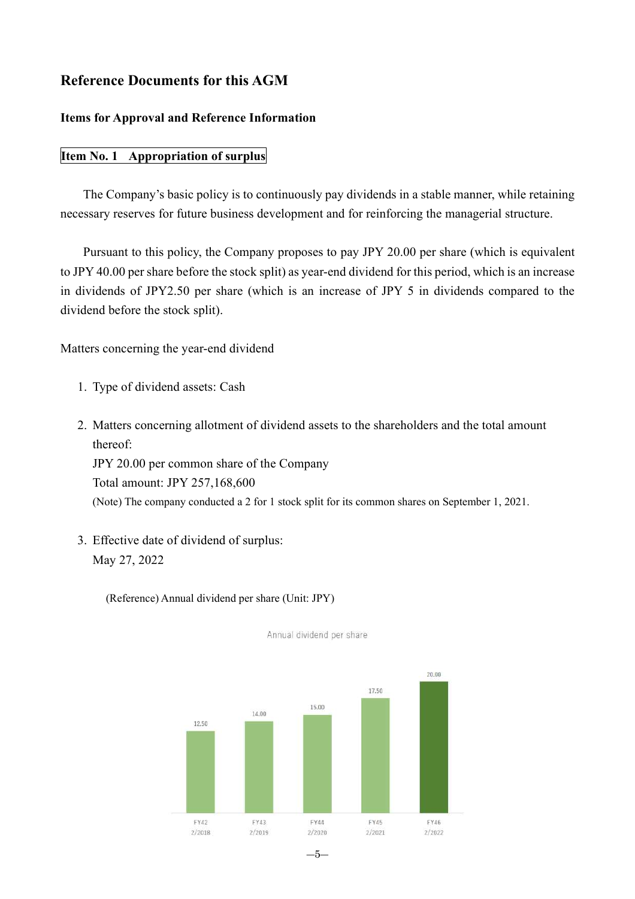# Reference Documents for this AGM

## Items for Approval and Reference Information

### Item No. 1 Appropriation of surplus

The Company's basic policy is to continuously pay dividends in a stable manner, while retaining necessary reserves for future business development and for reinforcing the managerial structure.

Pursuant to this policy, the Company proposes to pay JPY 20.00 per share (which is equivalent to JPY 40.00 per share before the stock split) as year-end dividend for this period, which is an increase in dividends of JPY2.50 per share (which is an increase of JPY 5 in dividends compared to the dividend before the stock split).

Matters concerning the year-end dividend

1. Type of dividend assets: Cash

2. Matters concerning allotment of dividend assets to the shareholders and the total amount thereof:
   JPY 20.00 per common share of the Company
   Total amount: JPY 257,168,600
   (Note) The company conducted a 2 for 1 stock split for its common shares on September 1, 2021.

3. Effective date of dividend of surplus:
   May 27, 2022

(Reference) Annual dividend per share (Unit: JPY)

Annual dividend per share

12.50
14.00
15.00
17.50
20.00

FY42
2/2018

FY43
2/2019

FY44
2/2020

FY45
2/2021

FY46
2/2022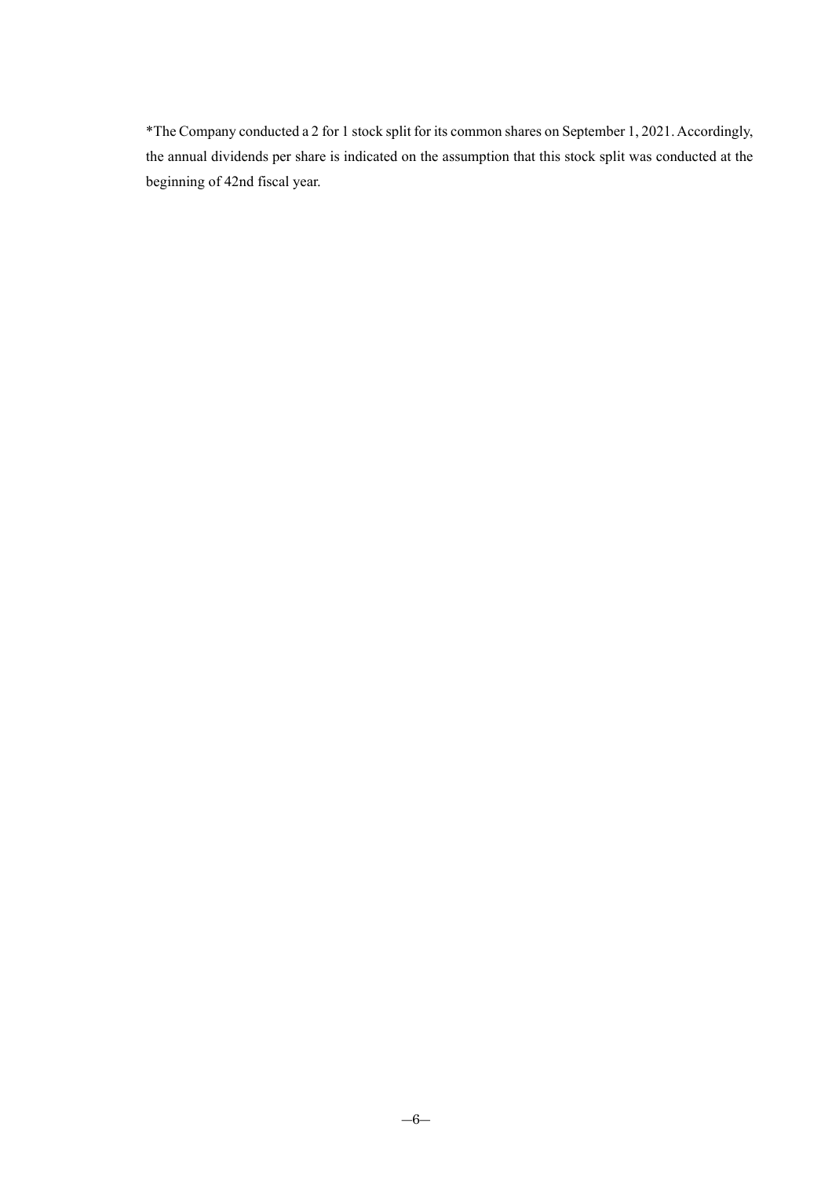*The Company conducted a 2 for 1 stock split for its common shares on September 1, 2021. Accordingly, the annual dividends per share is indicated on the assumption that this stock split was conducted at the beginning of 42nd fiscal year.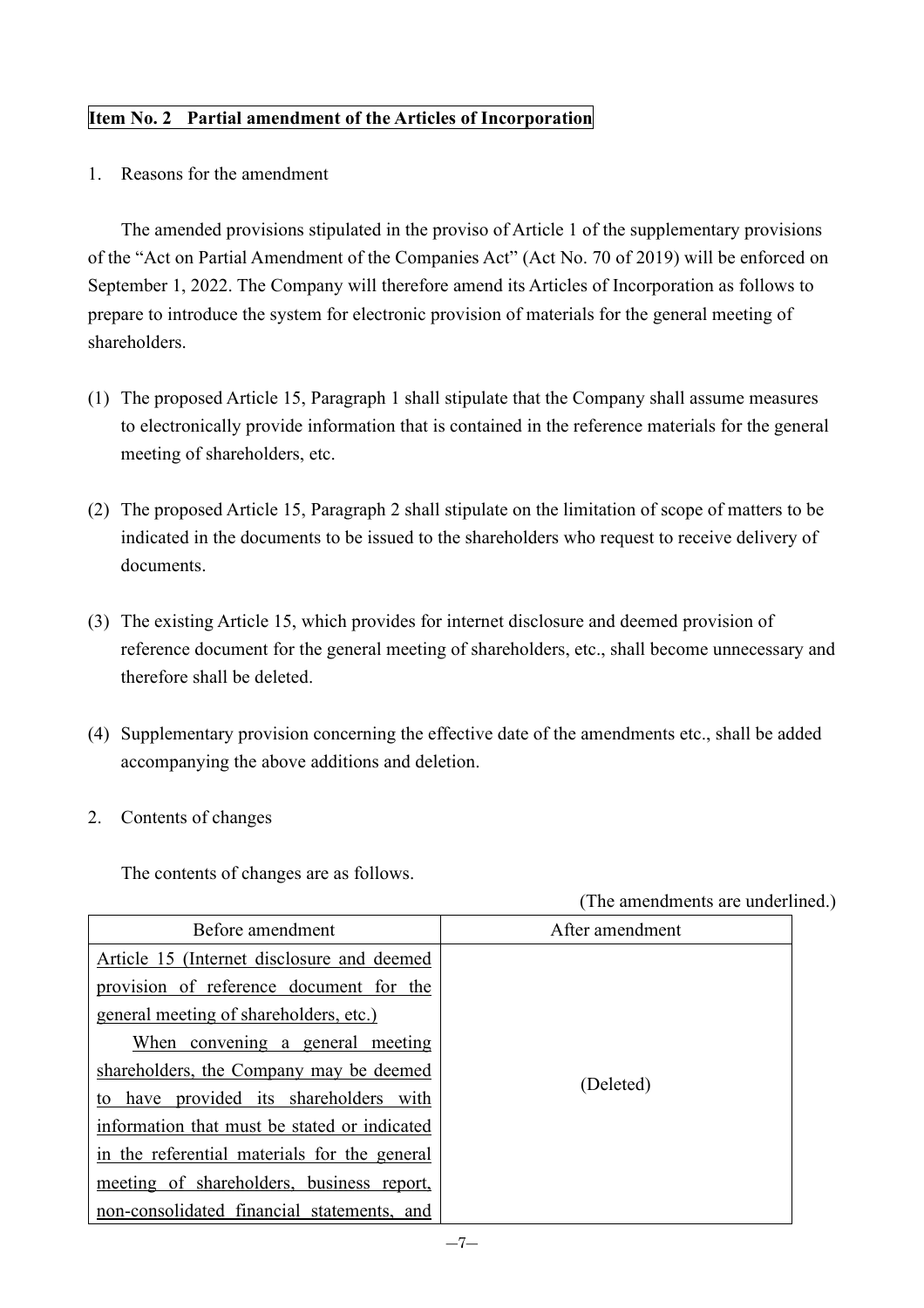**Item No. 2 Partial amendment of the Articles of Incorporation**

1. Reasons for the amendment

The amended provisions stipulated in the proviso of Article 1 of the supplementary provisions of the "Act on Partial Amendment of the Companies Act" (Act No. 70 of 2019) will be enforced on September 1, 2022. The Company will therefore amend its Articles of Incorporation as follows to prepare to introduce the system for electronic provision of materials for the general meeting of shareholders.

(1) The proposed Article 15, Paragraph 1 shall stipulate that the Company shall assume measures to electronically provide information that is contained in the reference materials for the general meeting of shareholders, etc.

(2) The proposed Article 15, Paragraph 2 shall stipulate on the limitation of scope of matters to be indicated in the documents to be issued to the shareholders who request to receive delivery of documents.

(3) The existing Article 15, which provides for internet disclosure and deemed provision of reference document for the general meeting of shareholders, etc., shall become unnecessary and therefore shall be deleted.

(4) Supplementary provision concerning the effective date of the amendments etc., shall be added accompanying the above additions and deletion.

2. Contents of changes

The contents of changes are as follows.

(The amendments are underlined.)

| Before amendment | After amendment |
|---|---|
| Article 15 (Internet disclosure and deemed provision of reference document for the general meeting of shareholders, etc.)<br>When convening a general meeting shareholders, the Company may be deemed to have provided its shareholders with information that must be stated or indicated in the referential materials for the general meeting of shareholders, business report, non-consolidated financial statements, and | (Deleted) |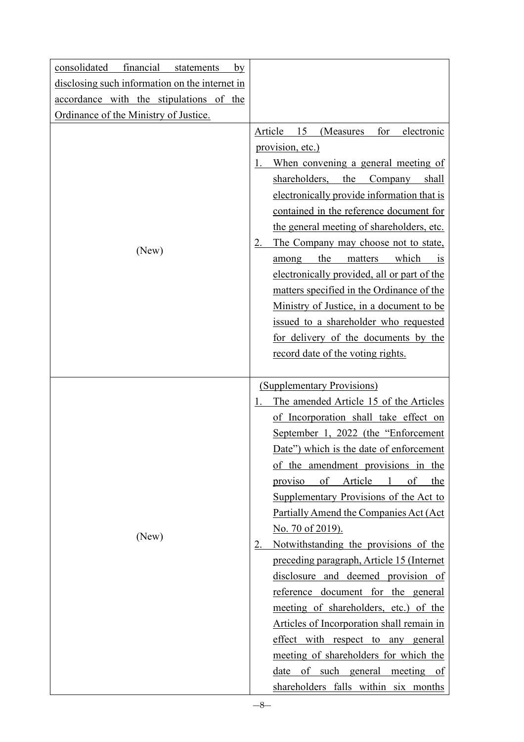| | |
|---|---|
| consolidated financial statements by disclosing such information on the internet in accordance with the stipulations of the Ordinance of the Ministry of Justice. | |
| (New) | Article 15 (Measures for electronic provision, etc.)<br>1. When convening a general meeting of shareholders, the Company shall electronically provide information that is contained in the reference document for the general meeting of shareholders, etc.<br>2. The Company may choose not to state, among the matters which is electronically provided, all or part of the matters specified in the Ordinance of the Ministry of Justice, in a document to be issued to a shareholder who requested for delivery of the documents by the record date of the voting rights. |
| (New) | (Supplementary Provisions)<br>1. The amended Article 15 of the Articles of Incorporation shall take effect on September 1, 2022 (the "Enforcement Date") which is the date of enforcement of the amendment provisions in the proviso of Article 1 of the Supplementary Provisions of the Act to Partially Amend the Companies Act (Act No. 70 of 2019).<br>2. Notwithstanding the provisions of the preceding paragraph, Article 15 (Internet disclosure and deemed provision of reference document for the general meeting of shareholders, etc.) of the Articles of Incorporation shall remain in effect with respect to any general meeting of shareholders for which the date of such general meeting of shareholders falls within six months |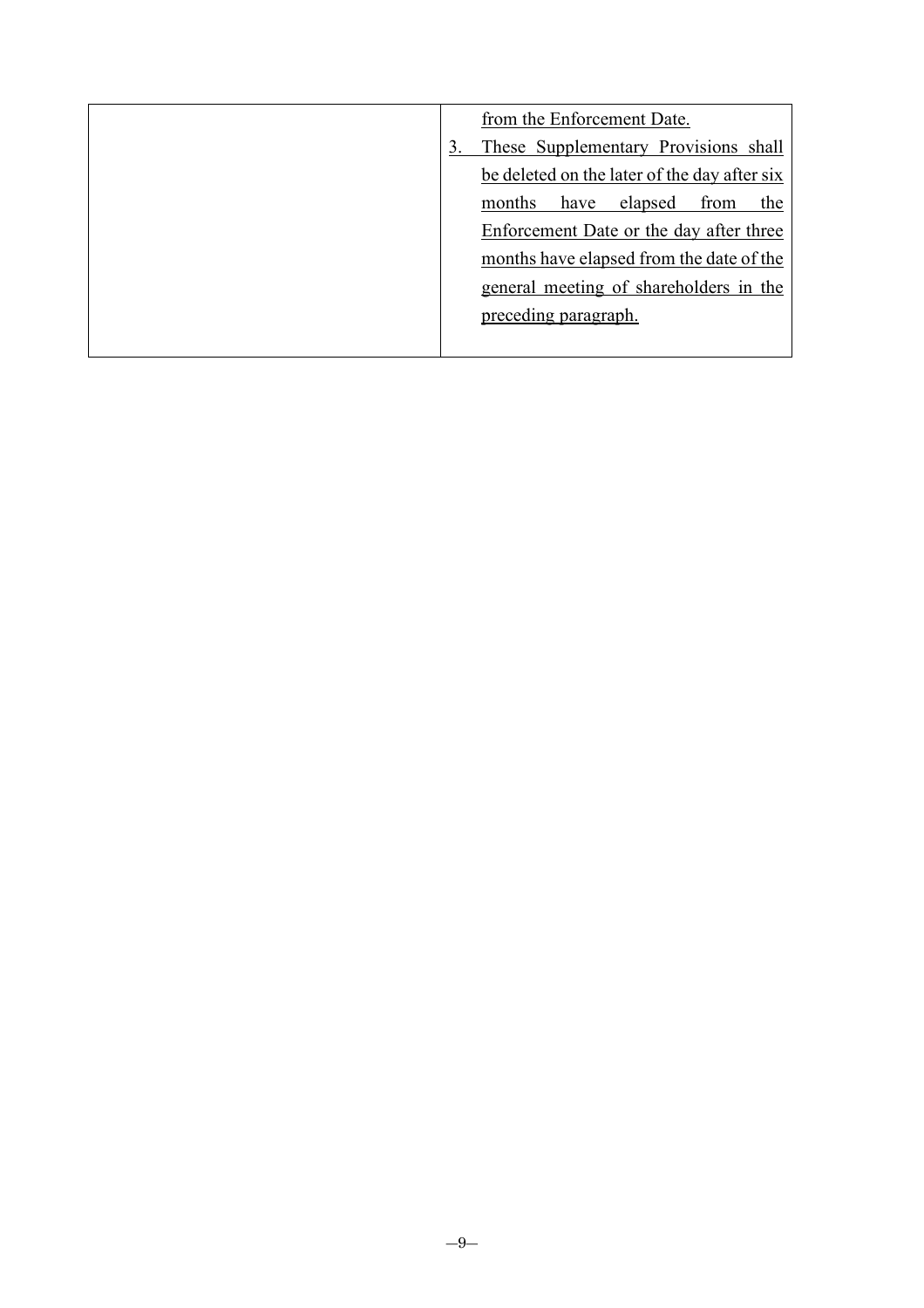| | |
|---|---|
| | from the Enforcement Date.<br>3. These Supplementary Provisions shall be deleted on the later of the day after six months have elapsed from the Enforcement Date or the day after three months have elapsed from the date of the general meeting of shareholders in the preceding paragraph. |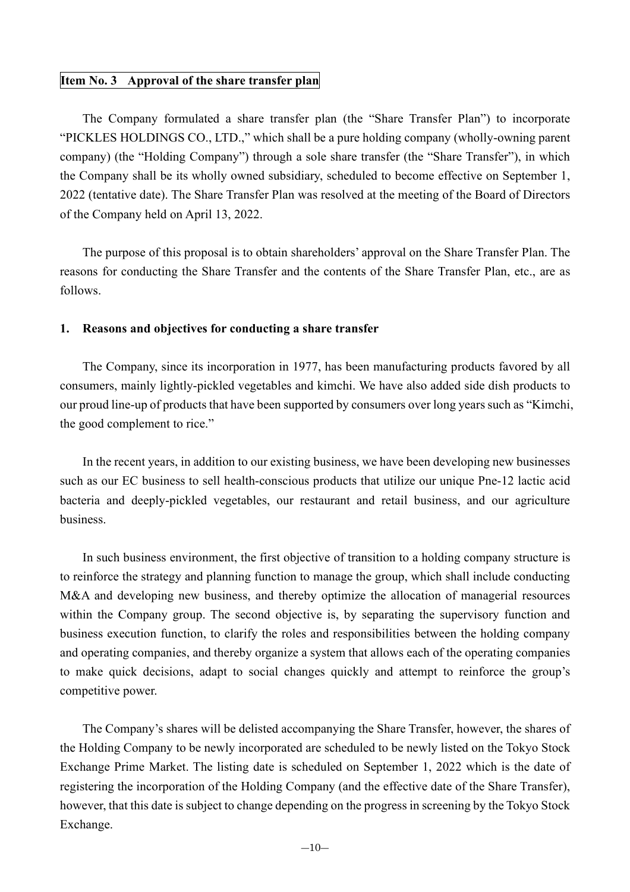## Item No. 3 Approval of the share transfer plan

The Company formulated a share transfer plan (the "Share Transfer Plan") to incorporate "PICKLES HOLDINGS CO., LTD.," which shall be a pure holding company (wholly-owning parent company) (the "Holding Company") through a sole share transfer (the "Share Transfer"), in which the Company shall be its wholly owned subsidiary, scheduled to become effective on September 1, 2022 (tentative date). The Share Transfer Plan was resolved at the meeting of the Board of Directors of the Company held on April 13, 2022.

The purpose of this proposal is to obtain shareholders' approval on the Share Transfer Plan. The reasons for conducting the Share Transfer and the contents of the Share Transfer Plan, etc., are as follows.

### 1. Reasons and objectives for conducting a share transfer

The Company, since its incorporation in 1977, has been manufacturing products favored by all consumers, mainly lightly-pickled vegetables and kimchi. We have also added side dish products to our proud line-up of products that have been supported by consumers over long years such as "Kimchi, the good complement to rice."

In the recent years, in addition to our existing business, we have been developing new businesses such as our EC business to sell health-conscious products that utilize our unique Pne-12 lactic acid bacteria and deeply-pickled vegetables, our restaurant and retail business, and our agriculture business.

In such business environment, the first objective of transition to a holding company structure is to reinforce the strategy and planning function to manage the group, which shall include conducting M&A and developing new business, and thereby optimize the allocation of managerial resources within the Company group. The second objective is, by separating the supervisory function and business execution function, to clarify the roles and responsibilities between the holding company and operating companies, and thereby organize a system that allows each of the operating companies to make quick decisions, adapt to social changes quickly and attempt to reinforce the group's competitive power.

The Company's shares will be delisted accompanying the Share Transfer, however, the shares of the Holding Company to be newly incorporated are scheduled to be newly listed on the Tokyo Stock Exchange Prime Market. The listing date is scheduled on September 1, 2022 which is the date of registering the incorporation of the Holding Company (and the effective date of the Share Transfer), however, that this date is subject to change depending on the progress in screening by the Tokyo Stock Exchange.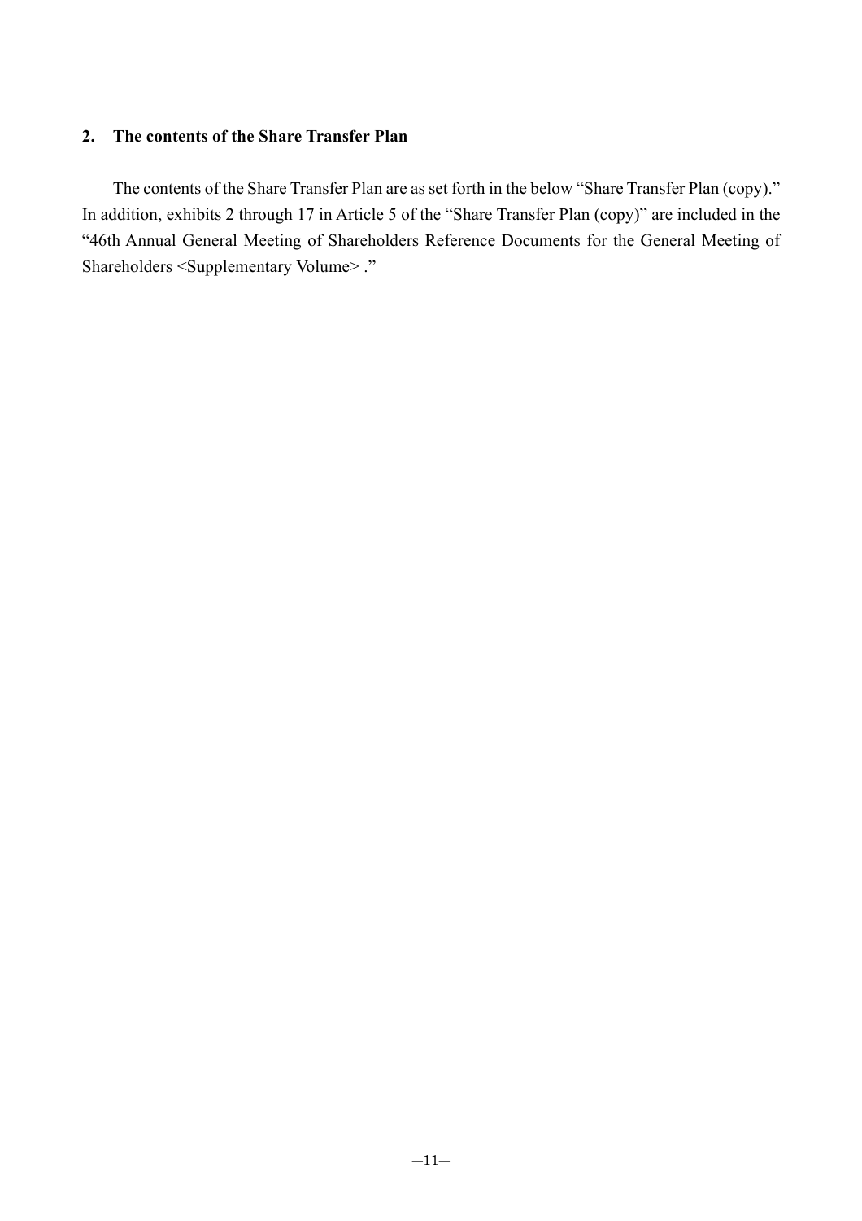## 2. The contents of the Share Transfer Plan

The contents of the Share Transfer Plan are as set forth in the below "Share Transfer Plan (copy)." In addition, exhibits 2 through 17 in Article 5 of the "Share Transfer Plan (copy)" are included in the "46th Annual General Meeting of Shareholders Reference Documents for the General Meeting of Shareholders <Supplementary Volume> ."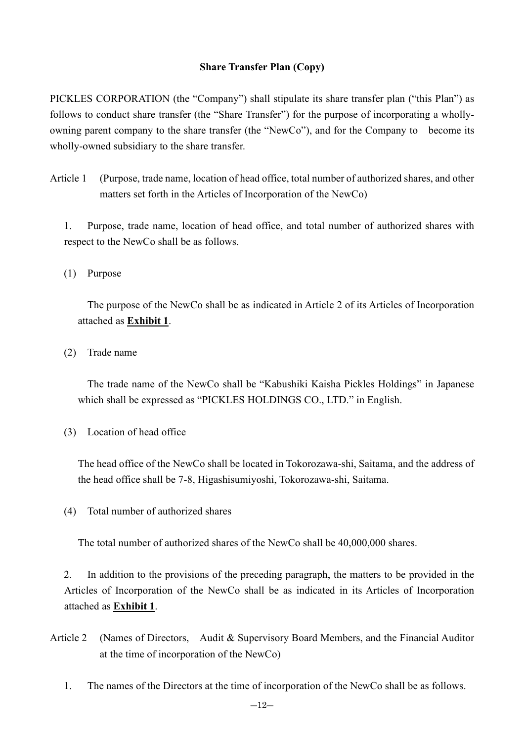### Share Transfer Plan (Copy)

PICKLES CORPORATION (the "Company") shall stipulate its share transfer plan ("this Plan") as follows to conduct share transfer (the "Share Transfer") for the purpose of incorporating a wholly-owning parent company to the share transfer (the "NewCo"), and for the Company to become its wholly-owned subsidiary to the share transfer.

Article 1 (Purpose, trade name, location of head office, total number of authorized shares, and other matters set forth in the Articles of Incorporation of the NewCo)

1. Purpose, trade name, location of head office, and total number of authorized shares with respect to the NewCo shall be as follows.

(1) Purpose

The purpose of the NewCo shall be as indicated in Article 2 of its Articles of Incorporation attached as **Exhibit 1**.

(2) Trade name

The trade name of the NewCo shall be "Kabushiki Kaisha Pickles Holdings" in Japanese which shall be expressed as "PICKLES HOLDINGS CO., LTD." in English.

(3) Location of head office

The head office of the NewCo shall be located in Tokorozawa-shi, Saitama, and the address of the head office shall be 7-8, Higashisumiyoshi, Tokorozawa-shi, Saitama.

(4) Total number of authorized shares

The total number of authorized shares of the NewCo shall be 40,000,000 shares.

2. In addition to the provisions of the preceding paragraph, the matters to be provided in the Articles of Incorporation of the NewCo shall be as indicated in its Articles of Incorporation attached as **Exhibit 1**.

Article 2 (Names of Directors, Audit & Supervisory Board Members, and the Financial Auditor at the time of incorporation of the NewCo)

1. The names of the Directors at the time of incorporation of the NewCo shall be as follows.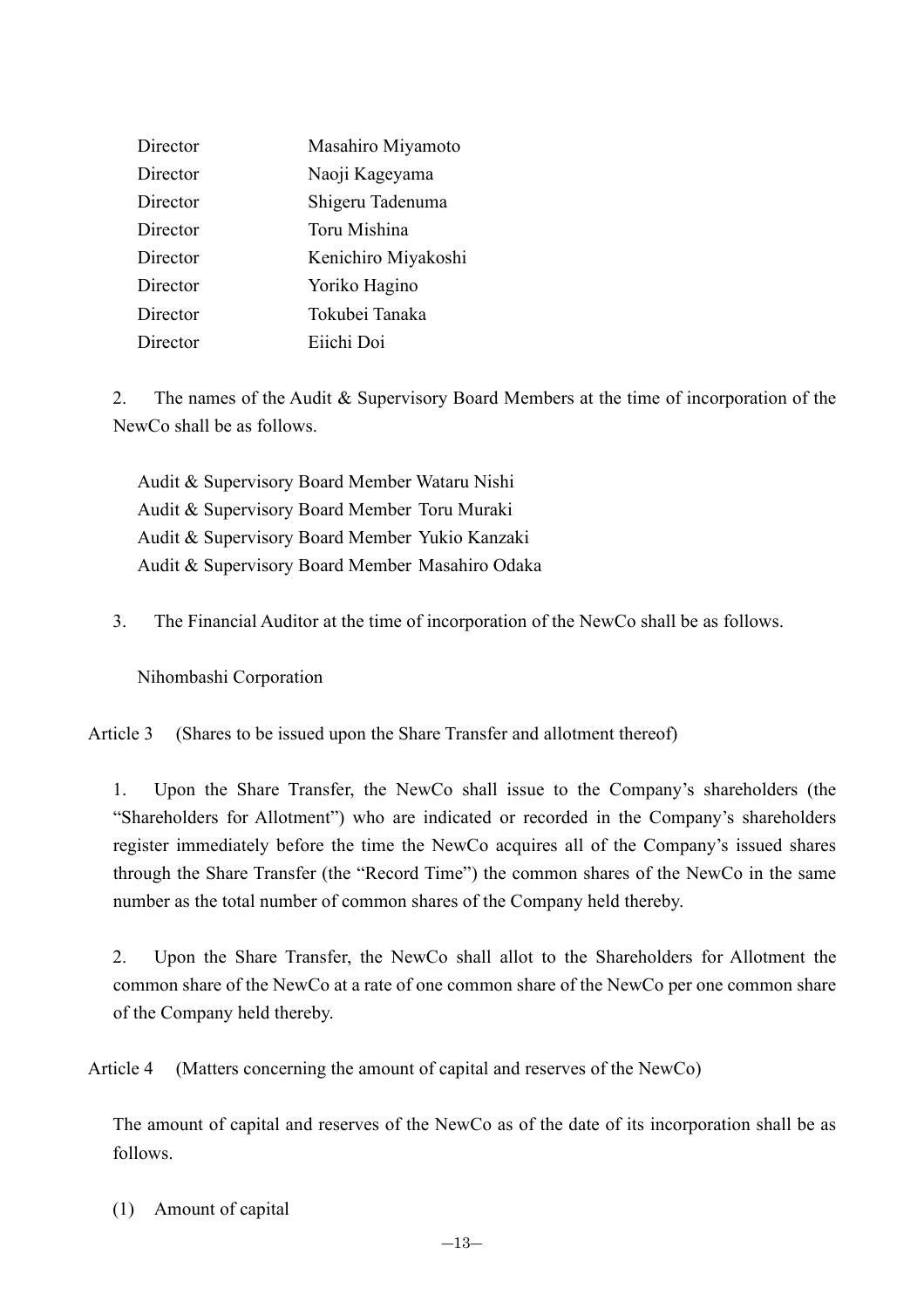| | |
|---|---|
| Director | Masahiro Miyamoto |
| Director | Naoji Kageyama |
| Director | Shigeru Tadenuma |
| Director | Toru Mishina |
| Director | Kenichiro Miyakoshi |
| Director | Yoriko Hagino |
| Director | Tokubei Tanaka |
| Director | Eiichi Doi |

2. The names of the Audit & Supervisory Board Members at the time of incorporation of the NewCo shall be as follows.

Audit & Supervisory Board Member Wataru Nishi
Audit & Supervisory Board Member Toru Muraki
Audit & Supervisory Board Member Yukio Kanzaki
Audit & Supervisory Board Member Masahiro Odaka

3. The Financial Auditor at the time of incorporation of the NewCo shall be as follows.

Nihombashi Corporation

Article 3 (Shares to be issued upon the Share Transfer and allotment thereof)

1. Upon the Share Transfer, the NewCo shall issue to the Company's shareholders (the "Shareholders for Allotment") who are indicated or recorded in the Company's shareholders register immediately before the time the NewCo acquires all of the Company's issued shares through the Share Transfer (the "Record Time") the common shares of the NewCo in the same number as the total number of common shares of the Company held thereby.

2. Upon the Share Transfer, the NewCo shall allot to the Shareholders for Allotment the common share of the NewCo at a rate of one common share of the NewCo per one common share of the Company held thereby.

Article 4 (Matters concerning the amount of capital and reserves of the NewCo)

The amount of capital and reserves of the NewCo as of the date of its incorporation shall be as follows.

(1) Amount of capital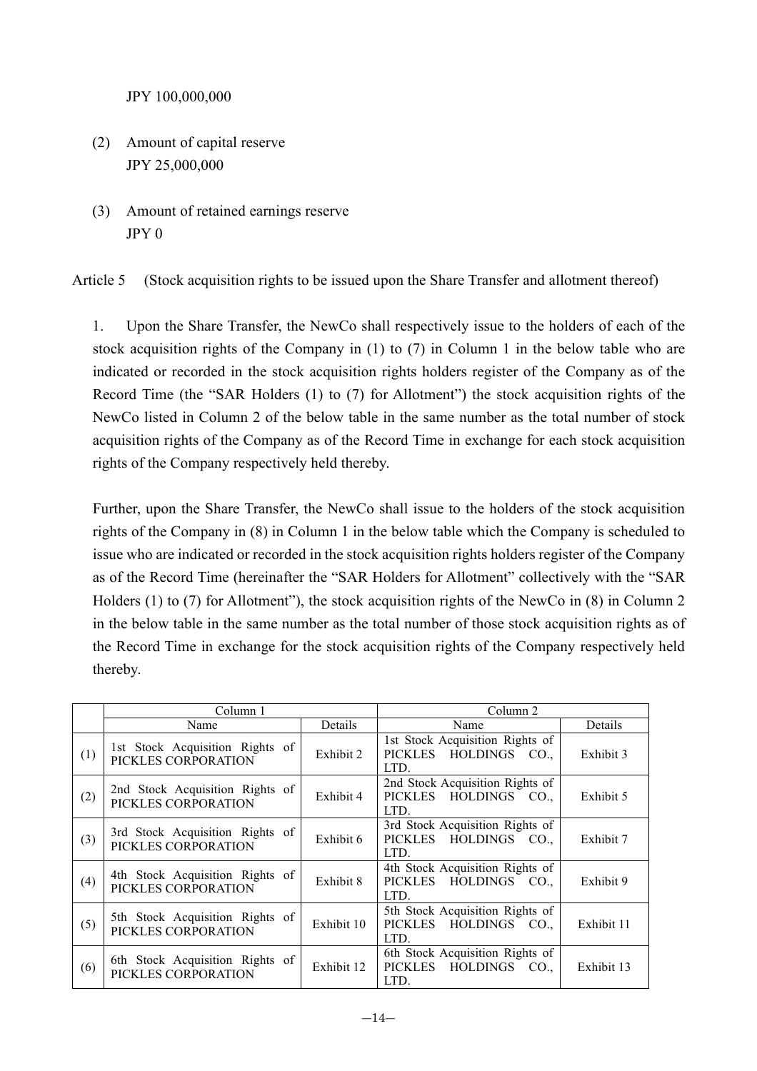JPY 100,000,000

(2) Amount of capital reserve
JPY 25,000,000

(3) Amount of retained earnings reserve
JPY 0

Article 5 (Stock acquisition rights to be issued upon the Share Transfer and allotment thereof)

1. Upon the Share Transfer, the NewCo shall respectively issue to the holders of each of the stock acquisition rights of the Company in (1) to (7) in Column 1 in the below table who are indicated or recorded in the stock acquisition rights holders register of the Company as of the Record Time (the "SAR Holders (1) to (7) for Allotment") the stock acquisition rights of the NewCo listed in Column 2 of the below table in the same number as the total number of stock acquisition rights of the Company as of the Record Time in exchange for each stock acquisition rights of the Company respectively held thereby.

Further, upon the Share Transfer, the NewCo shall issue to the holders of the stock acquisition rights of the Company in (8) in Column 1 in the below table which the Company is scheduled to issue who are indicated or recorded in the stock acquisition rights holders register of the Company as of the Record Time (hereinafter the "SAR Holders for Allotment" collectively with the "SAR Holders (1) to (7) for Allotment"), the stock acquisition rights of the NewCo in (8) in Column 2 in the below table in the same number as the total number of those stock acquisition rights as of the Record Time in exchange for the stock acquisition rights of the Company respectively held thereby.

| | Column 1 | | Column 2 | |
|---|---|---|---|---|
| | Name | Details | Name | Details |
| (1) | 1st Stock Acquisition Rights of PICKLES CORPORATION | Exhibit 2 | 1st Stock Acquisition Rights of PICKLES HOLDINGS CO., LTD. | Exhibit 3 |
| (2) | 2nd Stock Acquisition Rights of PICKLES CORPORATION | Exhibit 4 | 2nd Stock Acquisition Rights of PICKLES HOLDINGS CO., LTD. | Exhibit 5 |
| (3) | 3rd Stock Acquisition Rights of PICKLES CORPORATION | Exhibit 6 | 3rd Stock Acquisition Rights of PICKLES HOLDINGS CO., LTD. | Exhibit 7 |
| (4) | 4th Stock Acquisition Rights of PICKLES CORPORATION | Exhibit 8 | 4th Stock Acquisition Rights of PICKLES HOLDINGS CO., LTD. | Exhibit 9 |
| (5) | 5th Stock Acquisition Rights of PICKLES CORPORATION | Exhibit 10 | 5th Stock Acquisition Rights of PICKLES HOLDINGS CO., LTD. | Exhibit 11 |
| (6) | 6th Stock Acquisition Rights of PICKLES CORPORATION | Exhibit 12 | 6th Stock Acquisition Rights of PICKLES HOLDINGS CO., LTD. | Exhibit 13 |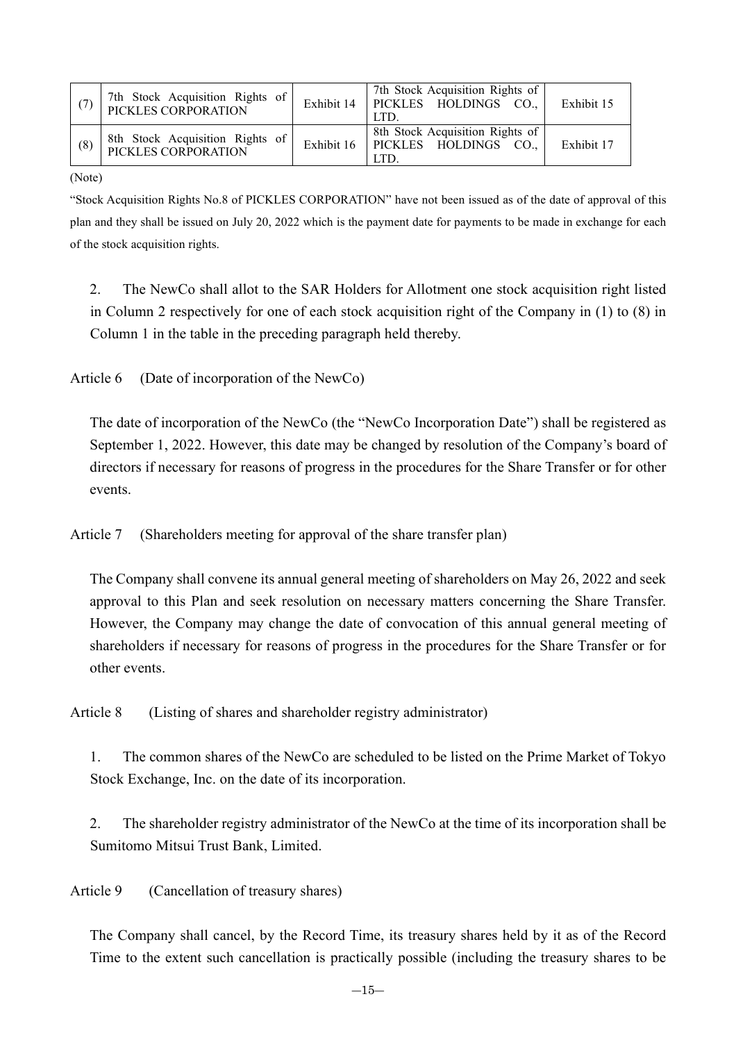| | | | | |
|---|---|---|---|---|
| (7) | 7th Stock Acquisition Rights of PICKLES CORPORATION | Exhibit 14 | 7th Stock Acquisition Rights of PICKLES HOLDINGS CO., LTD. | Exhibit 15 |
| (8) | 8th Stock Acquisition Rights of PICKLES CORPORATION | Exhibit 16 | 8th Stock Acquisition Rights of PICKLES HOLDINGS CO., LTD. | Exhibit 17 |

(Note)

"Stock Acquisition Rights No.8 of PICKLES CORPORATION" have not been issued as of the date of approval of this plan and they shall be issued on July 20, 2022 which is the payment date for payments to be made in exchange for each of the stock acquisition rights.

2. The NewCo shall allot to the SAR Holders for Allotment one stock acquisition right listed in Column 2 respectively for one of each stock acquisition right of the Company in (1) to (8) in Column 1 in the table in the preceding paragraph held thereby.

Article 6 (Date of incorporation of the NewCo)

The date of incorporation of the NewCo (the "NewCo Incorporation Date") shall be registered as September 1, 2022. However, this date may be changed by resolution of the Company's board of directors if necessary for reasons of progress in the procedures for the Share Transfer or for other events.

Article 7 (Shareholders meeting for approval of the share transfer plan)

The Company shall convene its annual general meeting of shareholders on May 26, 2022 and seek approval to this Plan and seek resolution on necessary matters concerning the Share Transfer. However, the Company may change the date of convocation of this annual general meeting of shareholders if necessary for reasons of progress in the procedures for the Share Transfer or for other events.

Article 8 (Listing of shares and shareholder registry administrator)

1. The common shares of the NewCo are scheduled to be listed on the Prime Market of Tokyo Stock Exchange, Inc. on the date of its incorporation.

2. The shareholder registry administrator of the NewCo at the time of its incorporation shall be Sumitomo Mitsui Trust Bank, Limited.

Article 9 (Cancellation of treasury shares)

The Company shall cancel, by the Record Time, its treasury shares held by it as of the Record Time to the extent such cancellation is practically possible (including the treasury shares to be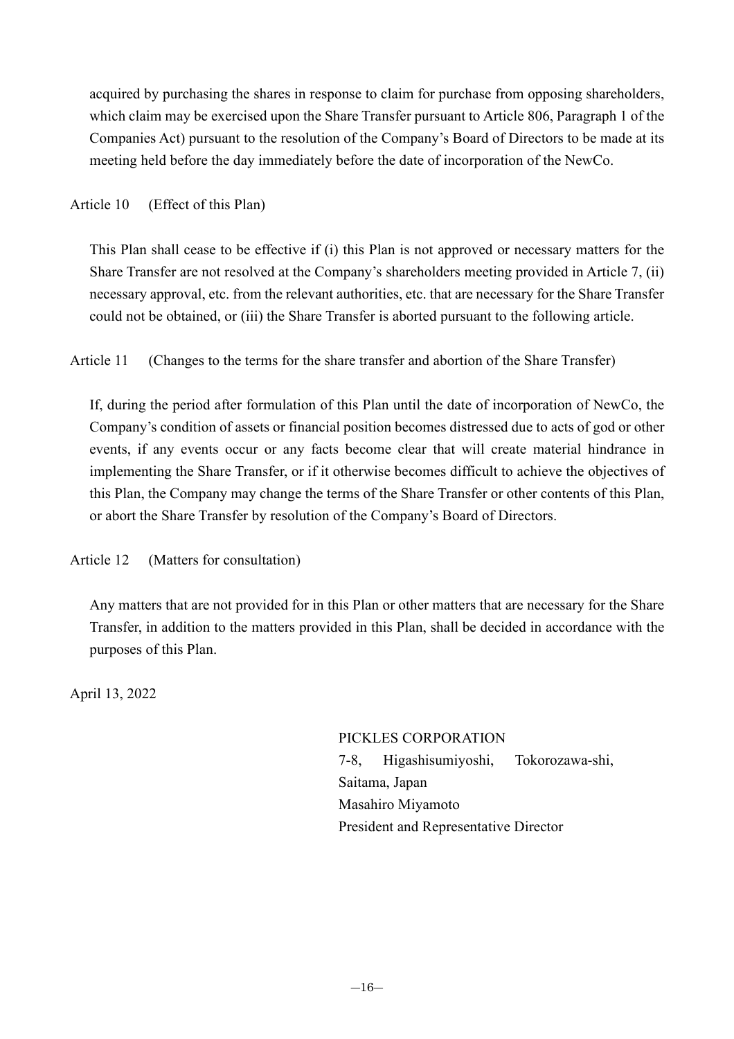acquired by purchasing the shares in response to claim for purchase from opposing shareholders, which claim may be exercised upon the Share Transfer pursuant to Article 806, Paragraph 1 of the Companies Act) pursuant to the resolution of the Company's Board of Directors to be made at its meeting held before the day immediately before the date of incorporation of the NewCo.

Article 10 (Effect of this Plan)

This Plan shall cease to be effective if (i) this Plan is not approved or necessary matters for the Share Transfer are not resolved at the Company's shareholders meeting provided in Article 7, (ii) necessary approval, etc. from the relevant authorities, etc. that are necessary for the Share Transfer could not be obtained, or (iii) the Share Transfer is aborted pursuant to the following article.

Article 11 (Changes to the terms for the share transfer and abortion of the Share Transfer)

If, during the period after formulation of this Plan until the date of incorporation of NewCo, the Company's condition of assets or financial position becomes distressed due to acts of god or other events, if any events occur or any facts become clear that will create material hindrance in implementing the Share Transfer, or if it otherwise becomes difficult to achieve the objectives of this Plan, the Company may change the terms of the Share Transfer or other contents of this Plan, or abort the Share Transfer by resolution of the Company's Board of Directors.

Article 12 (Matters for consultation)

Any matters that are not provided for in this Plan or other matters that are necessary for the Share Transfer, in addition to the matters provided in this Plan, shall be decided in accordance with the purposes of this Plan.

April 13, 2022

PICKLES CORPORATION
7-8, Higashisumiyoshi, Tokorozawa-shi, Saitama, Japan
Masahiro Miyamoto
President and Representative Director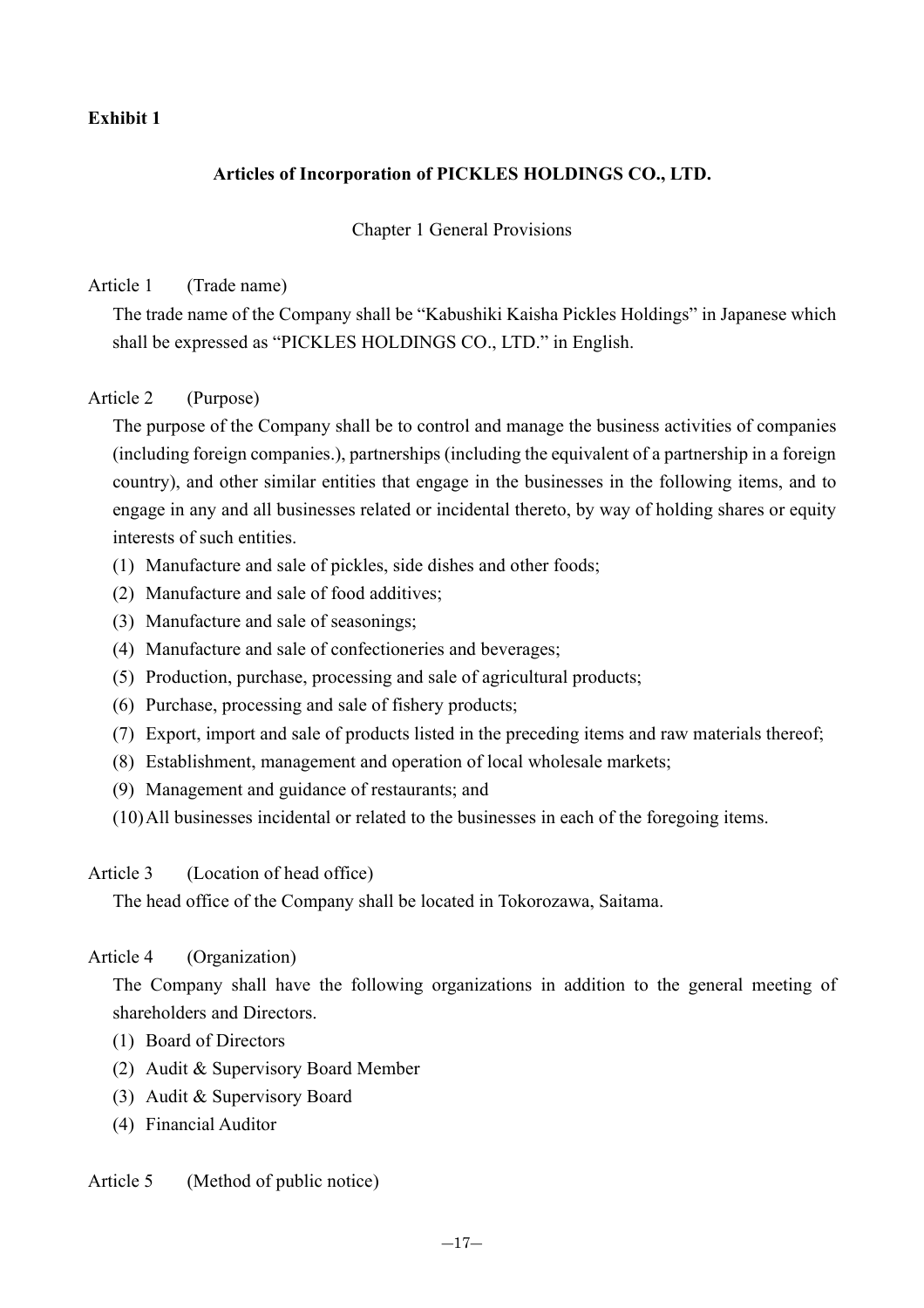**Exhibit 1**

## Articles of Incorporation of PICKLES HOLDINGS CO., LTD.

### Chapter 1 General Provisions

Article 1 (Trade name)

The trade name of the Company shall be "Kabushiki Kaisha Pickles Holdings" in Japanese which shall be expressed as "PICKLES HOLDINGS CO., LTD." in English.

Article 2 (Purpose)

The purpose of the Company shall be to control and manage the business activities of companies (including foreign companies.), partnerships (including the equivalent of a partnership in a foreign country), and other similar entities that engage in the businesses in the following items, and to engage in any and all businesses related or incidental thereto, by way of holding shares or equity interests of such entities.

(1) Manufacture and sale of pickles, side dishes and other foods;
(2) Manufacture and sale of food additives;
(3) Manufacture and sale of seasonings;
(4) Manufacture and sale of confectioneries and beverages;
(5) Production, purchase, processing and sale of agricultural products;
(6) Purchase, processing and sale of fishery products;
(7) Export, import and sale of products listed in the preceding items and raw materials thereof;
(8) Establishment, management and operation of local wholesale markets;
(9) Management and guidance of restaurants; and
(10) All businesses incidental or related to the businesses in each of the foregoing items.

Article 3 (Location of head office)

The head office of the Company shall be located in Tokorozawa, Saitama.

Article 4 (Organization)

The Company shall have the following organizations in addition to the general meeting of shareholders and Directors.

(1) Board of Directors
(2) Audit & Supervisory Board Member
(3) Audit & Supervisory Board
(4) Financial Auditor

Article 5 (Method of public notice)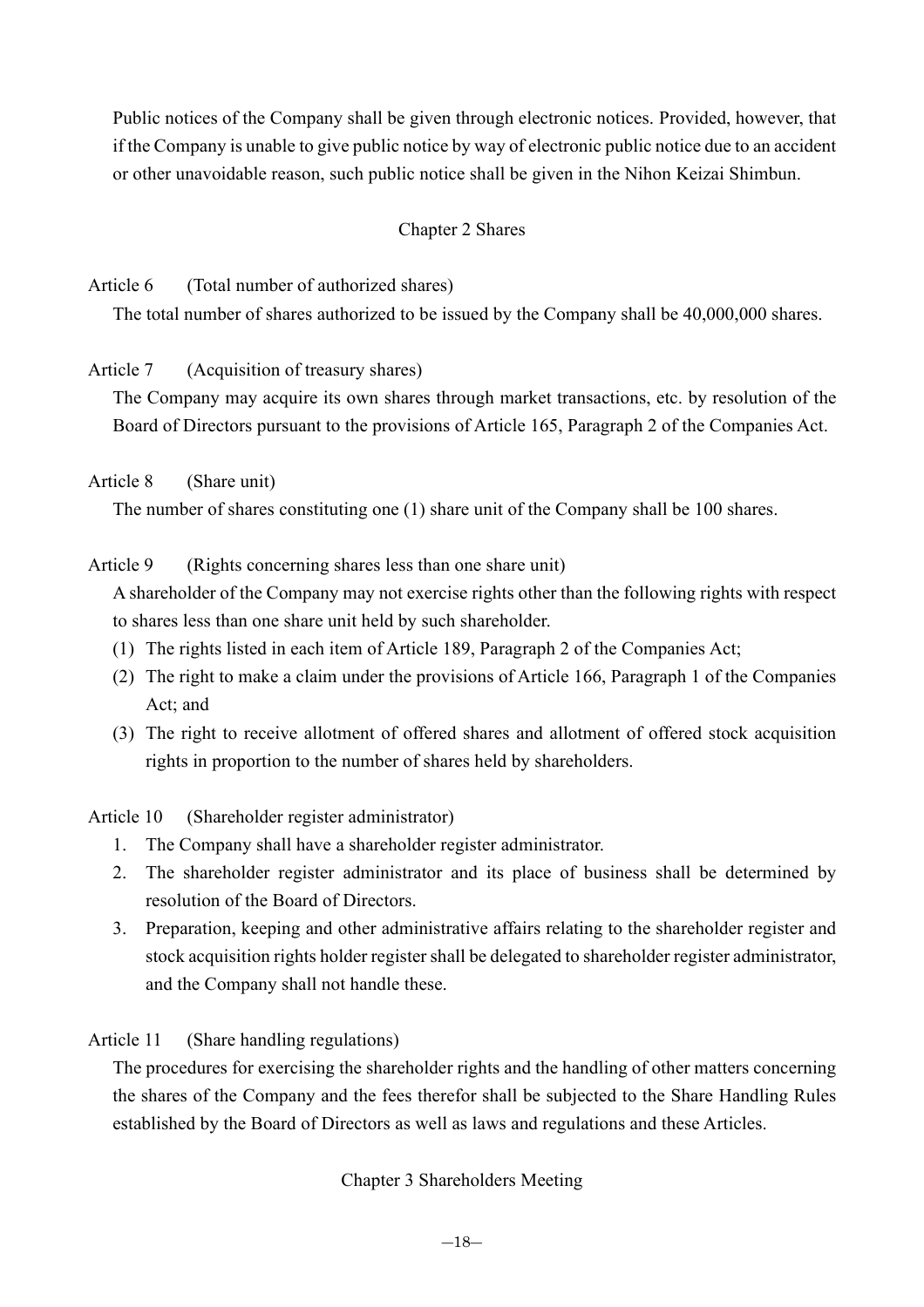Public notices of the Company shall be given through electronic notices. Provided, however, that if the Company is unable to give public notice by way of electronic public notice due to an accident or other unavoidable reason, such public notice shall be given in the Nihon Keizai Shimbun.

## Chapter 2 Shares

Article 6 (Total number of authorized shares)

The total number of shares authorized to be issued by the Company shall be 40,000,000 shares.

Article 7 (Acquisition of treasury shares)

The Company may acquire its own shares through market transactions, etc. by resolution of the Board of Directors pursuant to the provisions of Article 165, Paragraph 2 of the Companies Act.

Article 8 (Share unit)

The number of shares constituting one (1) share unit of the Company shall be 100 shares.

Article 9 (Rights concerning shares less than one share unit)

A shareholder of the Company may not exercise rights other than the following rights with respect to shares less than one share unit held by such shareholder.

(1) The rights listed in each item of Article 189, Paragraph 2 of the Companies Act;

(2) The right to make a claim under the provisions of Article 166, Paragraph 1 of the Companies Act; and

(3) The right to receive allotment of offered shares and allotment of offered stock acquisition rights in proportion to the number of shares held by shareholders.

Article 10 (Shareholder register administrator)

1. The Company shall have a shareholder register administrator.
2. The shareholder register administrator and its place of business shall be determined by resolution of the Board of Directors.
3. Preparation, keeping and other administrative affairs relating to the shareholder register and stock acquisition rights holder register shall be delegated to shareholder register administrator, and the Company shall not handle these.

Article 11 (Share handling regulations)

The procedures for exercising the shareholder rights and the handling of other matters concerning the shares of the Company and the fees therefor shall be subjected to the Share Handling Rules established by the Board of Directors as well as laws and regulations and these Articles.

## Chapter 3 Shareholders Meeting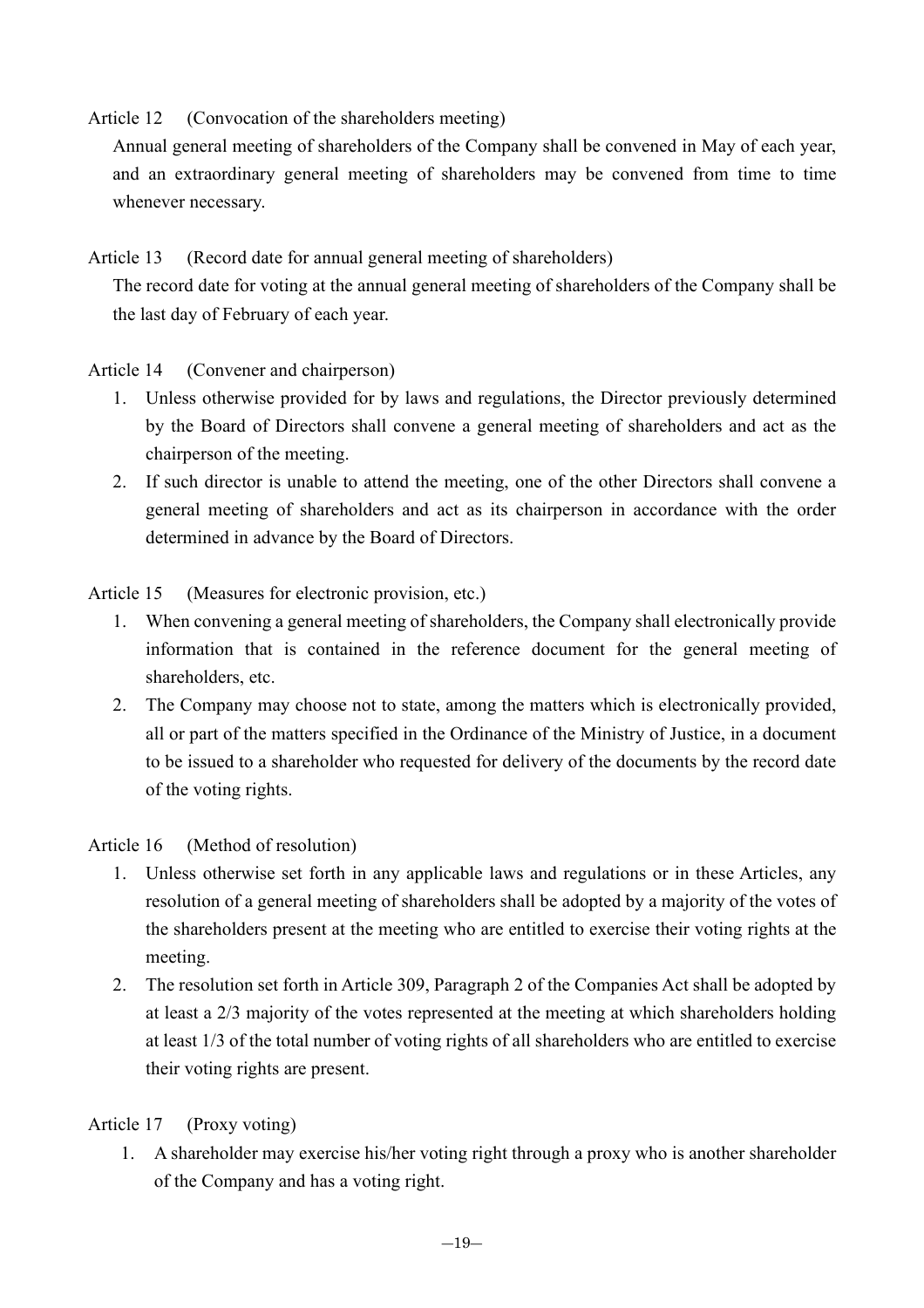Article 12 (Convocation of the shareholders meeting)

Annual general meeting of shareholders of the Company shall be convened in May of each year, and an extraordinary general meeting of shareholders may be convened from time to time whenever necessary.

Article 13 (Record date for annual general meeting of shareholders)

The record date for voting at the annual general meeting of shareholders of the Company shall be the last day of February of each year.

Article 14 (Convener and chairperson)

1. Unless otherwise provided for by laws and regulations, the Director previously determined by the Board of Directors shall convene a general meeting of shareholders and act as the chairperson of the meeting.
2. If such director is unable to attend the meeting, one of the other Directors shall convene a general meeting of shareholders and act as its chairperson in accordance with the order determined in advance by the Board of Directors.

Article 15 (Measures for electronic provision, etc.)

1. When convening a general meeting of shareholders, the Company shall electronically provide information that is contained in the reference document for the general meeting of shareholders, etc.
2. The Company may choose not to state, among the matters which is electronically provided, all or part of the matters specified in the Ordinance of the Ministry of Justice, in a document to be issued to a shareholder who requested for delivery of the documents by the record date of the voting rights.

Article 16 (Method of resolution)

1. Unless otherwise set forth in any applicable laws and regulations or in these Articles, any resolution of a general meeting of shareholders shall be adopted by a majority of the votes of the shareholders present at the meeting who are entitled to exercise their voting rights at the meeting.
2. The resolution set forth in Article 309, Paragraph 2 of the Companies Act shall be adopted by at least a 2/3 majority of the votes represented at the meeting at which shareholders holding at least 1/3 of the total number of voting rights of all shareholders who are entitled to exercise their voting rights are present.

Article 17 (Proxy voting)

1. A shareholder may exercise his/her voting right through a proxy who is another shareholder of the Company and has a voting right.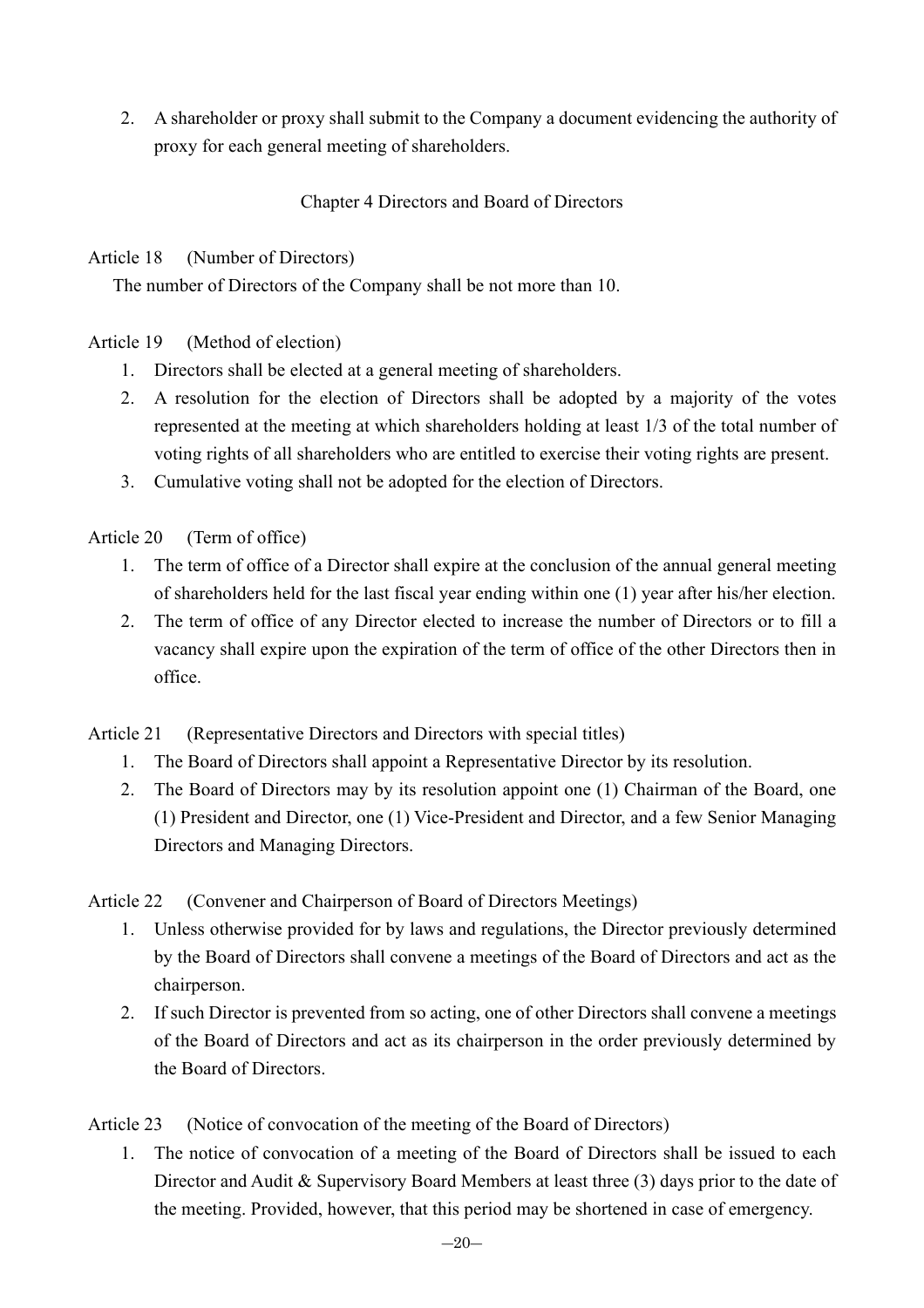2. A shareholder or proxy shall submit to the Company a document evidencing the authority of proxy for each general meeting of shareholders.

## Chapter 4 Directors and Board of Directors

Article 18 (Number of Directors)

The number of Directors of the Company shall be not more than 10.

Article 19 (Method of election)

1. Directors shall be elected at a general meeting of shareholders.
2. A resolution for the election of Directors shall be adopted by a majority of the votes represented at the meeting at which shareholders holding at least 1/3 of the total number of voting rights of all shareholders who are entitled to exercise their voting rights are present.
3. Cumulative voting shall not be adopted for the election of Directors.

Article 20 (Term of office)

1. The term of office of a Director shall expire at the conclusion of the annual general meeting of shareholders held for the last fiscal year ending within one (1) year after his/her election.
2. The term of office of any Director elected to increase the number of Directors or to fill a vacancy shall expire upon the expiration of the term of office of the other Directors then in office.

Article 21 (Representative Directors and Directors with special titles)

1. The Board of Directors shall appoint a Representative Director by its resolution.
2. The Board of Directors may by its resolution appoint one (1) Chairman of the Board, one (1) President and Director, one (1) Vice-President and Director, and a few Senior Managing Directors and Managing Directors.

Article 22 (Convener and Chairperson of Board of Directors Meetings)

1. Unless otherwise provided for by laws and regulations, the Director previously determined by the Board of Directors shall convene a meetings of the Board of Directors and act as the chairperson.
2. If such Director is prevented from so acting, one of other Directors shall convene a meetings of the Board of Directors and act as its chairperson in the order previously determined by the Board of Directors.

Article 23 (Notice of convocation of the meeting of the Board of Directors)

1. The notice of convocation of a meeting of the Board of Directors shall be issued to each Director and Audit & Supervisory Board Members at least three (3) days prior to the date of the meeting. Provided, however, that this period may be shortened in case of emergency.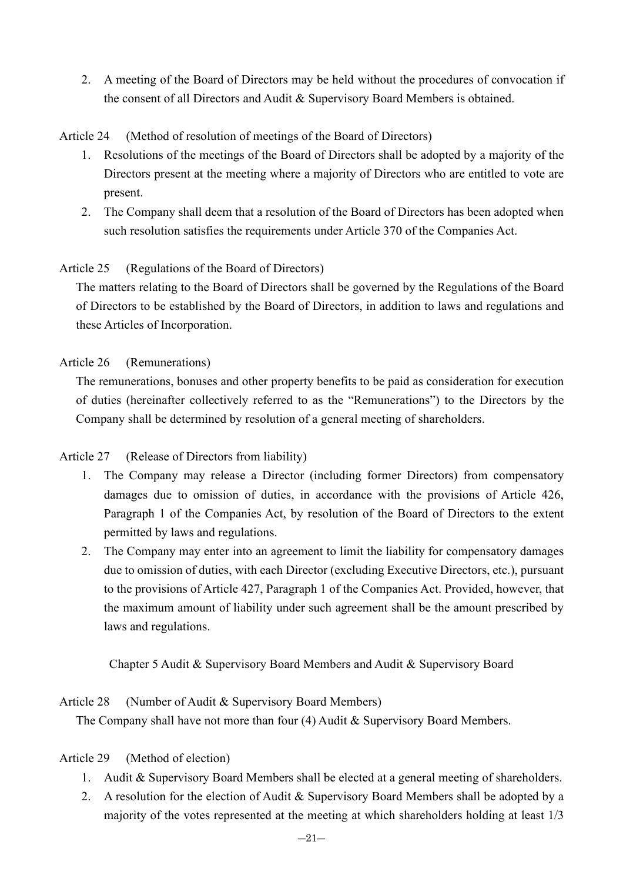2. A meeting of the Board of Directors may be held without the procedures of convocation if the consent of all Directors and Audit & Supervisory Board Members is obtained.

Article 24 (Method of resolution of meetings of the Board of Directors)

1. Resolutions of the meetings of the Board of Directors shall be adopted by a majority of the Directors present at the meeting where a majority of Directors who are entitled to vote are present.
2. The Company shall deem that a resolution of the Board of Directors has been adopted when such resolution satisfies the requirements under Article 370 of the Companies Act.

Article 25 (Regulations of the Board of Directors)

The matters relating to the Board of Directors shall be governed by the Regulations of the Board of Directors to be established by the Board of Directors, in addition to laws and regulations and these Articles of Incorporation.

Article 26 (Remunerations)

The remunerations, bonuses and other property benefits to be paid as consideration for execution of duties (hereinafter collectively referred to as the "Remunerations") to the Directors by the Company shall be determined by resolution of a general meeting of shareholders.

Article 27 (Release of Directors from liability)

1. The Company may release a Director (including former Directors) from compensatory damages due to omission of duties, in accordance with the provisions of Article 426, Paragraph 1 of the Companies Act, by resolution of the Board of Directors to the extent permitted by laws and regulations.
2. The Company may enter into an agreement to limit the liability for compensatory damages due to omission of duties, with each Director (excluding Executive Directors, etc.), pursuant to the provisions of Article 427, Paragraph 1 of the Companies Act. Provided, however, that the maximum amount of liability under such agreement shall be the amount prescribed by laws and regulations.

## Chapter 5 Audit & Supervisory Board Members and Audit & Supervisory Board

Article 28 (Number of Audit & Supervisory Board Members)

The Company shall have not more than four (4) Audit & Supervisory Board Members.

Article 29 (Method of election)

1. Audit & Supervisory Board Members shall be elected at a general meeting of shareholders.
2. A resolution for the election of Audit & Supervisory Board Members shall be adopted by a majority of the votes represented at the meeting at which shareholders holding at least 1/3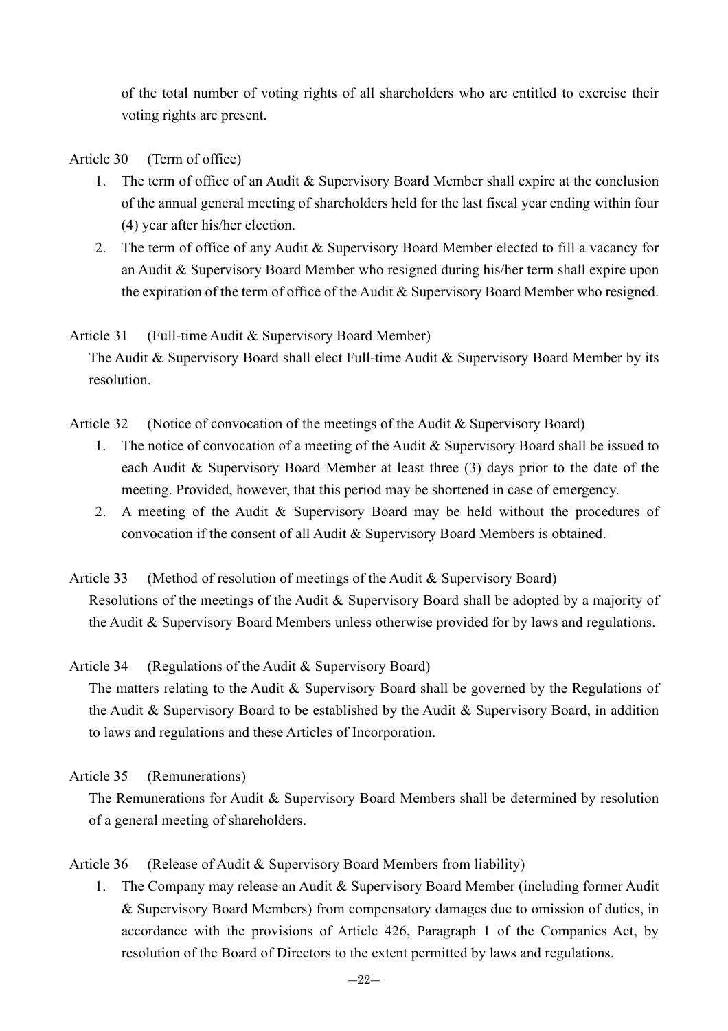of the total number of voting rights of all shareholders who are entitled to exercise their voting rights are present.

Article 30 (Term of office)

1. The term of office of an Audit & Supervisory Board Member shall expire at the conclusion of the annual general meeting of shareholders held for the last fiscal year ending within four (4) year after his/her election.
2. The term of office of any Audit & Supervisory Board Member elected to fill a vacancy for an Audit & Supervisory Board Member who resigned during his/her term shall expire upon the expiration of the term of office of the Audit & Supervisory Board Member who resigned.

Article 31 (Full-time Audit & Supervisory Board Member)

The Audit & Supervisory Board shall elect Full-time Audit & Supervisory Board Member by its resolution.

Article 32 (Notice of convocation of the meetings of the Audit & Supervisory Board)

1. The notice of convocation of a meeting of the Audit & Supervisory Board shall be issued to each Audit & Supervisory Board Member at least three (3) days prior to the date of the meeting. Provided, however, that this period may be shortened in case of emergency.
2. A meeting of the Audit & Supervisory Board may be held without the procedures of convocation if the consent of all Audit & Supervisory Board Members is obtained.

Article 33 (Method of resolution of meetings of the Audit & Supervisory Board)

Resolutions of the meetings of the Audit & Supervisory Board shall be adopted by a majority of the Audit & Supervisory Board Members unless otherwise provided for by laws and regulations.

Article 34 (Regulations of the Audit & Supervisory Board)

The matters relating to the Audit & Supervisory Board shall be governed by the Regulations of the Audit & Supervisory Board to be established by the Audit & Supervisory Board, in addition to laws and regulations and these Articles of Incorporation.

Article 35 (Remunerations)

The Remunerations for Audit & Supervisory Board Members shall be determined by resolution of a general meeting of shareholders.

Article 36 (Release of Audit & Supervisory Board Members from liability)

1. The Company may release an Audit & Supervisory Board Member (including former Audit & Supervisory Board Members) from compensatory damages due to omission of duties, in accordance with the provisions of Article 426, Paragraph 1 of the Companies Act, by resolution of the Board of Directors to the extent permitted by laws and regulations.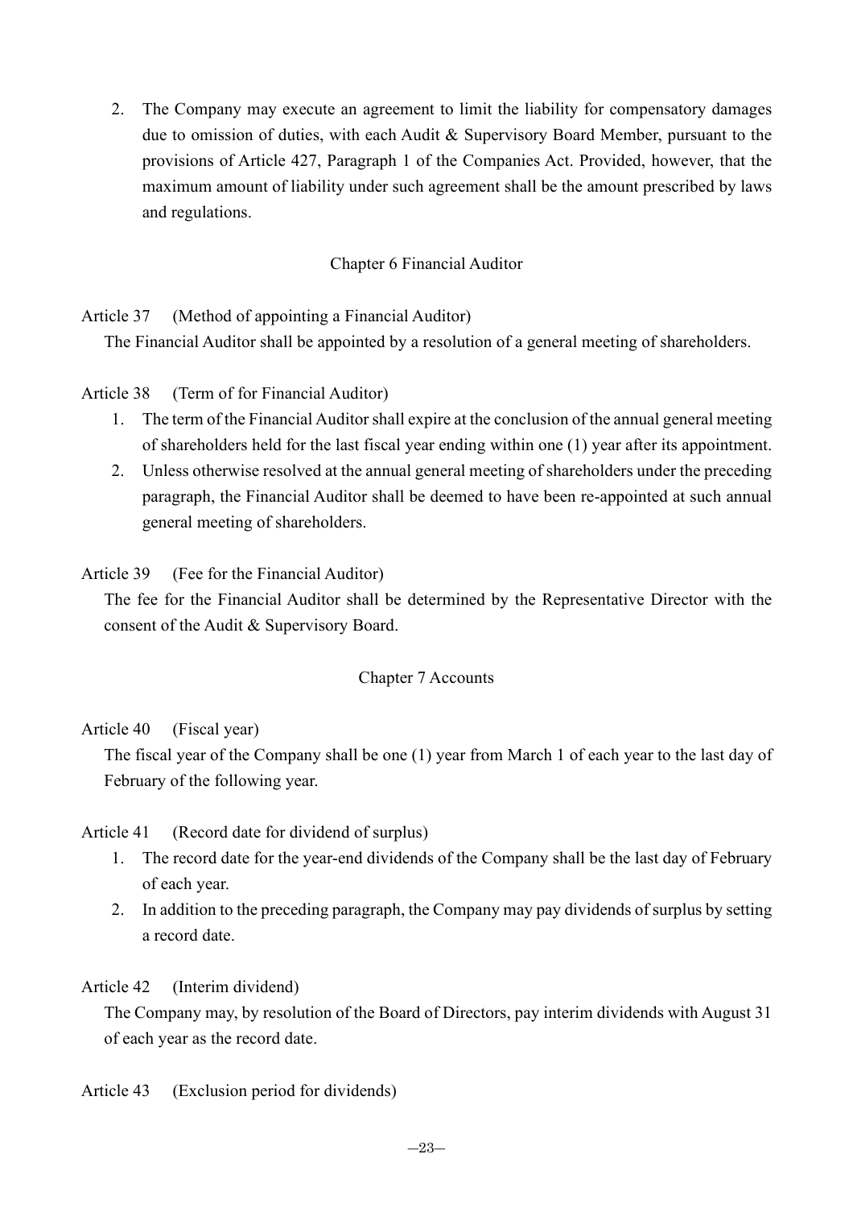2. The Company may execute an agreement to limit the liability for compensatory damages due to omission of duties, with each Audit & Supervisory Board Member, pursuant to the provisions of Article 427, Paragraph 1 of the Companies Act. Provided, however, that the maximum amount of liability under such agreement shall be the amount prescribed by laws and regulations.

## Chapter 6 Financial Auditor

Article 37 (Method of appointing a Financial Auditor)

The Financial Auditor shall be appointed by a resolution of a general meeting of shareholders.

Article 38 (Term of for Financial Auditor)

1. The term of the Financial Auditor shall expire at the conclusion of the annual general meeting of shareholders held for the last fiscal year ending within one (1) year after its appointment.
2. Unless otherwise resolved at the annual general meeting of shareholders under the preceding paragraph, the Financial Auditor shall be deemed to have been re-appointed at such annual general meeting of shareholders.

Article 39 (Fee for the Financial Auditor)

The fee for the Financial Auditor shall be determined by the Representative Director with the consent of the Audit & Supervisory Board.

## Chapter 7 Accounts

Article 40 (Fiscal year)

The fiscal year of the Company shall be one (1) year from March 1 of each year to the last day of February of the following year.

Article 41 (Record date for dividend of surplus)

1. The record date for the year-end dividends of the Company shall be the last day of February of each year.
2. In addition to the preceding paragraph, the Company may pay dividends of surplus by setting a record date.

Article 42 (Interim dividend)

The Company may, by resolution of the Board of Directors, pay interim dividends with August 31 of each year as the record date.

Article 43 (Exclusion period for dividends)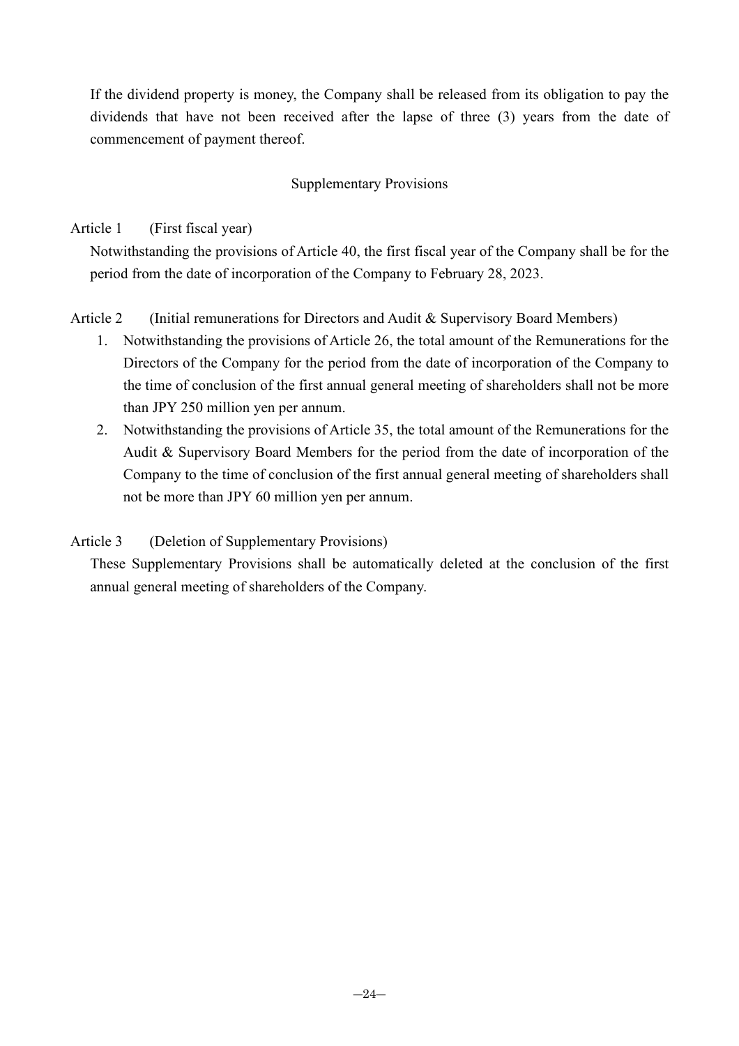If the dividend property is money, the Company shall be released from its obligation to pay the dividends that have not been received after the lapse of three (3) years from the date of commencement of payment thereof.

## Supplementary Provisions

Article 1 (First fiscal year)

Notwithstanding the provisions of Article 40, the first fiscal year of the Company shall be for the period from the date of incorporation of the Company to February 28, 2023.

Article 2 (Initial remunerations for Directors and Audit & Supervisory Board Members)

1. Notwithstanding the provisions of Article 26, the total amount of the Remunerations for the Directors of the Company for the period from the date of incorporation of the Company to the time of conclusion of the first annual general meeting of shareholders shall not be more than JPY 250 million yen per annum.
2. Notwithstanding the provisions of Article 35, the total amount of the Remunerations for the Audit & Supervisory Board Members for the period from the date of incorporation of the Company to the time of conclusion of the first annual general meeting of shareholders shall not be more than JPY 60 million yen per annum.

Article 3 (Deletion of Supplementary Provisions)

These Supplementary Provisions shall be automatically deleted at the conclusion of the first annual general meeting of shareholders of the Company.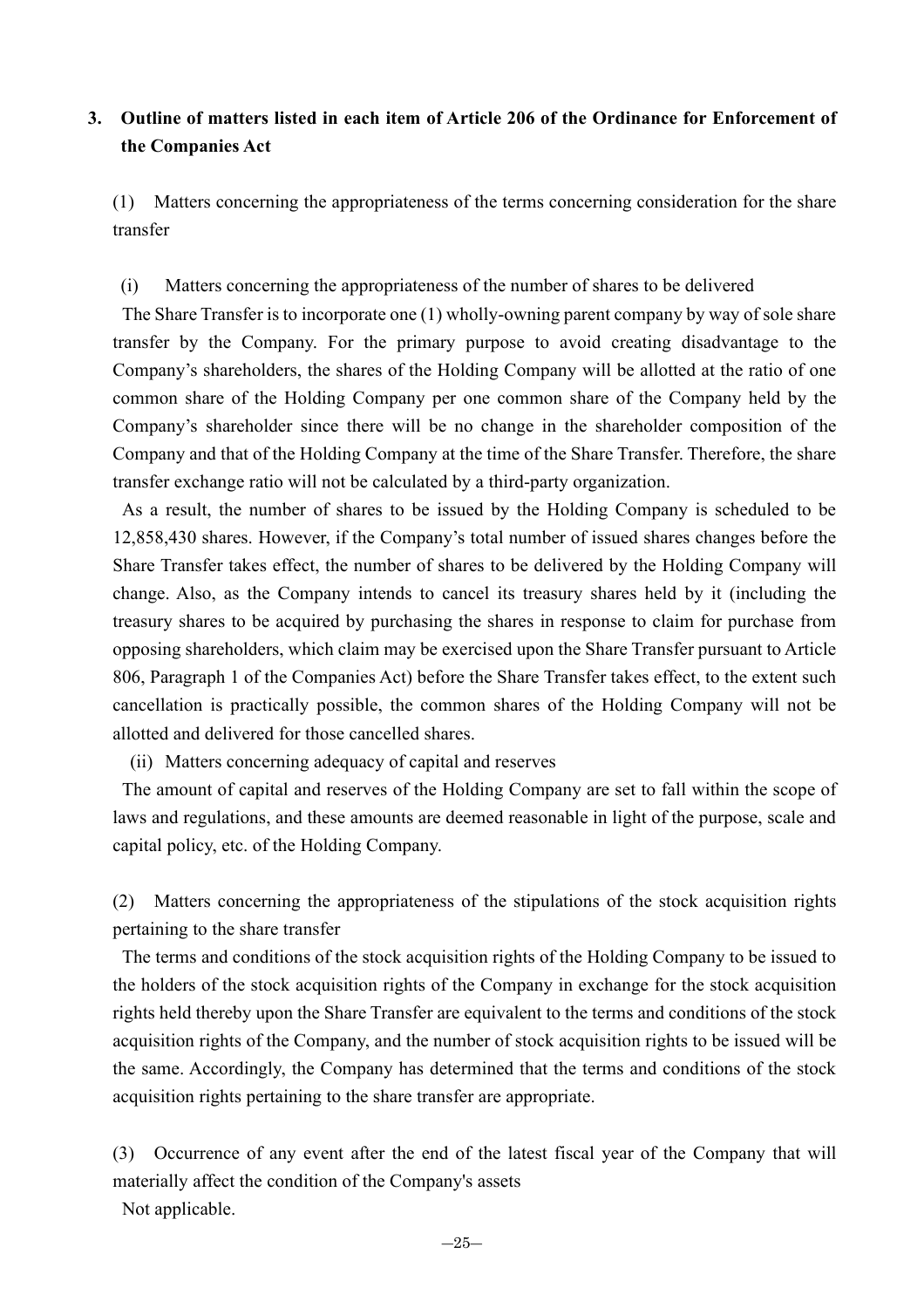## 3. Outline of matters listed in each item of Article 206 of the Ordinance for Enforcement of the Companies Act

(1) Matters concerning the appropriateness of the terms concerning consideration for the share transfer

(i) Matters concerning the appropriateness of the number of shares to be delivered

The Share Transfer is to incorporate one (1) wholly-owning parent company by way of sole share transfer by the Company. For the primary purpose to avoid creating disadvantage to the Company's shareholders, the shares of the Holding Company will be allotted at the ratio of one common share of the Holding Company per one common share of the Company held by the Company's shareholder since there will be no change in the shareholder composition of the Company and that of the Holding Company at the time of the Share Transfer. Therefore, the share transfer exchange ratio will not be calculated by a third-party organization.

As a result, the number of shares to be issued by the Holding Company is scheduled to be 12,858,430 shares. However, if the Company's total number of issued shares changes before the Share Transfer takes effect, the number of shares to be delivered by the Holding Company will change. Also, as the Company intends to cancel its treasury shares held by it (including the treasury shares to be acquired by purchasing the shares in response to claim for purchase from opposing shareholders, which claim may be exercised upon the Share Transfer pursuant to Article 806, Paragraph 1 of the Companies Act) before the Share Transfer takes effect, to the extent such cancellation is practically possible, the common shares of the Holding Company will not be allotted and delivered for those cancelled shares.

(ii) Matters concerning adequacy of capital and reserves

The amount of capital and reserves of the Holding Company are set to fall within the scope of laws and regulations, and these amounts are deemed reasonable in light of the purpose, scale and capital policy, etc. of the Holding Company.

(2) Matters concerning the appropriateness of the stipulations of the stock acquisition rights pertaining to the share transfer

The terms and conditions of the stock acquisition rights of the Holding Company to be issued to the holders of the stock acquisition rights of the Company in exchange for the stock acquisition rights held thereby upon the Share Transfer are equivalent to the terms and conditions of the stock acquisition rights of the Company, and the number of stock acquisition rights to be issued will be the same. Accordingly, the Company has determined that the terms and conditions of the stock acquisition rights pertaining to the share transfer are appropriate.

(3) Occurrence of any event after the end of the latest fiscal year of the Company that will materially affect the condition of the Company's assets

Not applicable.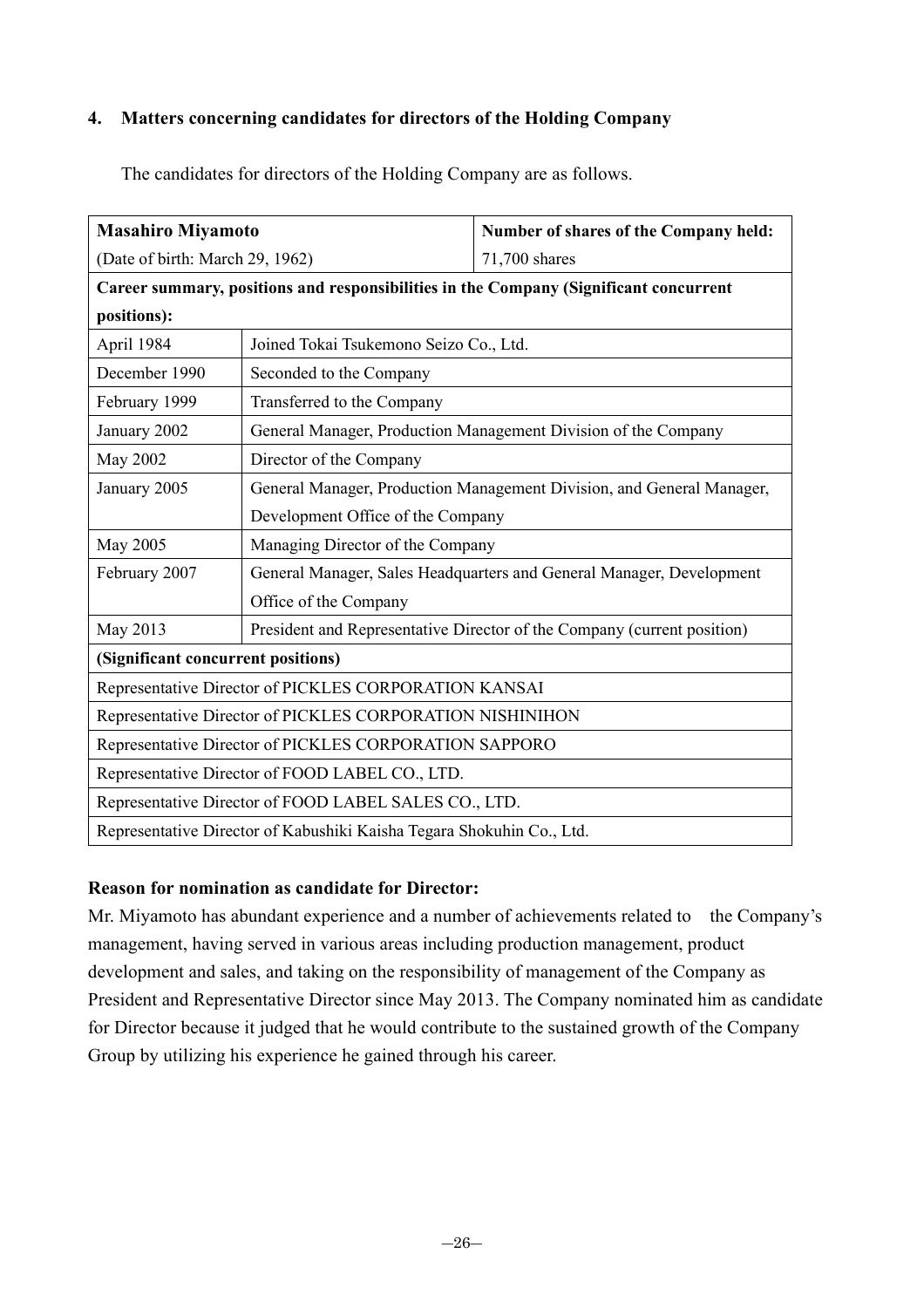## 4. Matters concerning candidates for directors of the Holding Company

The candidates for directors of the Holding Company are as follows.

| **Masahiro Miyamoto** | | **Number of shares of the Company held:** |
|---|---|---|
| (Date of birth: March 29, 1962) | | 71,700 shares |
| **Career summary, positions and responsibilities in the Company (Significant concurrent positions):** | | |
| April 1984 | Joined Tokai Tsukemono Seizo Co., Ltd. | |
| December 1990 | Seconded to the Company | |
| February 1999 | Transferred to the Company | |
| January 2002 | General Manager, Production Management Division of the Company | |
| May 2002 | Director of the Company | |
| January 2005 | General Manager, Production Management Division, and General Manager, Development Office of the Company | |
| May 2005 | Managing Director of the Company | |
| February 2007 | General Manager, Sales Headquarters and General Manager, Development Office of the Company | |
| May 2013 | President and Representative Director of the Company (current position) | |
| **(Significant concurrent positions)** | | |
| Representative Director of PICKLES CORPORATION KANSAI | | |
| Representative Director of PICKLES CORPORATION NISHINIHON | | |
| Representative Director of PICKLES CORPORATION SAPPORO | | |
| Representative Director of FOOD LABEL CO., LTD. | | |
| Representative Director of FOOD LABEL SALES CO., LTD. | | |
| Representative Director of Kabushiki Kaisha Tegara Shokuhin Co., Ltd. | | |

**Reason for nomination as candidate for Director:**

Mr. Miyamoto has abundant experience and a number of achievements related to the Company's management, having served in various areas including production management, product development and sales, and taking on the responsibility of management of the Company as President and Representative Director since May 2013. The Company nominated him as candidate for Director because it judged that he would contribute to the sustained growth of the Company Group by utilizing his experience he gained through his career.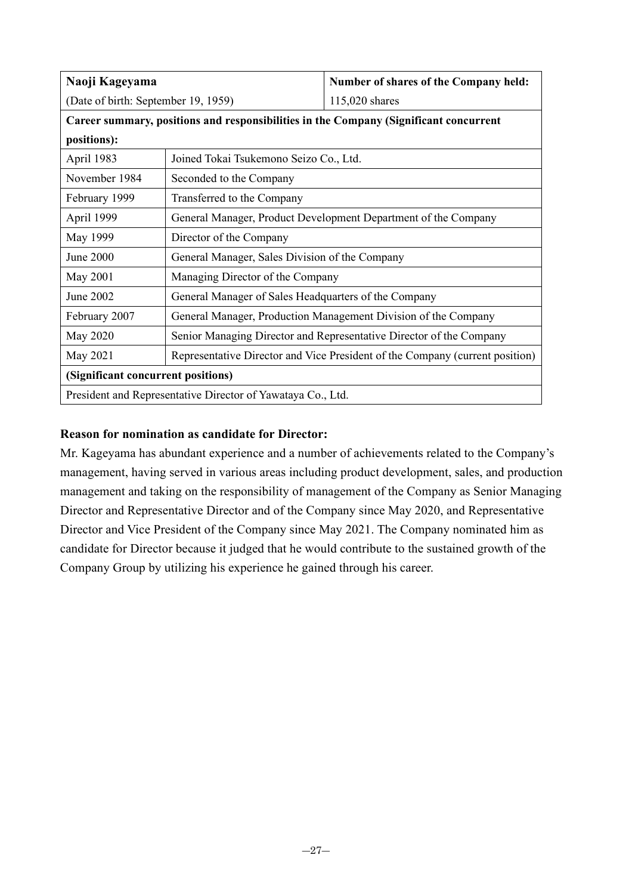| Naoji Kageyama (Date of birth: September 19, 1959) | Number of shares of the Company held: 115,020 shares |
|---|---|
| **Career summary, positions and responsibilities in the Company (Significant concurrent positions):** | |
| April 1983 | Joined Tokai Tsukemono Seizo Co., Ltd. |
| November 1984 | Seconded to the Company |
| February 1999 | Transferred to the Company |
| April 1999 | General Manager, Product Development Department of the Company |
| May 1999 | Director of the Company |
| June 2000 | General Manager, Sales Division of the Company |
| May 2001 | Managing Director of the Company |
| June 2002 | General Manager of Sales Headquarters of the Company |
| February 2007 | General Manager, Production Management Division of the Company |
| May 2020 | Senior Managing Director and Representative Director of the Company |
| May 2021 | Representative Director and Vice President of the Company (current position) |
| **(Significant concurrent positions)** | |
| President and Representative Director of Yawataya Co., Ltd. | |

**Reason for nomination as candidate for Director:**

Mr. Kageyama has abundant experience and a number of achievements related to the Company's management, having served in various areas including product development, sales, and production management and taking on the responsibility of management of the Company as Senior Managing Director and Representative Director and of the Company since May 2020, and Representative Director and Vice President of the Company since May 2021. The Company nominated him as candidate for Director because it judged that he would contribute to the sustained growth of the Company Group by utilizing his experience he gained through his career.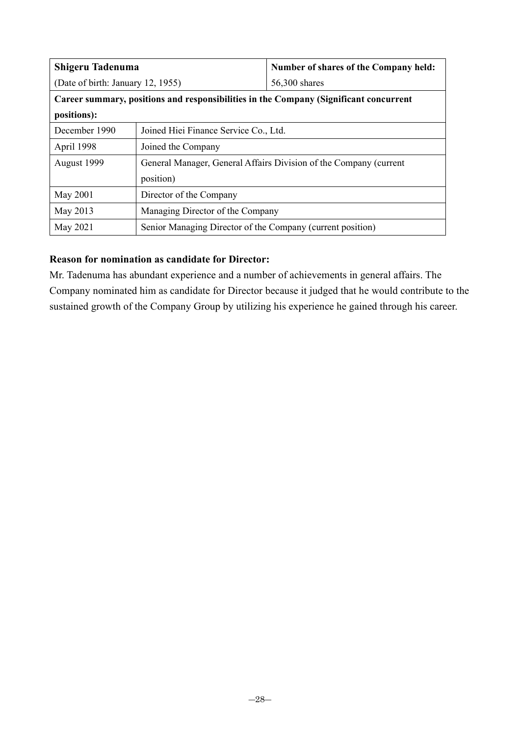| **Shigeru Tadenuma** (Date of birth: January 12, 1955) | | **Number of shares of the Company held:** 56,300 shares |
|---|---|---|
| **Career summary, positions and responsibilities in the Company (Significant concurrent positions):** | | |
| December 1990 | Joined Hiei Finance Service Co., Ltd. | |
| April 1998 | Joined the Company | |
| August 1999 | General Manager, General Affairs Division of the Company (current position) | |
| May 2001 | Director of the Company | |
| May 2013 | Managing Director of the Company | |
| May 2021 | Senior Managing Director of the Company (current position) | |

**Reason for nomination as candidate for Director:**

Mr. Tadenuma has abundant experience and a number of achievements in general affairs. The Company nominated him as candidate for Director because it judged that he would contribute to the sustained growth of the Company Group by utilizing his experience he gained through his career.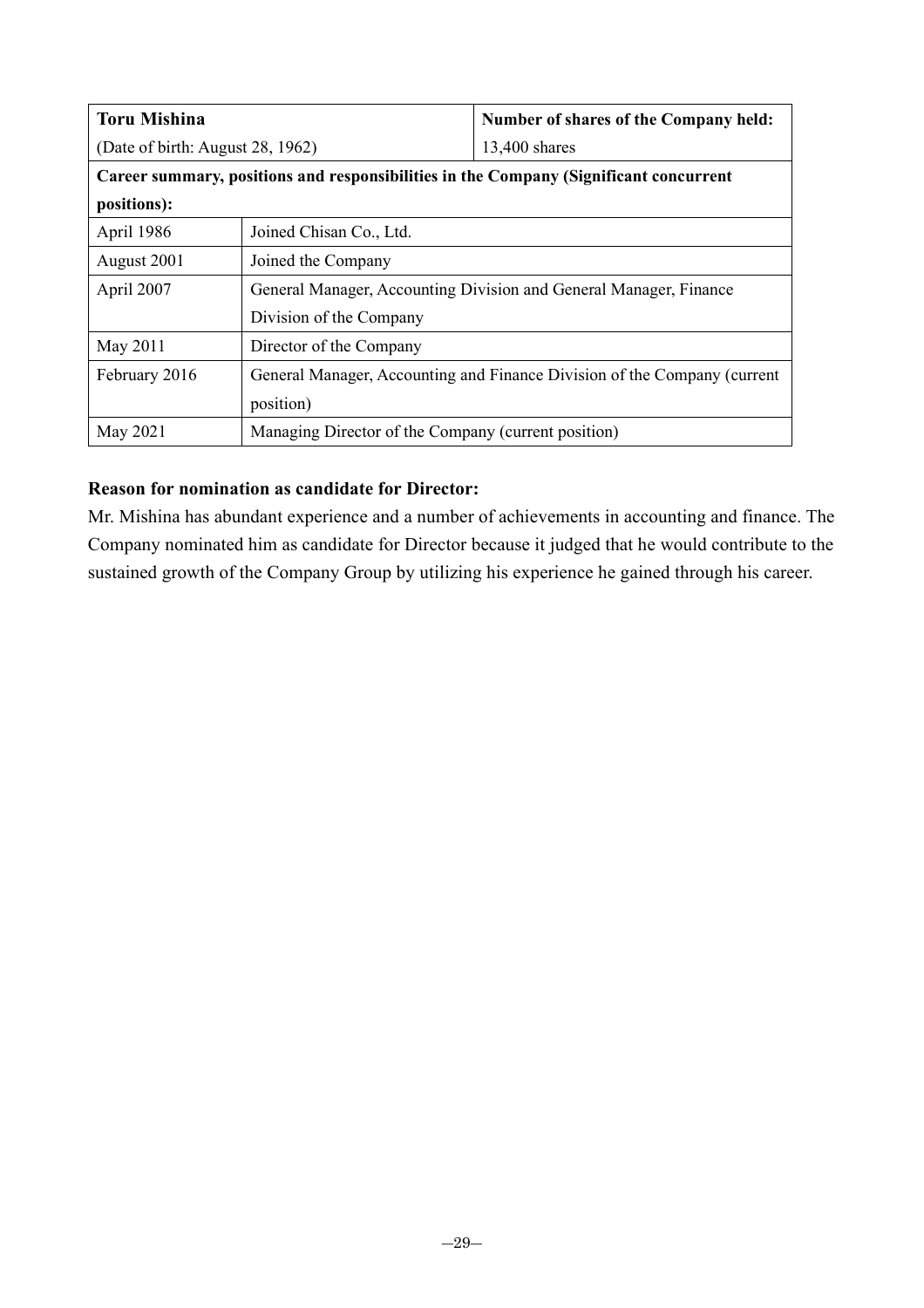| **Toru Mishina** (Date of birth: August 28, 1962) | | **Number of shares of the Company held:** 13,400 shares |
|---|---|---|
| **Career summary, positions and responsibilities in the Company (Significant concurrent positions):** | | |
| April 1986 | Joined Chisan Co., Ltd. | |
| August 2001 | Joined the Company | |
| April 2007 | General Manager, Accounting Division and General Manager, Finance Division of the Company | |
| May 2011 | Director of the Company | |
| February 2016 | General Manager, Accounting and Finance Division of the Company (current position) | |
| May 2021 | Managing Director of the Company (current position) | |

**Reason for nomination as candidate for Director:**

Mr. Mishina has abundant experience and a number of achievements in accounting and finance. The Company nominated him as candidate for Director because it judged that he would contribute to the sustained growth of the Company Group by utilizing his experience he gained through his career.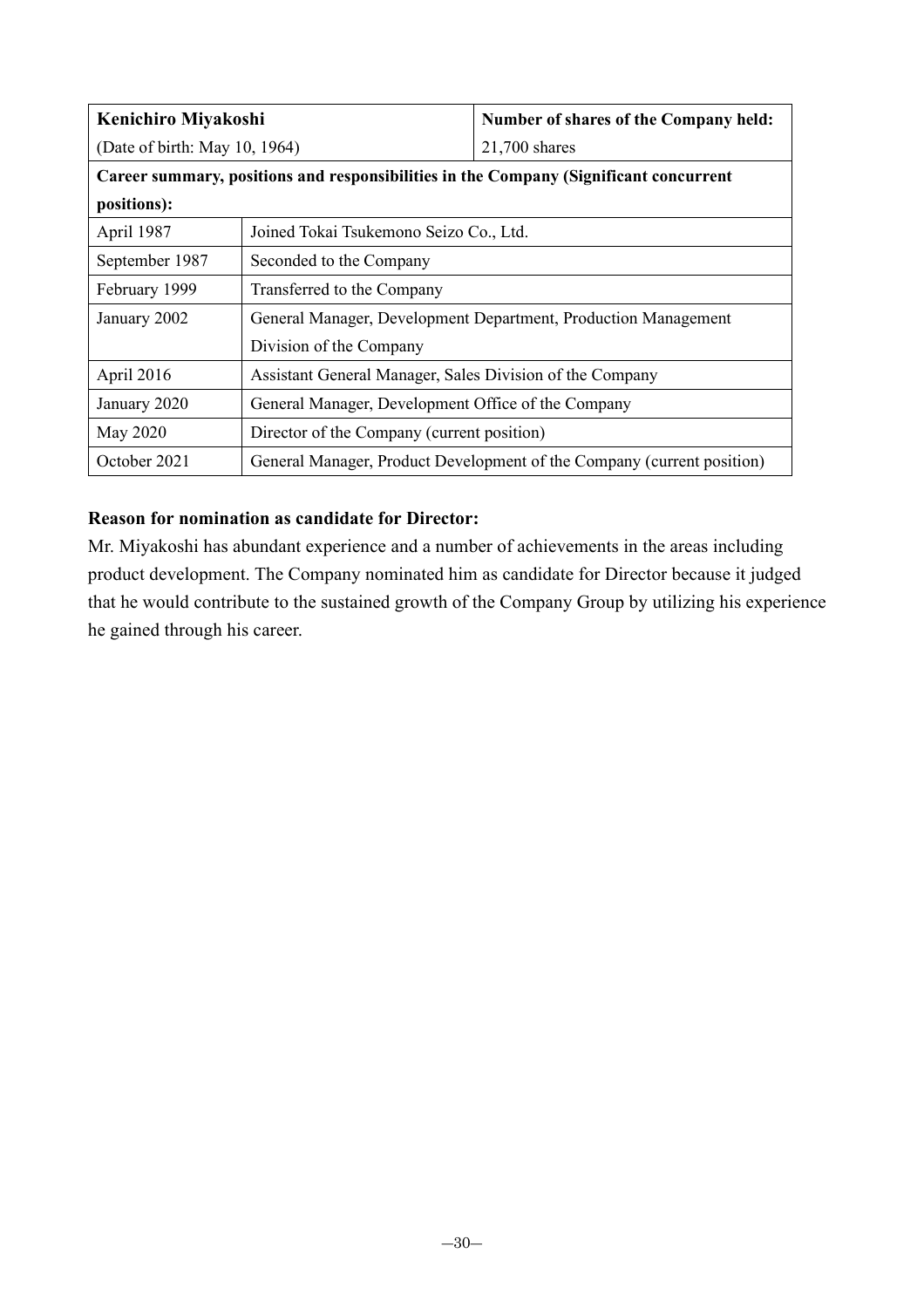| **Kenichiro Miyakoshi** (Date of birth: May 10, 1964) | | **Number of shares of the Company held:** 21,700 shares |
|---|---|---|
| **Career summary, positions and responsibilities in the Company (Significant concurrent positions):** | | |
| April 1987 | Joined Tokai Tsukemono Seizo Co., Ltd. | |
| September 1987 | Seconded to the Company | |
| February 1999 | Transferred to the Company | |
| January 2002 | General Manager, Development Department, Production Management Division of the Company | |
| April 2016 | Assistant General Manager, Sales Division of the Company | |
| January 2020 | General Manager, Development Office of the Company | |
| May 2020 | Director of the Company (current position) | |
| October 2021 | General Manager, Product Development of the Company (current position) | |

**Reason for nomination as candidate for Director:**

Mr. Miyakoshi has abundant experience and a number of achievements in the areas including product development. The Company nominated him as candidate for Director because it judged that he would contribute to the sustained growth of the Company Group by utilizing his experience he gained through his career.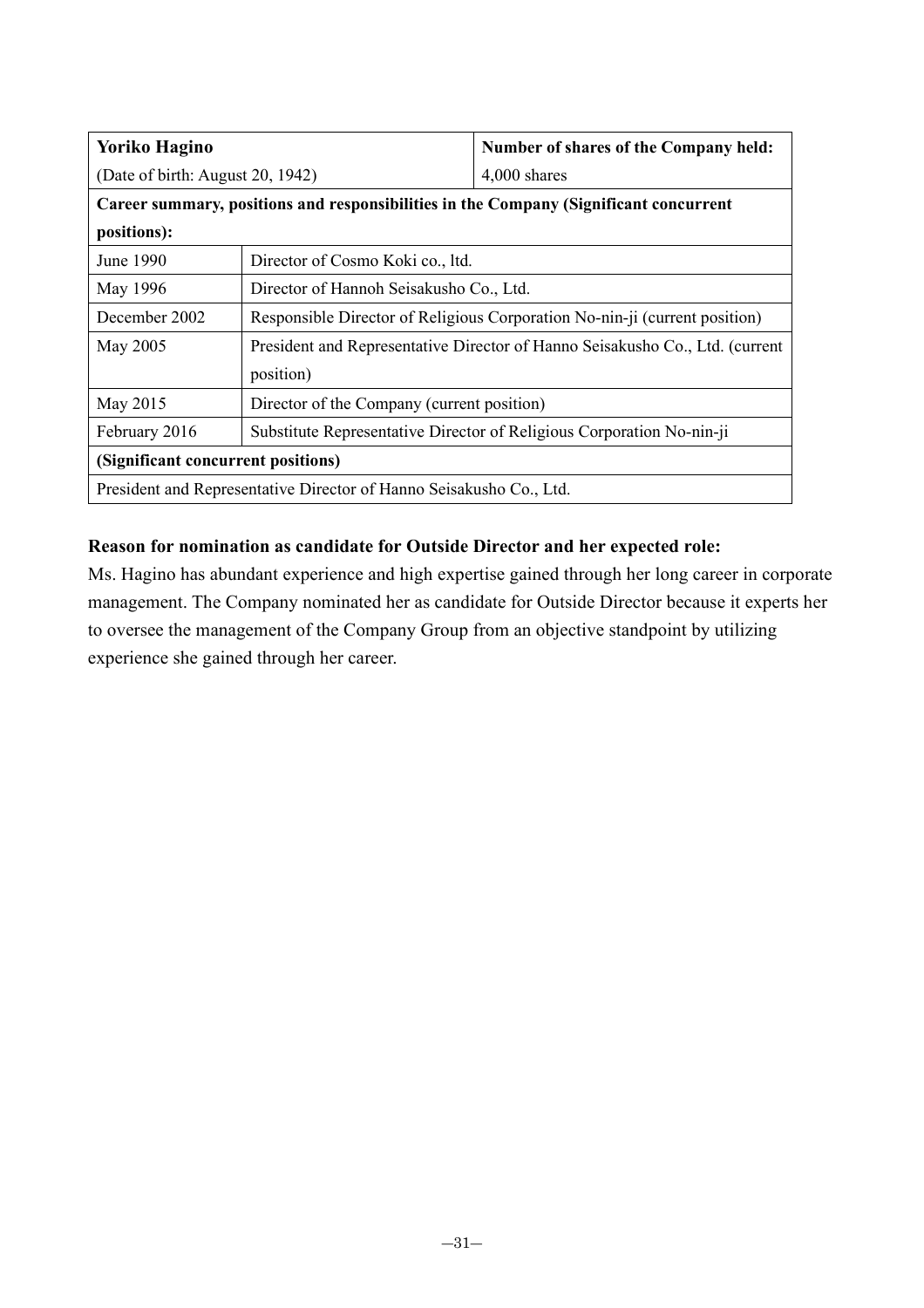| **Yoriko Hagino** (Date of birth: August 20, 1942) | | **Number of shares of the Company held:** 4,000 shares |
|---|---|---|
| **Career summary, positions and responsibilities in the Company (Significant concurrent positions):** | | |
| June 1990 | Director of Cosmo Koki co., ltd. | |
| May 1996 | Director of Hannoh Seisakusho Co., Ltd. | |
| December 2002 | Responsible Director of Religious Corporation No-nin-ji (current position) | |
| May 2005 | President and Representative Director of Hanno Seisakusho Co., Ltd. (current position) | |
| May 2015 | Director of the Company (current position) | |
| February 2016 | Substitute Representative Director of Religious Corporation No-nin-ji | |
| **(Significant concurrent positions)** | | |
| President and Representative Director of Hanno Seisakusho Co., Ltd. | | |

**Reason for nomination as candidate for Outside Director and her expected role:**

Ms. Hagino has abundant experience and high expertise gained through her long career in corporate management. The Company nominated her as candidate for Outside Director because it experts her to oversee the management of the Company Group from an objective standpoint by utilizing experience she gained through her career.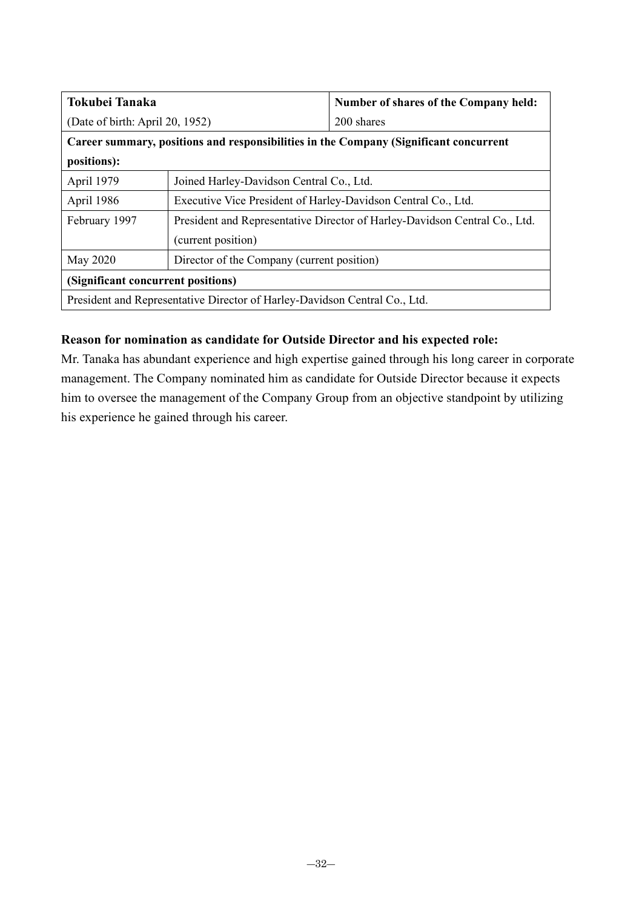| **Tokubei Tanaka** | | **Number of shares of the Company held:** |
|---|---|---|
| (Date of birth: April 20, 1952) | | 200 shares |
| **Career summary, positions and responsibilities in the Company (Significant concurrent positions):** | | |
| April 1979 | Joined Harley-Davidson Central Co., Ltd. | |
| April 1986 | Executive Vice President of Harley-Davidson Central Co., Ltd. | |
| February 1997 | President and Representative Director of Harley-Davidson Central Co., Ltd. (current position) | |
| May 2020 | Director of the Company (current position) | |
| **(Significant concurrent positions)** | | |
| President and Representative Director of Harley-Davidson Central Co., Ltd. | | |

**Reason for nomination as candidate for Outside Director and his expected role:**

Mr. Tanaka has abundant experience and high expertise gained through his long career in corporate management. The Company nominated him as candidate for Outside Director because it expects him to oversee the management of the Company Group from an objective standpoint by utilizing his experience he gained through his career.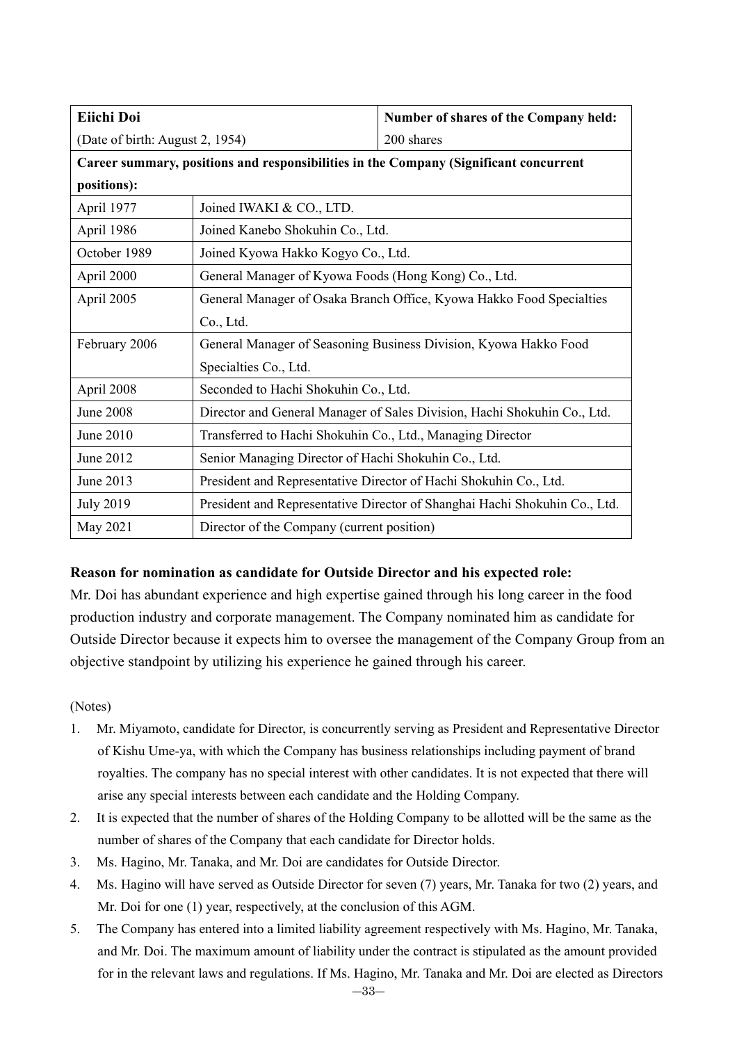| Eiichi Doi (Date of birth: August 2, 1954) | Number of shares of the Company held: 200 shares |
|---|---|
| **Career summary, positions and responsibilities in the Company (Significant concurrent positions):** | |
| April 1977 | Joined IWAKI & CO., LTD. |
| April 1986 | Joined Kanebo Shokuhin Co., Ltd. |
| October 1989 | Joined Kyowa Hakko Kogyo Co., Ltd. |
| April 2000 | General Manager of Kyowa Foods (Hong Kong) Co., Ltd. |
| April 2005 | General Manager of Osaka Branch Office, Kyowa Hakko Food Specialties Co., Ltd. |
| February 2006 | General Manager of Seasoning Business Division, Kyowa Hakko Food Specialties Co., Ltd. |
| April 2008 | Seconded to Hachi Shokuhin Co., Ltd. |
| June 2008 | Director and General Manager of Sales Division, Hachi Shokuhin Co., Ltd. |
| June 2010 | Transferred to Hachi Shokuhin Co., Ltd., Managing Director |
| June 2012 | Senior Managing Director of Hachi Shokuhin Co., Ltd. |
| June 2013 | President and Representative Director of Hachi Shokuhin Co., Ltd. |
| July 2019 | President and Representative Director of Shanghai Hachi Shokuhin Co., Ltd. |
| May 2021 | Director of the Company (current position) |

**Reason for nomination as candidate for Outside Director and his expected role:**

Mr. Doi has abundant experience and high expertise gained through his long career in the food production industry and corporate management. The Company nominated him as candidate for Outside Director because it expects him to oversee the management of the Company Group from an objective standpoint by utilizing his experience he gained through his career.

(Notes)

1. Mr. Miyamoto, candidate for Director, is concurrently serving as President and Representative Director of Kishu Ume-ya, with which the Company has business relationships including payment of brand royalties. The company has no special interest with other candidates. It is not expected that there will arise any special interests between each candidate and the Holding Company.
2. It is expected that the number of shares of the Holding Company to be allotted will be the same as the number of shares of the Company that each candidate for Director holds.
3. Ms. Hagino, Mr. Tanaka, and Mr. Doi are candidates for Outside Director.
4. Ms. Hagino will have served as Outside Director for seven (7) years, Mr. Tanaka for two (2) years, and Mr. Doi for one (1) year, respectively, at the conclusion of this AGM.
5. The Company has entered into a limited liability agreement respectively with Ms. Hagino, Mr. Tanaka, and Mr. Doi. The maximum amount of liability under the contract is stipulated as the amount provided for in the relevant laws and regulations. If Ms. Hagino, Mr. Tanaka and Mr. Doi are elected as Directors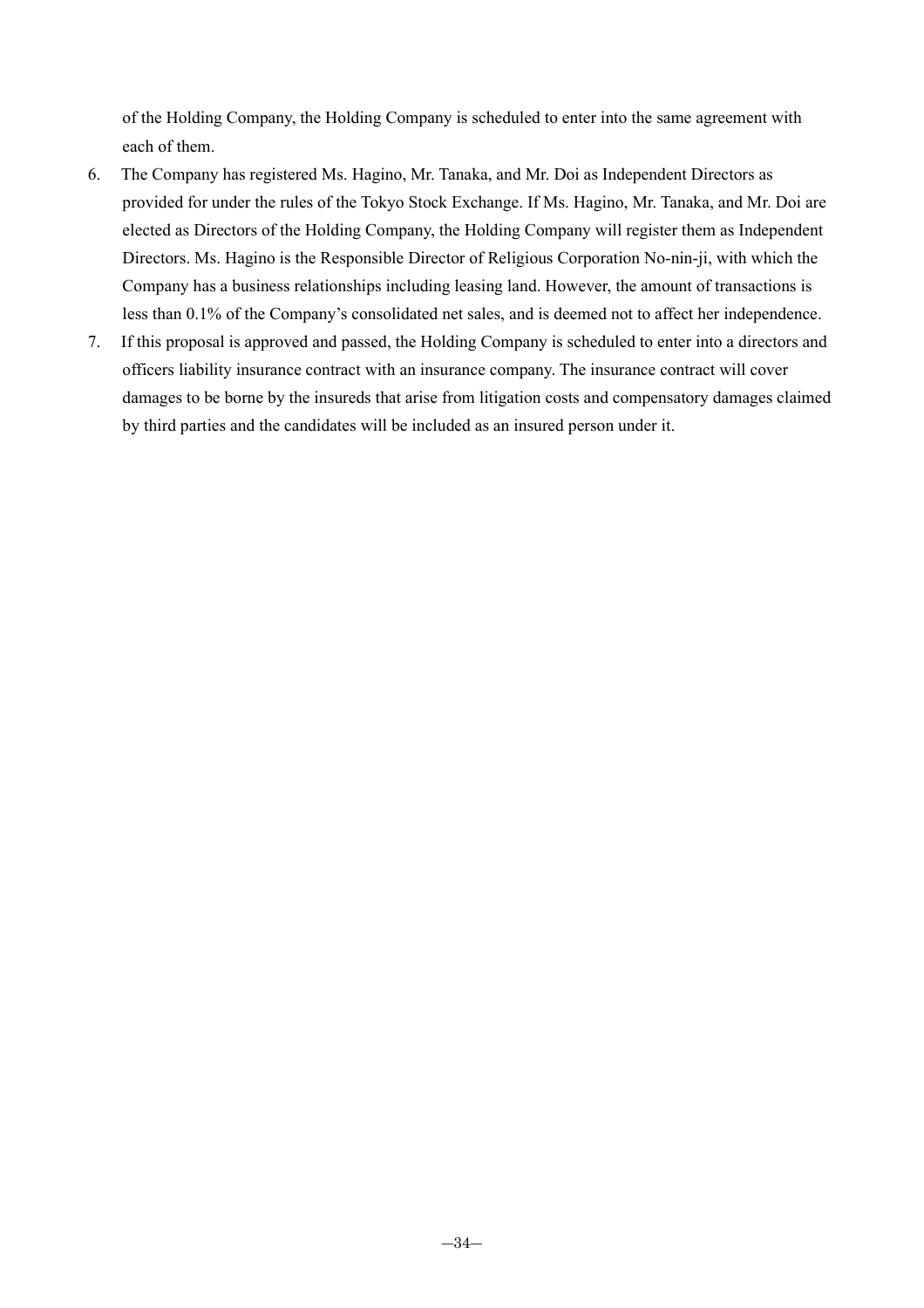of the Holding Company, the Holding Company is scheduled to enter into the same agreement with each of them.

6. The Company has registered Ms. Hagino, Mr. Tanaka, and Mr. Doi as Independent Directors as provided for under the rules of the Tokyo Stock Exchange. If Ms. Hagino, Mr. Tanaka, and Mr. Doi are elected as Directors of the Holding Company, the Holding Company will register them as Independent Directors. Ms. Hagino is the Responsible Director of Religious Corporation No-nin-ji, with which the Company has a business relationships including leasing land. However, the amount of transactions is less than 0.1% of the Company's consolidated net sales, and is deemed not to affect her independence.
7. If this proposal is approved and passed, the Holding Company is scheduled to enter into a directors and officers liability insurance contract with an insurance company. The insurance contract will cover damages to be borne by the insureds that arise from litigation costs and compensatory damages claimed by third parties and the candidates will be included as an insured person under it.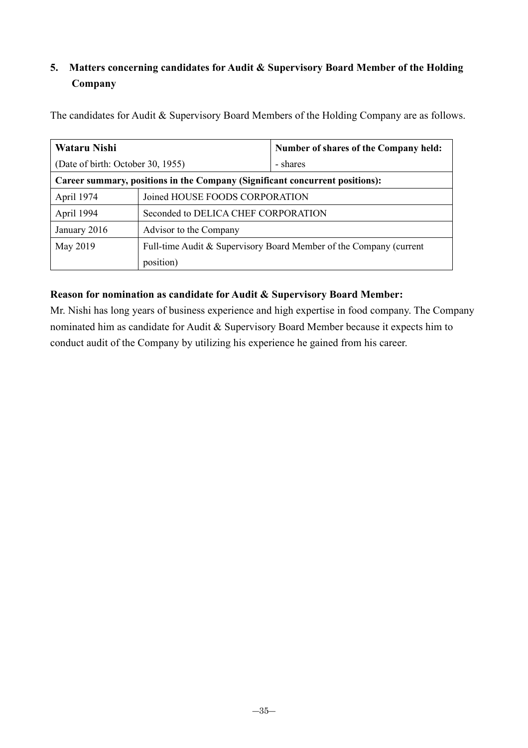## 5. Matters concerning candidates for Audit & Supervisory Board Member of the Holding Company

The candidates for Audit & Supervisory Board Members of the Holding Company are as follows.

| **Wataru Nishi** | | **Number of shares of the Company held:** |
|---|---|---|
| (Date of birth: October 30, 1955) | | - shares |
| **Career summary, positions in the Company (Significant concurrent positions):** | | |
| April 1974 | Joined HOUSE FOODS CORPORATION | |
| April 1994 | Seconded to DELICA CHEF CORPORATION | |
| January 2016 | Advisor to the Company | |
| May 2019 | Full-time Audit & Supervisory Board Member of the Company (current position) | |

**Reason for nomination as candidate for Audit & Supervisory Board Member:**

Mr. Nishi has long years of business experience and high expertise in food company. The Company nominated him as candidate for Audit & Supervisory Board Member because it expects him to conduct audit of the Company by utilizing his experience he gained from his career.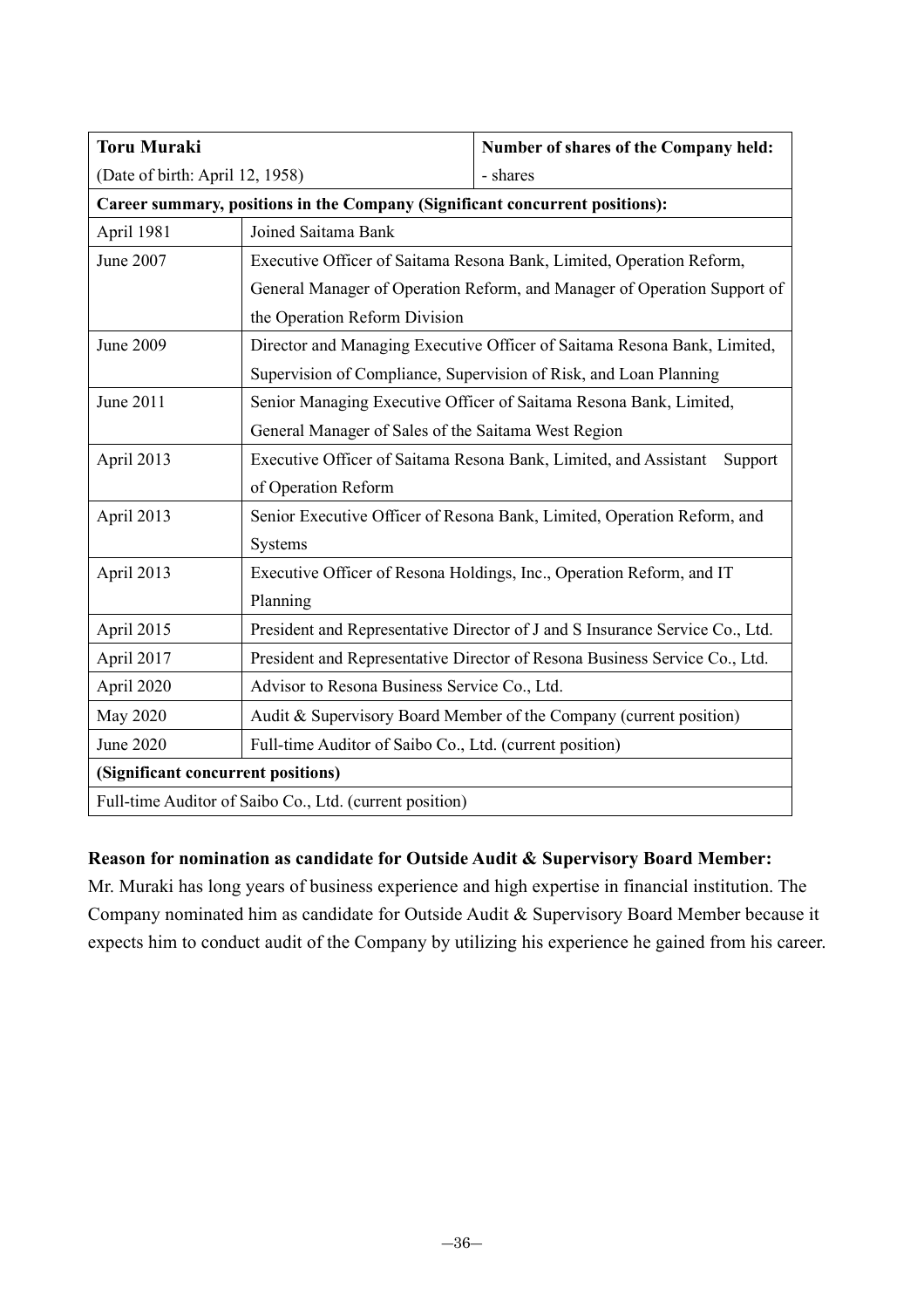| Toru Muraki<br>(Date of birth: April 12, 1958) | Number of shares of the Company held:<br>- shares |
|---|---|
| **Career summary, positions in the Company (Significant concurrent positions):** | |
| April 1981 | Joined Saitama Bank |
| June 2007 | Executive Officer of Saitama Resona Bank, Limited, Operation Reform, General Manager of Operation Reform, and Manager of Operation Support of the Operation Reform Division |
| June 2009 | Director and Managing Executive Officer of Saitama Resona Bank, Limited, Supervision of Compliance, Supervision of Risk, and Loan Planning |
| June 2011 | Senior Managing Executive Officer of Saitama Resona Bank, Limited, General Manager of Sales of the Saitama West Region |
| April 2013 | Executive Officer of Saitama Resona Bank, Limited, and Assistant Support of Operation Reform |
| April 2013 | Senior Executive Officer of Resona Bank, Limited, Operation Reform, and Systems |
| April 2013 | Executive Officer of Resona Holdings, Inc., Operation Reform, and IT Planning |
| April 2015 | President and Representative Director of J and S Insurance Service Co., Ltd. |
| April 2017 | President and Representative Director of Resona Business Service Co., Ltd. |
| April 2020 | Advisor to Resona Business Service Co., Ltd. |
| May 2020 | Audit & Supervisory Board Member of the Company (current position) |
| June 2020 | Full-time Auditor of Saibo Co., Ltd. (current position) |
| **(Significant concurrent positions)** | |
| Full-time Auditor of Saibo Co., Ltd. (current position) | |

**Reason for nomination as candidate for Outside Audit & Supervisory Board Member:**

Mr. Muraki has long years of business experience and high expertise in financial institution. The Company nominated him as candidate for Outside Audit & Supervisory Board Member because it expects him to conduct audit of the Company by utilizing his experience he gained from his career.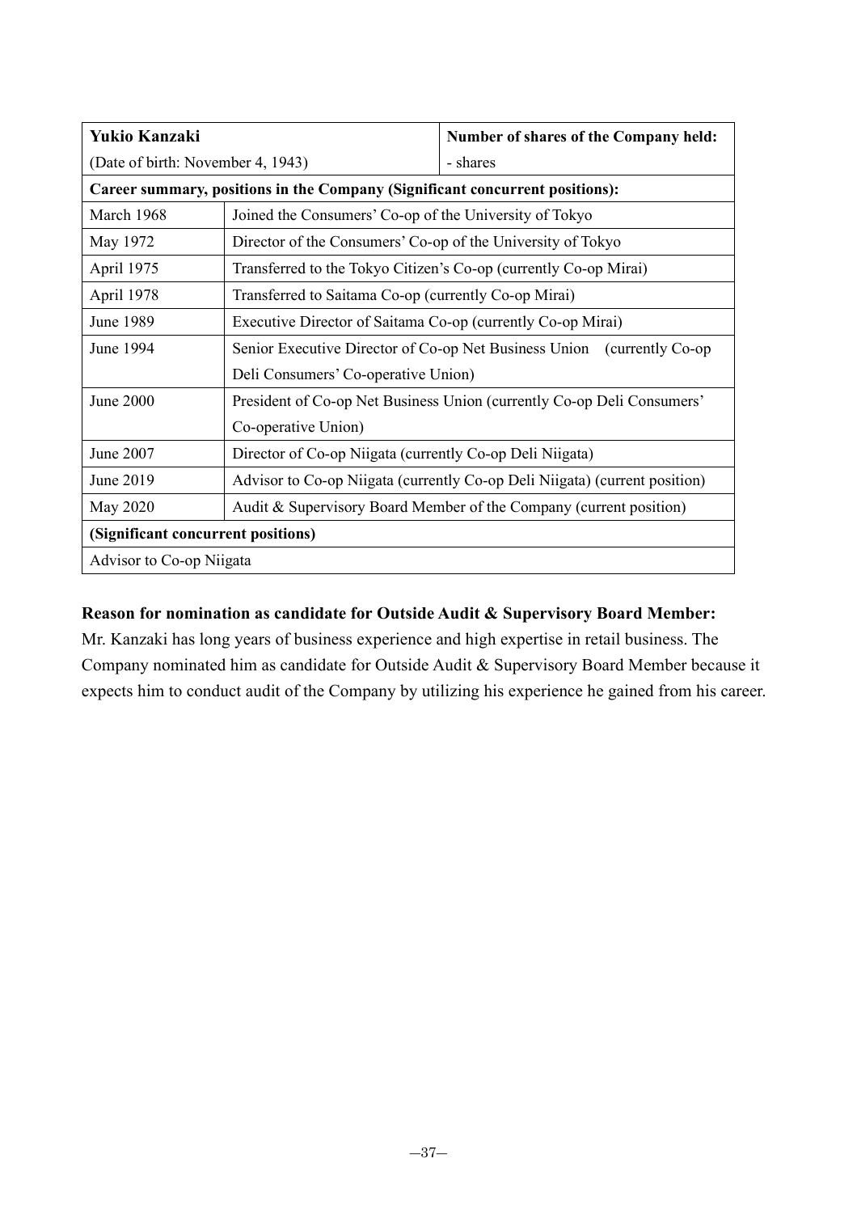| | |
|---|---|
| **Yukio Kanzaki** | **Number of shares of the Company held:** |
| (Date of birth: November 4, 1943) | - shares |
| **Career summary, positions in the Company (Significant concurrent positions):** | |
| March 1968 | Joined the Consumers' Co-op of the University of Tokyo |
| May 1972 | Director of the Consumers' Co-op of the University of Tokyo |
| April 1975 | Transferred to the Tokyo Citizen's Co-op (currently Co-op Mirai) |
| April 1978 | Transferred to Saitama Co-op (currently Co-op Mirai) |
| June 1989 | Executive Director of Saitama Co-op (currently Co-op Mirai) |
| June 1994 | Senior Executive Director of Co-op Net Business Union (currently Co-op Deli Consumers' Co-operative Union) |
| June 2000 | President of Co-op Net Business Union (currently Co-op Deli Consumers' Co-operative Union) |
| June 2007 | Director of Co-op Niigata (currently Co-op Deli Niigata) |
| June 2019 | Advisor to Co-op Niigata (currently Co-op Deli Niigata) (current position) |
| May 2020 | Audit & Supervisory Board Member of the Company (current position) |
| **(Significant concurrent positions)** | |
| Advisor to Co-op Niigata | |

**Reason for nomination as candidate for Outside Audit & Supervisory Board Member:**

Mr. Kanzaki has long years of business experience and high expertise in retail business. The Company nominated him as candidate for Outside Audit & Supervisory Board Member because it expects him to conduct audit of the Company by utilizing his experience he gained from his career.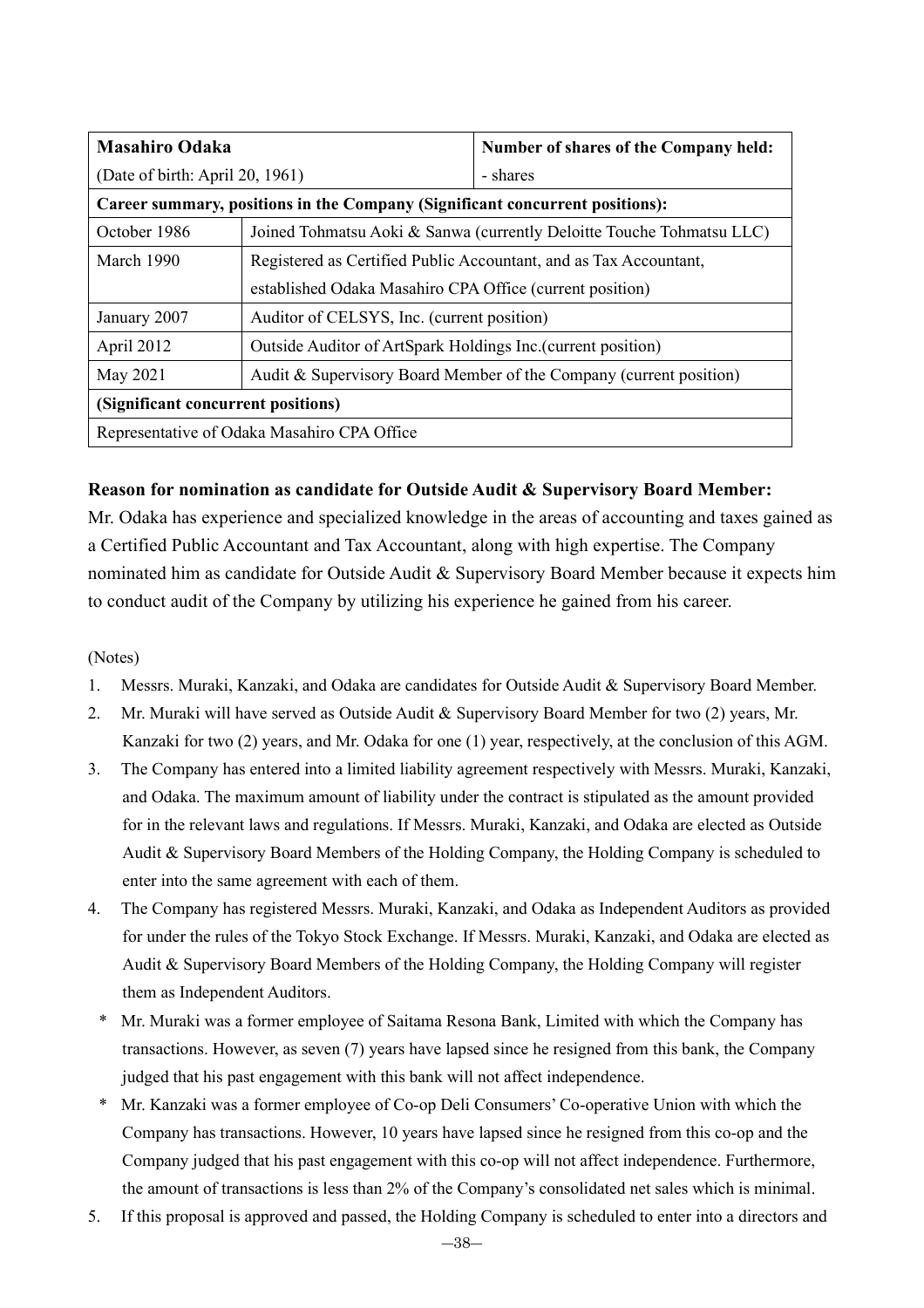| Masahiro Odaka | | Number of shares of the Company held: |
|---|---|---|
| (Date of birth: April 20, 1961) | | - shares |
| **Career summary, positions in the Company (Significant concurrent positions):** | | |
| October 1986 | Joined Tohmatsu Aoki & Sanwa (currently Deloitte Touche Tohmatsu LLC) | |
| March 1990 | Registered as Certified Public Accountant, and as Tax Accountant, established Odaka Masahiro CPA Office (current position) | |
| January 2007 | Auditor of CELSYS, Inc. (current position) | |
| April 2012 | Outside Auditor of ArtSpark Holdings Inc.(current position) | |
| May 2021 | Audit & Supervisory Board Member of the Company (current position) | |
| **(Significant concurrent positions)** | | |
| Representative of Odaka Masahiro CPA Office | | |

**Reason for nomination as candidate for Outside Audit & Supervisory Board Member:**
Mr. Odaka has experience and specialized knowledge in the areas of accounting and taxes gained as a Certified Public Accountant and Tax Accountant, along with high expertise. The Company nominated him as candidate for Outside Audit & Supervisory Board Member because it expects him to conduct audit of the Company by utilizing his experience he gained from his career.

(Notes)

1. Messrs. Muraki, Kanzaki, and Odaka are candidates for Outside Audit & Supervisory Board Member.
2. Mr. Muraki will have served as Outside Audit & Supervisory Board Member for two (2) years, Mr. Kanzaki for two (2) years, and Mr. Odaka for one (1) year, respectively, at the conclusion of this AGM.
3. The Company has entered into a limited liability agreement respectively with Messrs. Muraki, Kanzaki, and Odaka. The maximum amount of liability under the contract is stipulated as the amount provided for in the relevant laws and regulations. If Messrs. Muraki, Kanzaki, and Odaka are elected as Outside Audit & Supervisory Board Members of the Holding Company, the Holding Company is scheduled to enter into the same agreement with each of them.
4. The Company has registered Messrs. Muraki, Kanzaki, and Odaka as Independent Auditors as provided for under the rules of the Tokyo Stock Exchange. If Messrs. Muraki, Kanzaki, and Odaka are elected as Audit & Supervisory Board Members of the Holding Company, the Holding Company will register them as Independent Auditors.
   * Mr. Muraki was a former employee of Saitama Resona Bank, Limited with which the Company has transactions. However, as seven (7) years have lapsed since he resigned from this bank, the Company judged that his past engagement with this bank will not affect independence.
   * Mr. Kanzaki was a former employee of Co-op Deli Consumers' Co-operative Union with which the Company has transactions. However, 10 years have lapsed since he resigned from this co-op and the Company judged that his past engagement with this co-op will not affect independence. Furthermore, the amount of transactions is less than 2% of the Company's consolidated net sales which is minimal.
5. If this proposal is approved and passed, the Holding Company is scheduled to enter into a directors and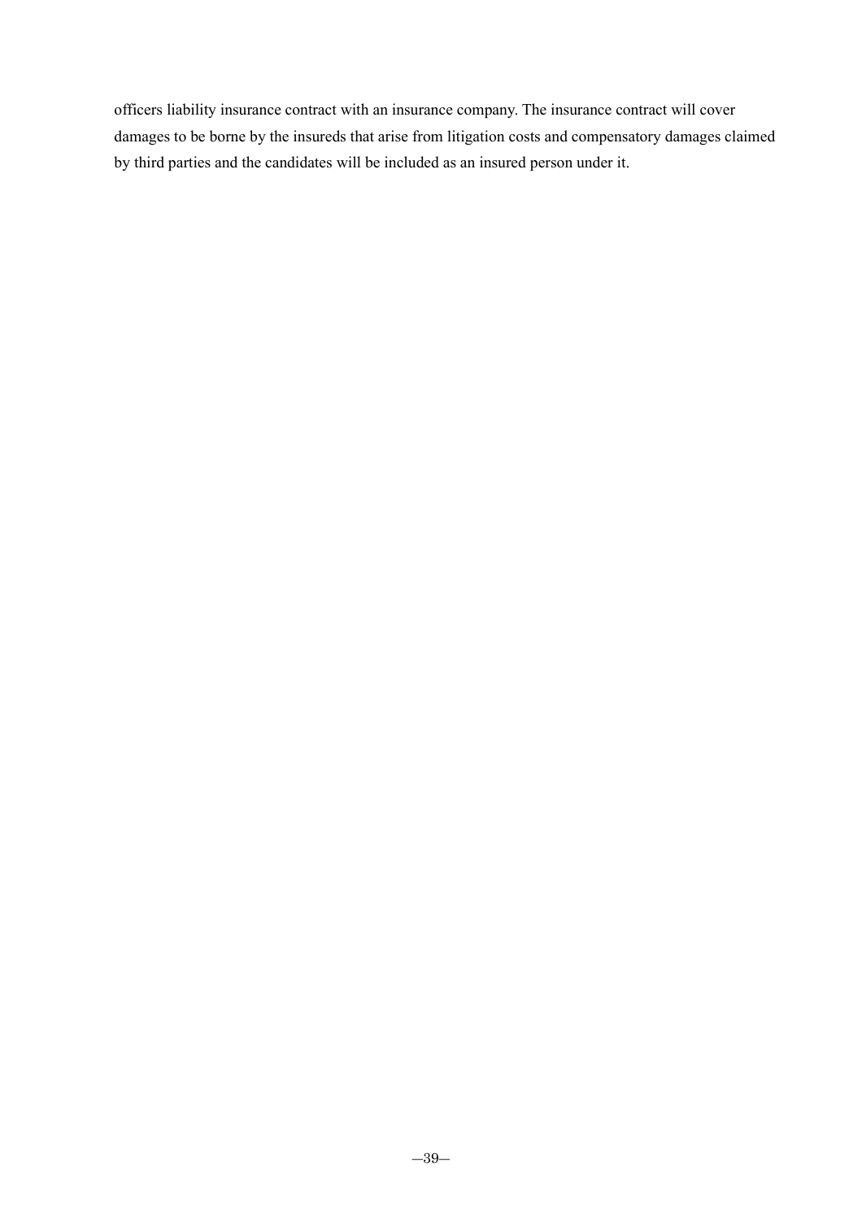officers liability insurance contract with an insurance company. The insurance contract will cover damages to be borne by the insureds that arise from litigation costs and compensatory damages claimed by third parties and the candidates will be included as an insured person under it.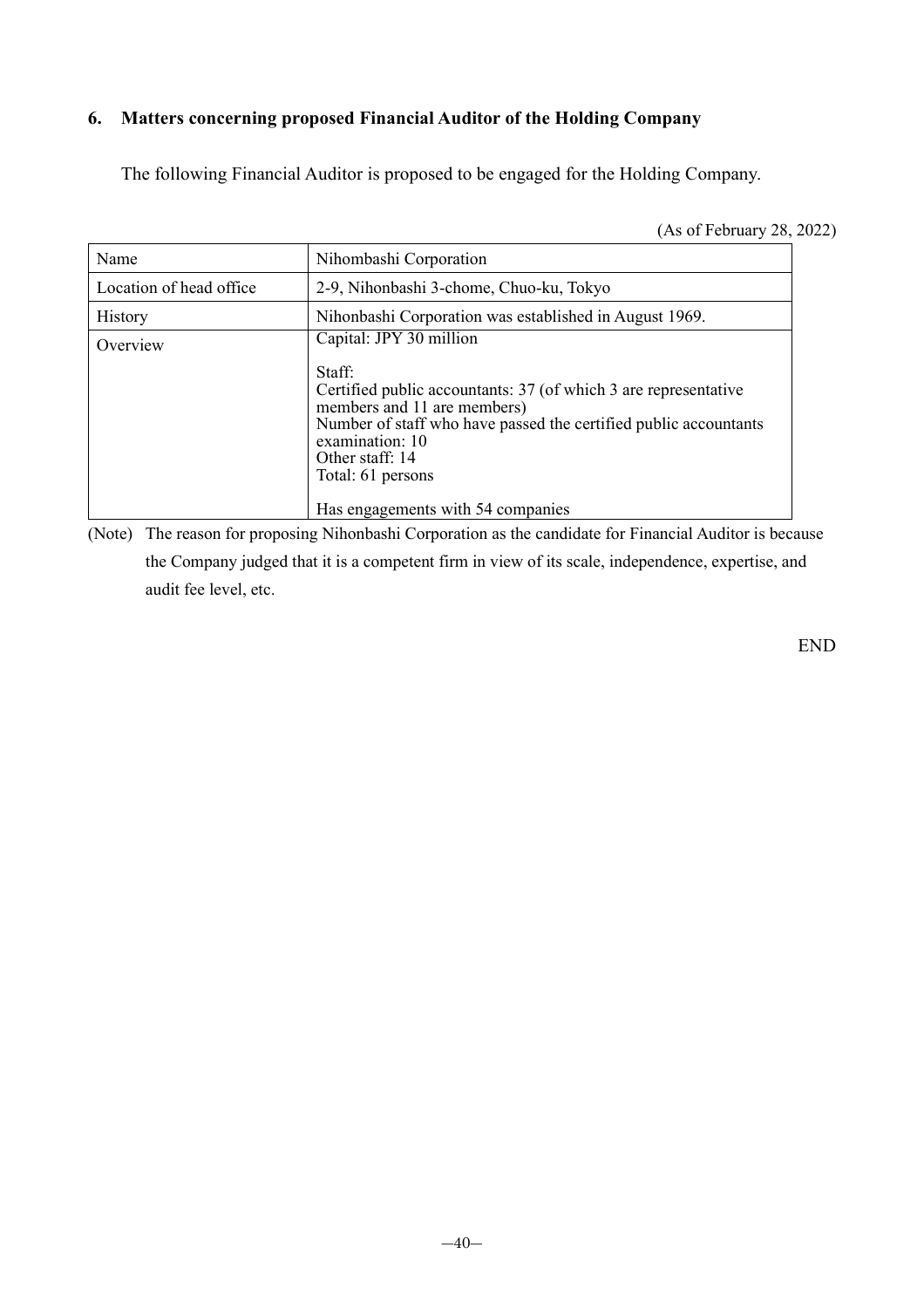## 6. Matters concerning proposed Financial Auditor of the Holding Company

The following Financial Auditor is proposed to be engaged for the Holding Company.

(As of February 28, 2022)

| | |
|---|---|
| Name | Nihombashi Corporation |
| Location of head office | 2-9, Nihonbashi 3-chome, Chuo-ku, Tokyo |
| History | Nihonbashi Corporation was established in August 1969. |
| Overview | Capital: JPY 30 million<br><br>Staff:<br>Certified public accountants: 37 (of which 3 are representative members and 11 are members)<br>Number of staff who have passed the certified public accountants examination: 10<br>Other staff: 14<br>Total: 61 persons<br><br>Has engagements with 54 companies |

(Note) The reason for proposing Nihonbashi Corporation as the candidate for Financial Auditor is because the Company judged that it is a competent firm in view of its scale, independence, expertise, and audit fee level, etc.

END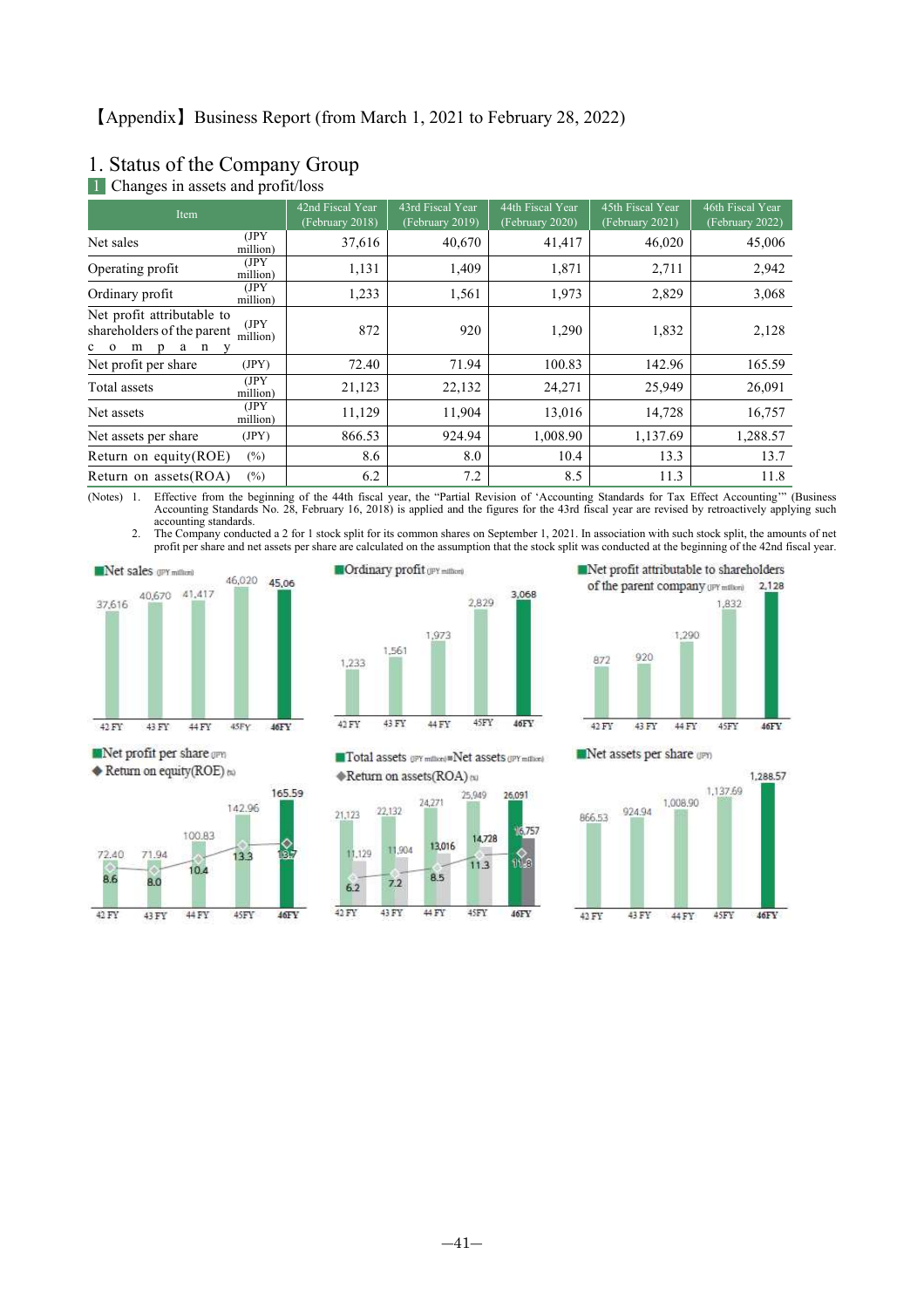【Appendix】Business Report (from March 1, 2021 to February 28, 2022)

# 1. Status of the Company Group

## 1 Changes in assets and profit/loss

| Item | | 42nd Fiscal Year (February 2018) | 43rd Fiscal Year (February 2019) | 44th Fiscal Year (February 2020) | 45th Fiscal Year (February 2021) | 46th Fiscal Year (February 2022) |
|---|---|---|---|---|---|---|
| Net sales | (JPY million) | 37,616 | 40,670 | 41,417 | 46,020 | 45,006 |
| Operating profit | (JPY million) | 1,131 | 1,409 | 1,871 | 2,711 | 2,942 |
| Ordinary profit | (JPY million) | 1,233 | 1,561 | 1,973 | 2,829 | 3,068 |
| Net profit attributable to shareholders of the parent company | (JPY million) | 872 | 920 | 1,290 | 1,832 | 2,128 |
| Net profit per share | (JPY) | 72.40 | 71.94 | 100.83 | 142.96 | 165.59 |
| Total assets | (JPY million) | 21,123 | 22,132 | 24,271 | 25,949 | 26,091 |
| Net assets | (JPY million) | 11,129 | 11,904 | 13,016 | 14,728 | 16,757 |
| Net assets per share | (JPY) | 866.53 | 924.94 | 1,008.90 | 1,137.69 | 1,288.57 |
| Return on equity(ROE) | (%) | 8.6 | 8.0 | 10.4 | 13.3 | 13.7 |
| Return on assets(ROA) | (%) | 6.2 | 7.2 | 8.5 | 11.3 | 11.8 |

(Notes) 1. Effective from the beginning of the 44th fiscal year, the "Partial Revision of 'Accounting Standards for Tax Effect Accounting'" (Business Accounting Standards No. 28, February 16, 2018) is applied and the figures for the 43rd fiscal year are revised by retroactively applying such accounting standards.

2. The Company conducted a 2 for 1 stock split for its common shares on September 1, 2021. In association with such stock split, the amounts of net profit per share and net assets per share are calculated on the assumption that the stock split was conducted at the beginning of the 42nd fiscal year.

Net sales (JPY million)
37,616 40,670 41,417 46,020 45,06
42 FY 43 FY 44 FY 45FY 46FY

Ordinary profit (JPY million)
1,233 1,561 1,973 2,829 3,068
42 FY 43 FY 44 FY 45FY 46FY

Net profit attributable to shareholders of the parent company (JPY million)
872 920 1,290 1,832 2,128
42 FY 43 FY 44 FY 45FY 46FY

Net profit per share (JPY)
◆ Return on equity(ROE) (%)
72.40 71.94 100.83 142.96 165.59
8.6 8.0 10.4 13.3 13.7
42 FY 43 FY 44 FY 45FY 46FY

Total assets (JPY million) Net assets (JPY million)
◆Return on assets(ROA) (%)
21,123 22,132 24,271 25,949 26,091
11,129 11,904 13,016 14,728 16,757
6.2 7.2 8.5 11.3 11.8
42 FY 43 FY 44 FY 45FY 46FY

Net assets per share (JPY)
866.53 924.94 1,008.90 1,137.69 1,288.57
42 FY 43 FY 44 FY 45FY 46FY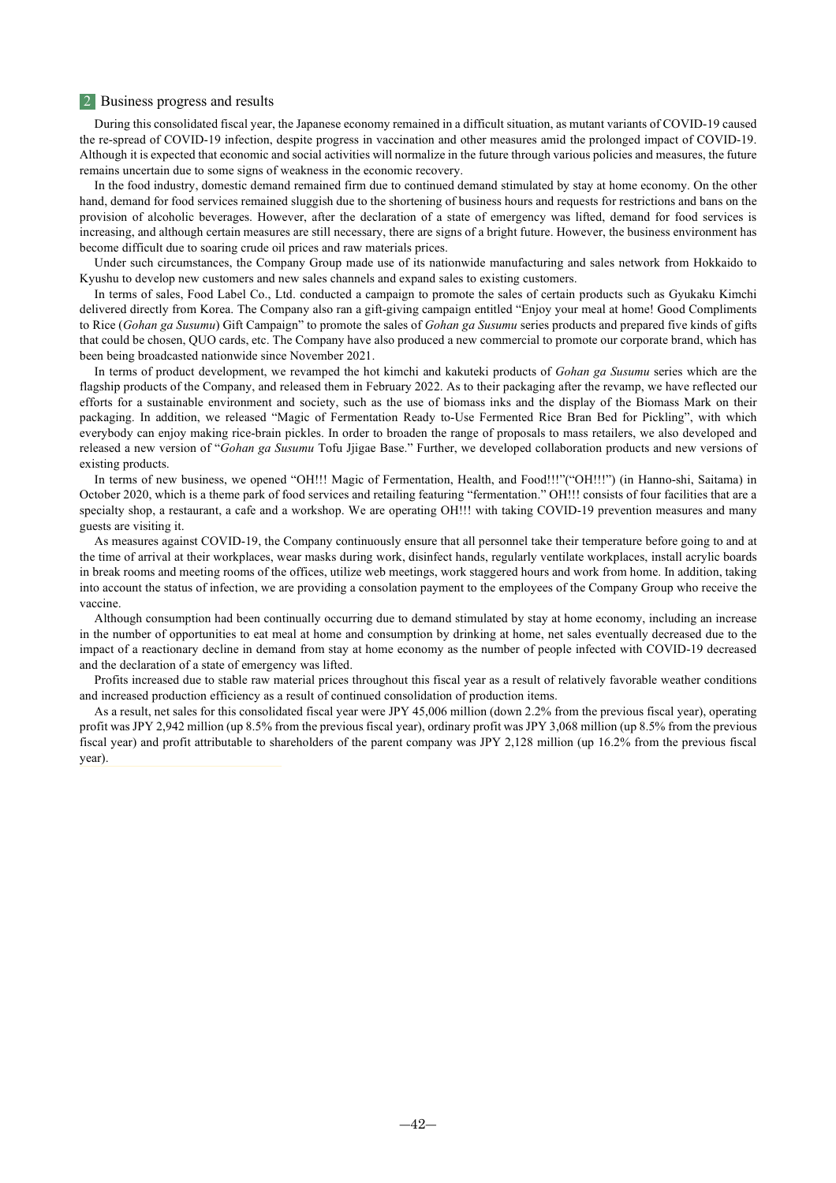## 2 Business progress and results

During this consolidated fiscal year, the Japanese economy remained in a difficult situation, as mutant variants of COVID-19 caused the re-spread of COVID-19 infection, despite progress in vaccination and other measures amid the prolonged impact of COVID-19. Although it is expected that economic and social activities will normalize in the future through various policies and measures, the future remains uncertain due to some signs of weakness in the economic recovery.

In the food industry, domestic demand remained firm due to continued demand stimulated by stay at home economy. On the other hand, demand for food services remained sluggish due to the shortening of business hours and requests for restrictions and bans on the provision of alcoholic beverages. However, after the declaration of a state of emergency was lifted, demand for food services is increasing, and although certain measures are still necessary, there are signs of a bright future. However, the business environment has become difficult due to soaring crude oil prices and raw materials prices.

Under such circumstances, the Company Group made use of its nationwide manufacturing and sales network from Hokkaido to Kyushu to develop new customers and new sales channels and expand sales to existing customers.

In terms of sales, Food Label Co., Ltd. conducted a campaign to promote the sales of certain products such as Gyukaku Kimchi delivered directly from Korea. The Company also ran a gift-giving campaign entitled "Enjoy your meal at home! Good Compliments to Rice (*Gohan ga Susumu*) Gift Campaign" to promote the sales of *Gohan ga Susumu* series products and prepared five kinds of gifts that could be chosen, QUO cards, etc. The Company have also produced a new commercial to promote our corporate brand, which has been being broadcasted nationwide since November 2021.

In terms of product development, we revamped the hot kimchi and kakuteki products of *Gohan ga Susumu* series which are the flagship products of the Company, and released them in February 2022. As to their packaging after the revamp, we have reflected our efforts for a sustainable environment and society, such as the use of biomass inks and the display of the Biomass Mark on their packaging. In addition, we released "Magic of Fermentation Ready to-Use Fermented Rice Bran Bed for Pickling", with which everybody can enjoy making rice-brain pickles. In order to broaden the range of proposals to mass retailers, we also developed and released a new version of "*Gohan ga Susumu* Tofu Jjigae Base." Further, we developed collaboration products and new versions of existing products.

In terms of new business, we opened "OH!!! Magic of Fermentation, Health, and Food!!!"("OH!!!") (in Hanno-shi, Saitama) in October 2020, which is a theme park of food services and retailing featuring "fermentation." OH!!! consists of four facilities that are a specialty shop, a restaurant, a cafe and a workshop. We are operating OH!!! with taking COVID-19 prevention measures and many guests are visiting it.

As measures against COVID-19, the Company continuously ensure that all personnel take their temperature before going to and at the time of arrival at their workplaces, wear masks during work, disinfect hands, regularly ventilate workplaces, install acrylic boards in break rooms and meeting rooms of the offices, utilize web meetings, work staggered hours and work from home. In addition, taking into account the status of infection, we are providing a consolation payment to the employees of the Company Group who receive the vaccine.

Although consumption had been continually occurring due to demand stimulated by stay at home economy, including an increase in the number of opportunities to eat meal at home and consumption by drinking at home, net sales eventually decreased due to the impact of a reactionary decline in demand from stay at home economy as the number of people infected with COVID-19 decreased and the declaration of a state of emergency was lifted.

Profits increased due to stable raw material prices throughout this fiscal year as a result of relatively favorable weather conditions and increased production efficiency as a result of continued consolidation of production items.

As a result, net sales for this consolidated fiscal year were JPY 45,006 million (down 2.2% from the previous fiscal year), operating profit was JPY 2,942 million (up 8.5% from the previous fiscal year), ordinary profit was JPY 3,068 million (up 8.5% from the previous fiscal year) and profit attributable to shareholders of the parent company was JPY 2,128 million (up 16.2% from the previous fiscal year).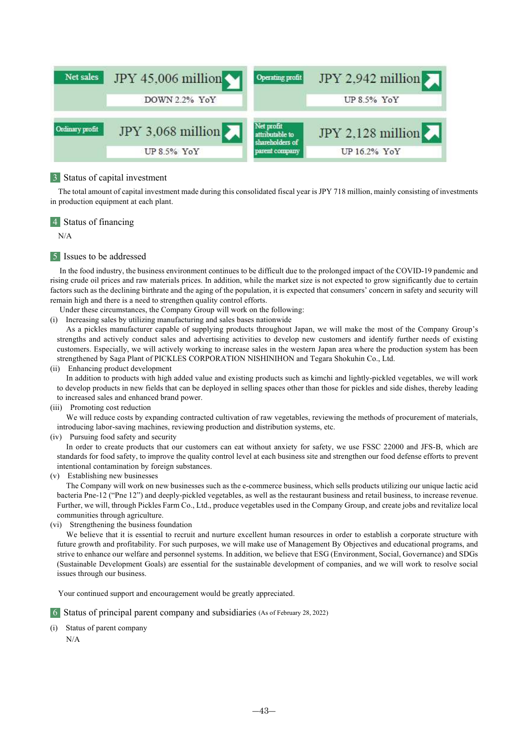| | | | |
|---|---|---|---|
| Net sales | JPY 45,006 million<br>DOWN 2.2% YoY | Operating profit | JPY 2,942 million<br>UP 8.5% YoY |
| Ordinary profit | JPY 3,068 million<br>UP 8.5% YoY | Net profit attributable to shareholders of parent company | JPY 2,128 million<br>UP 16.2% YoY |

## 3 Status of capital investment

The total amount of capital investment made during this consolidated fiscal year is JPY 718 million, mainly consisting of investments in production equipment at each plant.

## 4 Status of financing

N/A

## 5 Issues to be addressed

In the food industry, the business environment continues to be difficult due to the prolonged impact of the COVID-19 pandemic and rising crude oil prices and raw materials prices. In addition, while the market size is not expected to grow significantly due to certain factors such as the declining birthrate and the aging of the population, it is expected that consumers' concern in safety and security will remain high and there is a need to strengthen quality control efforts.

Under these circumstances, the Company Group will work on the following:

(i) Increasing sales by utilizing manufacturing and sales bases nationwide

As a pickles manufacturer capable of supplying products throughout Japan, we will make the most of the Company Group's strengths and actively conduct sales and advertising activities to develop new customers and identify further needs of existing customers. Especially, we will actively working to increase sales in the western Japan area where the production system has been strengthened by Saga Plant of PICKLES CORPORATION NISHINIHON and Tegara Shokuhin Co., Ltd.

(ii) Enhancing product development

In addition to products with high added value and existing products such as kimchi and lightly-pickled vegetables, we will work to develop products in new fields that can be deployed in selling spaces other than those for pickles and side dishes, thereby leading to increased sales and enhanced brand power.

(iii) Promoting cost reduction

We will reduce costs by expanding contracted cultivation of raw vegetables, reviewing the methods of procurement of materials, introducing labor-saving machines, reviewing production and distribution systems, etc.

(iv) Pursuing food safety and security

In order to create products that our customers can eat without anxiety for safety, we use FSSC 22000 and JFS-B, which are standards for food safety, to improve the quality control level at each business site and strengthen our food defense efforts to prevent intentional contamination by foreign substances.

(v) Establishing new businesses

The Company will work on new businesses such as the e-commerce business, which sells products utilizing our unique lactic acid bacteria Pne-12 ("Pne 12") and deeply-pickled vegetables, as well as the restaurant business and retail business, to increase revenue. Further, we will, through Pickles Farm Co., Ltd., produce vegetables used in the Company Group, and create jobs and revitalize local communities through agriculture.

(vi) Strengthening the business foundation

We believe that it is essential to recruit and nurture excellent human resources in order to establish a corporate structure with future growth and profitability. For such purposes, we will make use of Management By Objectives and educational programs, and strive to enhance our welfare and personnel systems. In addition, we believe that ESG (Environment, Social, Governance) and SDGs (Sustainable Development Goals) are essential for the sustainable development of companies, and we will work to resolve social issues through our business.

Your continued support and encouragement would be greatly appreciated.

## 6 Status of principal parent company and subsidiaries (As of February 28, 2022)

(i) Status of parent company

N/A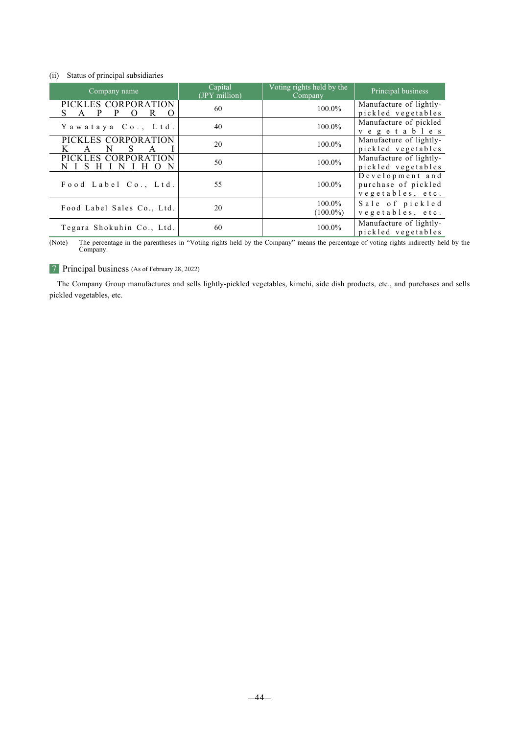(ii) Status of principal subsidiaries

| Company name | Capital (JPY million) | Voting rights held by the Company | Principal business |
|---|---|---|---|
| PICKLES CORPORATION SAPPORO | 60 | 100.0% | Manufacture of lightly-pickled vegetables |
| Yawataya Co., Ltd. | 40 | 100.0% | Manufacture of pickled vegetables |
| PICKLES CORPORATION KANSAI | 20 | 100.0% | Manufacture of lightly-pickled vegetables |
| PICKLES CORPORATION NISHINIHON | 50 | 100.0% | Manufacture of lightly-pickled vegetables |
| Food Label Co., Ltd. | 55 | 100.0% | Development and purchase of pickled vegetables, etc. |
| Food Label Sales Co., Ltd. | 20 | 100.0% (100.0%) | Sale of pickled vegetables, etc. |
| Tegara Shokuhin Co., Ltd. | 60 | 100.0% | Manufacture of lightly-pickled vegetables |

(Note) The percentage in the parentheses in "Voting rights held by the Company" means the percentage of voting rights indirectly held by the Company.

## 7 Principal business (As of February 28, 2022)

The Company Group manufactures and sells lightly-pickled vegetables, kimchi, side dish products, etc., and purchases and sells pickled vegetables, etc.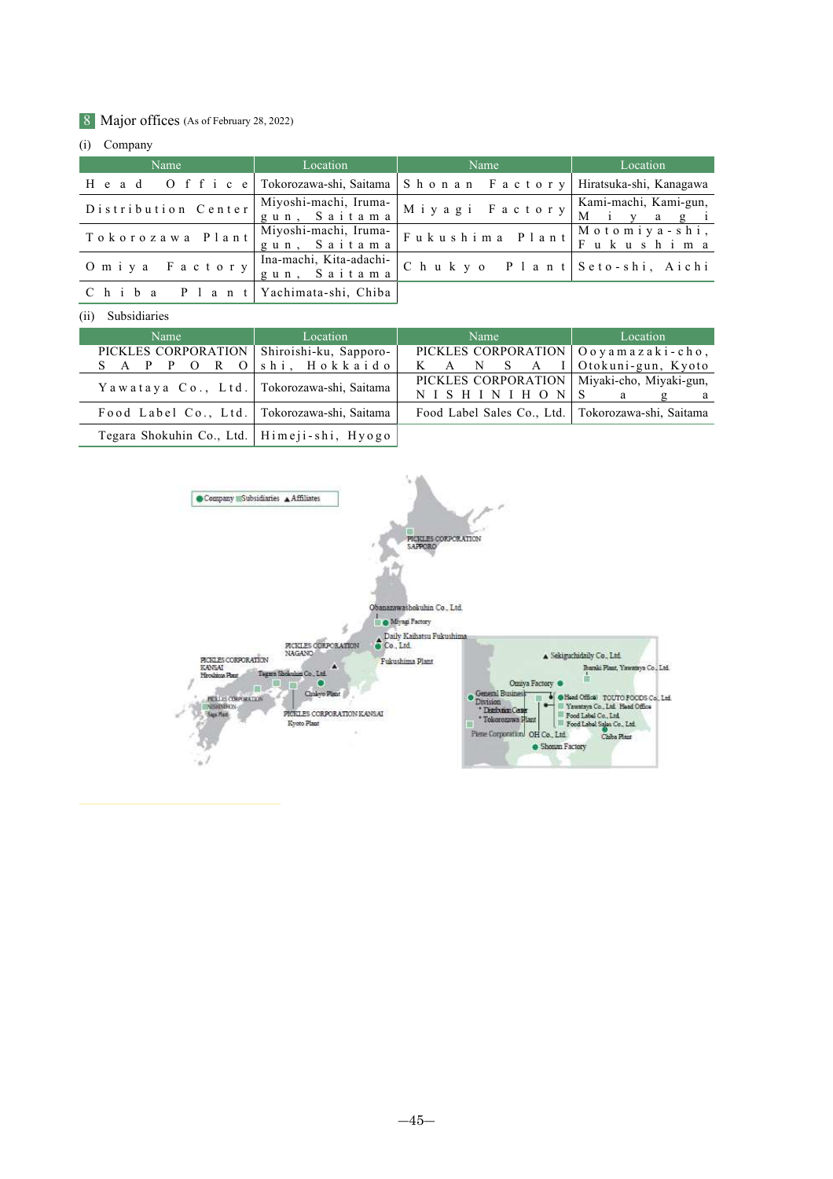## 8 Major offices (As of February 28, 2022)

(i) Company

| Name | Location | Name | Location |
|---|---|---|---|
| Head Office | Tokorozawa-shi, Saitama | Shonan Factory | Hiratsuka-shi, Kanagawa |
| Distribution Center | Miyoshi-machi, Iruma-gun, Saitama | Miyagi Factory | Kami-machi, Kami-gun, Miyagi |
| Tokorozawa Plant | Miyoshi-machi, Iruma-gun, Saitama | Fukushima Plant | Motomiya-shi, Fukushima |
| Omiya Factory | Ina-machi, Kita-adachi-gun, Saitama | Chukyo Plant | Seto-shi, Aichi |
| Chiba Plant | Yachimata-shi, Chiba | | |

(ii) Subsidiaries

| Name | Location | Name | Location |
|---|---|---|---|
| PICKLES CORPORATION SAPPORO | Shiroishi-ku, Sapporo-shi, Hokkaido | PICKLES CORPORATION KANSAI | Ooyamazaki-cho, Otokuni-gun, Kyoto |
| Yawataya Co., Ltd. | Tokorozawa-shi, Saitama | PICKLES CORPORATION NISHINIHON | Miyaki-cho, Miyaki-gun, Saga |
| Food Label Co., Ltd. | Tokorozawa-shi, Saitama | Food Label Sales Co., Ltd. | Tokorozawa-shi, Saitama |
| Tegara Shokuhin Co., Ltd. | Himeji-shi, Hyogo | | |

● Company ■ Subsidiaries ▲ Affiliates

PICKLES CORPORATION SAPPORO
Obanazawashokuhin Co., Ltd.
Miyagi Factory
Daily Kaihatsu Fukushima Co., Ltd.
Fukushima Plant
PICKLES CORPORATION NAGANO
PICKLES CORPORATION KANSAI Hiroshima Plant
Tegara Shokuhin Co., Ltd.
Chukyo Plant
PICKLES CORPORATION NISHINIHON Saga Plant
PICKLES CORPORATION KANSAI Kyoto Plant
Sekiguchidaily Co., Ltd.
Ibaraki Plant, Yawataya Co., Ltd.
Omiya Factory
General Business Division
Distribution Center
Tokorozawa Plant
Head Office
TOUTO FOODS Co., Ltd.
Yawataya Co., Ltd. Head Office
Food Label Co., Ltd.
Food Label Sales Co., Ltd.
Pione Corporation
OH Co., Ltd.
Chiba Plant
Shonan Factory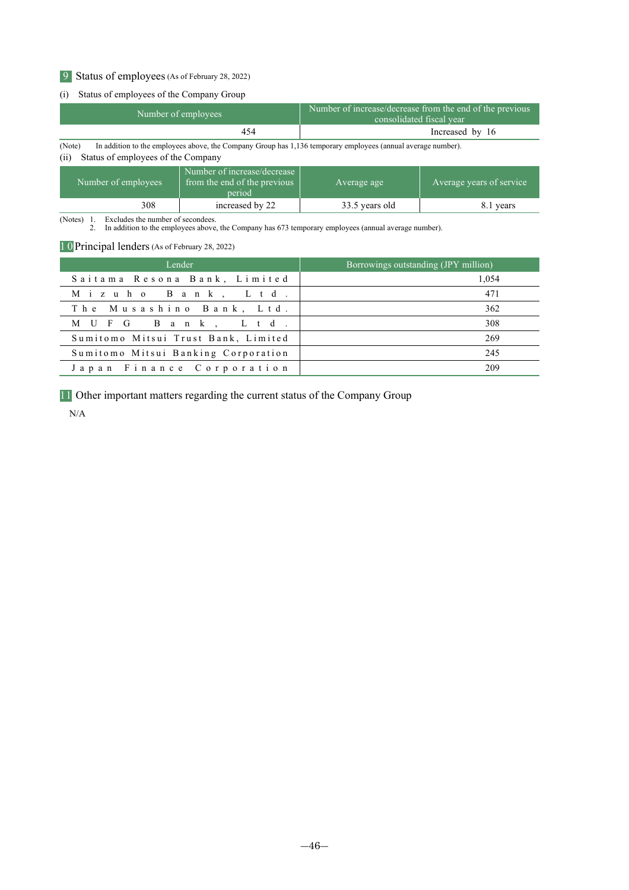## 9 Status of employees (As of February 28, 2022)

(i) Status of employees of the Company Group

| Number of employees | Number of increase/decrease from the end of the previous consolidated fiscal year |
|---|---|
| 454 | Increased by 16 |

(Note) In addition to the employees above, the Company Group has 1,136 temporary employees (annual average number).

(ii) Status of employees of the Company

| Number of employees | Number of increase/decrease from the end of the previous period | Average age | Average years of service |
|---|---|---|---|
| 308 | increased by 22 | 33.5 years old | 8.1 years |

(Notes) 1. Excludes the number of secondees.
2. In addition to the employees above, the Company has 673 temporary employees (annual average number).

## 10 Principal lenders (As of February 28, 2022)

| Lender | Borrowings outstanding (JPY million) |
|---|---|
| Saitama Resona Bank, Limited | 1,054 |
| Mizuho Bank, Ltd. | 471 |
| The Musashino Bank, Ltd. | 362 |
| MUFG Bank, Ltd. | 308 |
| Sumitomo Mitsui Trust Bank, Limited | 269 |
| Sumitomo Mitsui Banking Corporation | 245 |
| Japan Finance Corporation | 209 |

## 11 Other important matters regarding the current status of the Company Group

N/A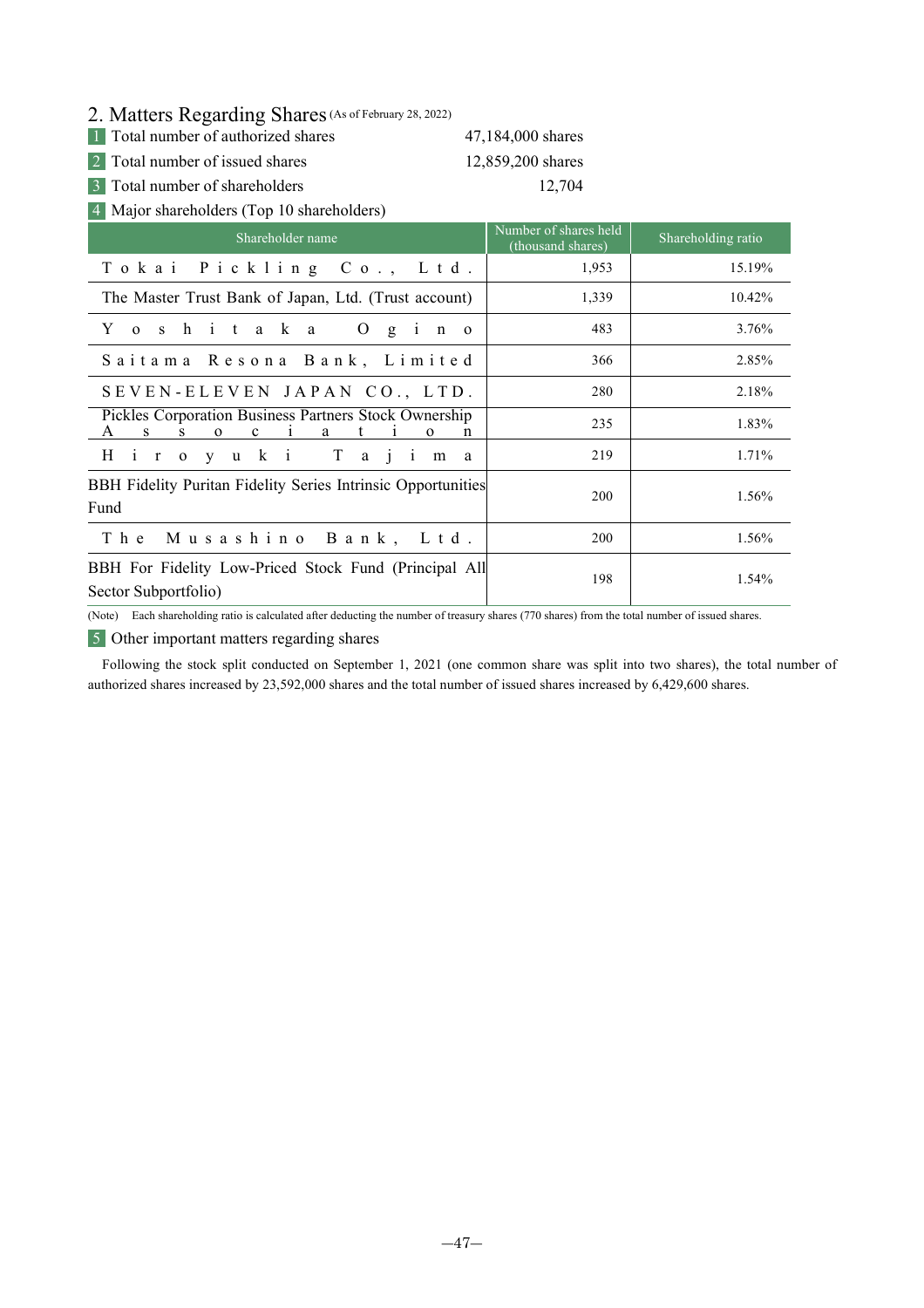## 2. Matters Regarding Shares (As of February 28, 2022)

1 Total number of authorized shares 47,184,000 shares

2 Total number of issued shares 12,859,200 shares

3 Total number of shareholders 12,704

4 Major shareholders (Top 10 shareholders)

| Shareholder name | Number of shares held (thousand shares) | Shareholding ratio |
|---|---|---|
| Tokai Pickling Co., Ltd. | 1,953 | 15.19% |
| The Master Trust Bank of Japan, Ltd. (Trust account) | 1,339 | 10.42% |
| Yoshitaka Ogino | 483 | 3.76% |
| Saitama Resona Bank, Limited | 366 | 2.85% |
| SEVEN-ELEVEN JAPAN CO., LTD. | 280 | 2.18% |
| Pickles Corporation Business Partners Stock Ownership Association | 235 | 1.83% |
| Hiroyuki Tajima | 219 | 1.71% |
| BBH Fidelity Puritan Fidelity Series Intrinsic Opportunities Fund | 200 | 1.56% |
| The Musashino Bank, Ltd. | 200 | 1.56% |
| BBH For Fidelity Low-Priced Stock Fund (Principal All Sector Subportfolio) | 198 | 1.54% |

(Note) Each shareholding ratio is calculated after deducting the number of treasury shares (770 shares) from the total number of issued shares.

5 Other important matters regarding shares

Following the stock split conducted on September 1, 2021 (one common share was split into two shares), the total number of authorized shares increased by 23,592,000 shares and the total number of issued shares increased by 6,429,600 shares.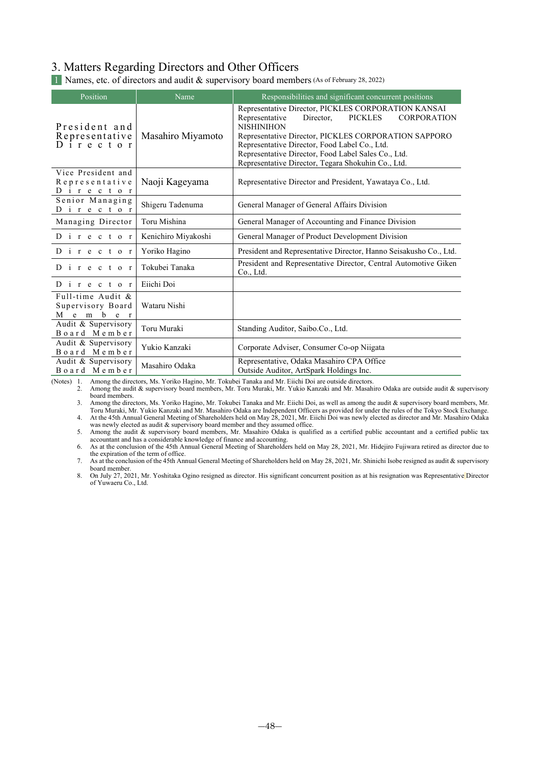## 3. Matters Regarding Directors and Other Officers

### 1 Names, etc. of directors and audit & supervisory board members (As of February 28, 2022)

| Position | Name | Responsibilities and significant concurrent positions |
|---|---|---|
| President and Representative Director | Masahiro Miyamoto | Representative Director, PICKLES CORPORATION KANSAI<br>Representative Director, PICKLES CORPORATION NISHINIHON<br>Representative Director, PICKLES CORPORATION SAPPORO<br>Representative Director, Food Label Co., Ltd.<br>Representative Director, Food Label Sales Co., Ltd.<br>Representative Director, Tegara Shokuhin Co., Ltd. |
| Vice President and Representative Director | Naoji Kageyama | Representative Director and President, Yawataya Co., Ltd. |
| Senior Managing Director | Shigeru Tadenuma | General Manager of General Affairs Division |
| Managing Director | Toru Mishina | General Manager of Accounting and Finance Division |
| Director | Kenichiro Miyakoshi | General Manager of Product Development Division |
| Director | Yoriko Hagino | President and Representative Director, Hanno Seisakusho Co., Ltd. |
| Director | Tokubei Tanaka | President and Representative Director, Central Automotive Giken Co., Ltd. |
| Director | Eiichi Doi | |
| Full-time Audit & Supervisory Board Member | Wataru Nishi | |
| Audit & Supervisory Board Member | Toru Muraki | Standing Auditor, Saibo.Co., Ltd. |
| Audit & Supervisory Board Member | Yukio Kanzaki | Corporate Adviser, Consumer Co-op Niigata |
| Audit & Supervisory Board Member | Masahiro Odaka | Representative, Odaka Masahiro CPA Office<br>Outside Auditor, ArtSpark Holdings Inc. |

(Notes)
1. Among the directors, Ms. Yoriko Hagino, Mr. Tokubei Tanaka and Mr. Eiichi Doi are outside directors.
2. Among the audit & supervisory board members, Mr. Toru Muraki, Mr. Yukio Kanzaki and Mr. Masahiro Odaka are outside audit & supervisory board members.
3. Among the directors, Ms. Yoriko Hagino, Mr. Tokubei Tanaka and Mr. Eiichi Doi, as well as among the audit & supervisory board members, Mr. Toru Muraki, Mr. Yukio Kanzaki and Mr. Masahiro Odaka are Independent Officers as provided for under the rules of the Tokyo Stock Exchange.
4. At the 45th Annual General Meeting of Shareholders held on May 28, 2021, Mr. Eiichi Doi was newly elected as director and Mr. Masahiro Odaka was newly elected as audit & supervisory board member and they assumed office.
5. Among the audit & supervisory board members, Mr. Masahiro Odaka is qualified as a certified public accountant and a certified public tax accountant and has a considerable knowledge of finance and accounting.
6. As at the conclusion of the 45th Annual General Meeting of Shareholders held on May 28, 2021, Mr. Hidejiro Fujiwara retired as director due to the expiration of the term of office.
7. As at the conclusion of the 45th Annual General Meeting of Shareholders held on May 28, 2021, Mr. Shinichi Isobe resigned as audit & supervisory board member.
8. On July 27, 2021, Mr. Yoshitaka Ogino resigned as director. His significant concurrent position as at his resignation was Representative Director of Yuwaeru Co., Ltd.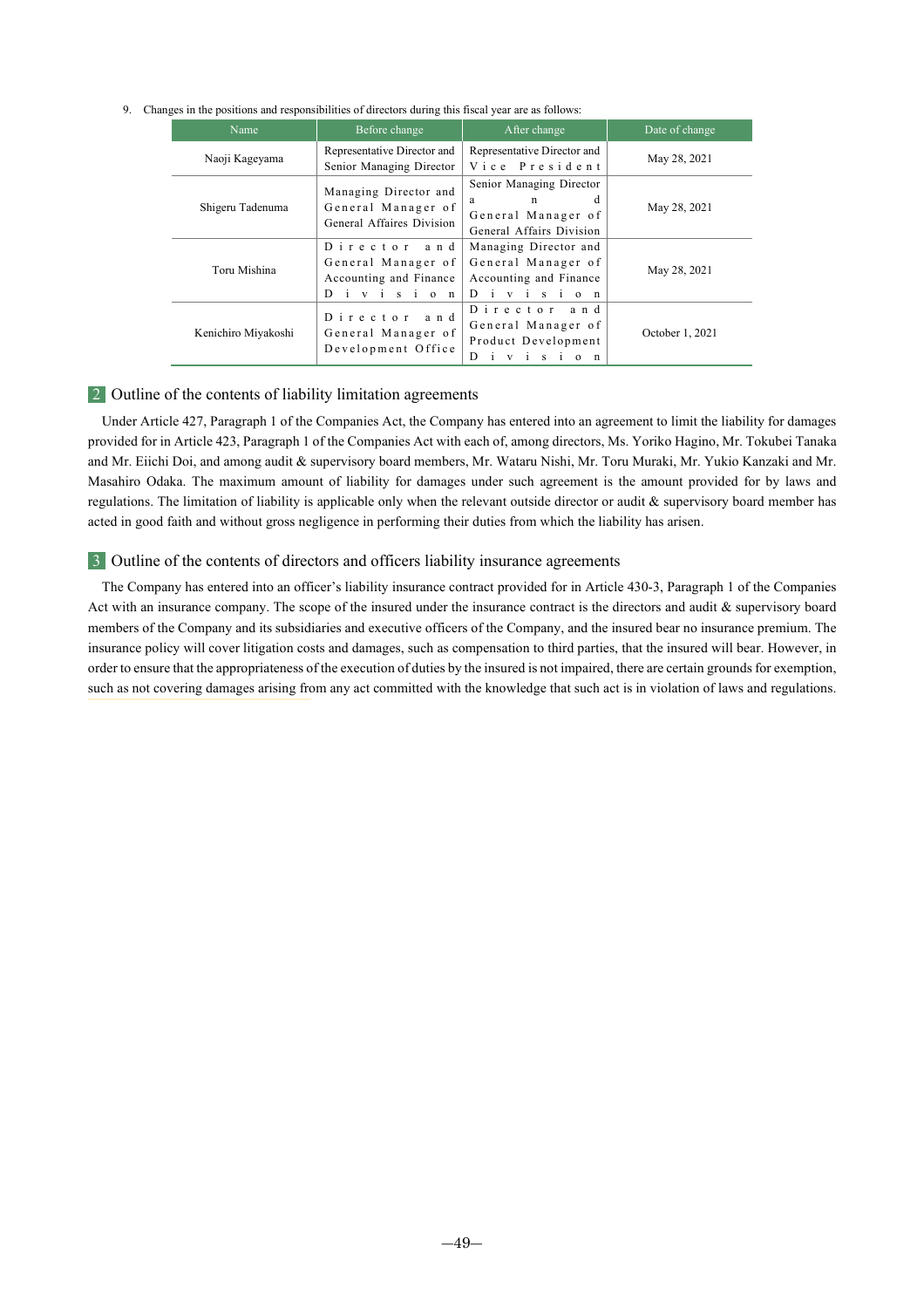9. Changes in the positions and responsibilities of directors during this fiscal year are as follows:

| Name | Before change | After change | Date of change |
|---|---|---|---|
| Naoji Kageyama | Representative Director and Senior Managing Director | Representative Director and Vice President | May 28, 2021 |
| Shigeru Tadenuma | Managing Director and General Manager of General Affaires Division | Senior Managing Director and General Manager of General Affairs Division | May 28, 2021 |
| Toru Mishina | Director and General Manager of Accounting and Finance Division | Managing Director and General Manager of Accounting and Finance Division | May 28, 2021 |
| Kenichiro Miyakoshi | Director and General Manager of Development Office | Director and General Manager of Product Development Division | October 1, 2021 |

## 2 Outline of the contents of liability limitation agreements

Under Article 427, Paragraph 1 of the Companies Act, the Company has entered into an agreement to limit the liability for damages provided for in Article 423, Paragraph 1 of the Companies Act with each of, among directors, Ms. Yoriko Hagino, Mr. Tokubei Tanaka and Mr. Eiichi Doi, and among audit & supervisory board members, Mr. Wataru Nishi, Mr. Toru Muraki, Mr. Yukio Kanzaki and Mr. Masahiro Odaka. The maximum amount of liability for damages under such agreement is the amount provided for by laws and regulations. The limitation of liability is applicable only when the relevant outside director or audit & supervisory board member has acted in good faith and without gross negligence in performing their duties from which the liability has arisen.

## 3 Outline of the contents of directors and officers liability insurance agreements

The Company has entered into an officer's liability insurance contract provided for in Article 430-3, Paragraph 1 of the Companies Act with an insurance company. The scope of the insured under the insurance contract is the directors and audit & supervisory board members of the Company and its subsidiaries and executive officers of the Company, and the insured bear no insurance premium. The insurance policy will cover litigation costs and damages, such as compensation to third parties, that the insured will bear. However, in order to ensure that the appropriateness of the execution of duties by the insured is not impaired, there are certain grounds for exemption, such as not covering damages arising from any act committed with the knowledge that such act is in violation of laws and regulations.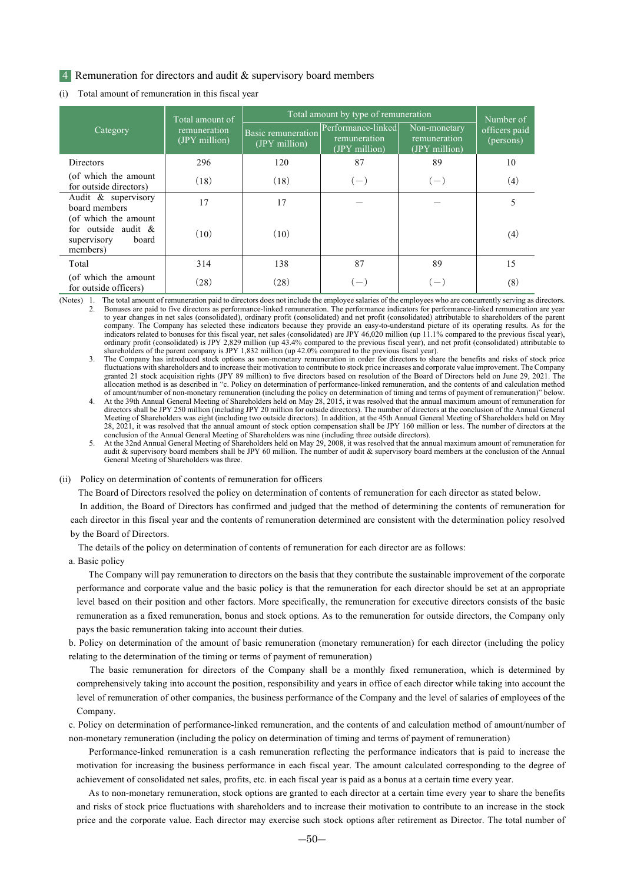## 4 Remuneration for directors and audit & supervisory board members

(i) Total amount of remuneration in this fiscal year

| Category | Total amount of remuneration (JPY million) | Total amount by type of remuneration | | | Number of officers paid (persons) |
|---|---|---|---|---|---|
| | | Basic remuneration (JPY million) | Performance-linked remuneration (JPY million) | Non-monetary remuneration (JPY million) | |
| Directors | 296 | 120 | 87 | 89 | 10 |
| (of which the amount for outside directors) | (18) | (18) | (−) | (−) | (4) |
| Audit & supervisory board members | 17 | 17 | − | − | 5 |
| (of which the amount for outside audit & supervisory board members) | (10) | (10) | | | (4) |
| Total | 314 | 138 | 87 | 89 | 15 |
| (of which the amount for outside officers) | (28) | (28) | (−) | (−) | (8) |

(Notes) 1. The total amount of remuneration paid to directors does not include the employee salaries of the employees who are concurrently serving as directors.

2. Bonuses are paid to five directors as performance-linked remuneration. The performance indicators for performance-linked remuneration are year to year changes in net sales (consolidated), ordinary profit (consolidated) and net profit (consolidated) attributable to shareholders of the parent company. The Company has selected these indicators because they provide an easy-to-understand picture of its operating results. As for the indicators related to bonuses for this fiscal year, net sales (consolidated) are JPY 46,020 million (up 11.1% compared to the previous fiscal year), ordinary profit (consolidated) is JPY 2,829 million (up 43.4% compared to the previous fiscal year), and net profit (consolidated) attributable to shareholders of the parent company is JPY 1,832 million (up 42.0% compared to the previous fiscal year).

3. The Company has introduced stock options as non-monetary remuneration in order for directors to share the benefits and risks of stock price fluctuations with shareholders and to increase their motivation to contribute to stock price increases and corporate value improvement. The Company granted 21 stock acquisition rights (JPY 89 million) to five directors based on resolution of the Board of Directors held on June 29, 2021. The allocation method is as described in "c. Policy on determination of performance-linked remuneration, and the contents of and calculation method of amount/number of non-monetary remuneration (including the policy on determination of timing and terms of payment of remuneration)" below.

4. At the 39th Annual General Meeting of Shareholders held on May 28, 2015, it was resolved that the annual maximum amount of remuneration for directors shall be JPY 250 million (including JPY 20 million for outside directors). The number of directors at the conclusion of the Annual General Meeting of Shareholders was eight (including two outside directors). In addition, at the 45th Annual General Meeting of Shareholders held on May 28, 2021, it was resolved that the annual amount of stock option compensation shall be JPY 160 million or less. The number of directors at the conclusion of the Annual General Meeting of Shareholders was nine (including three outside directors).

5. At the 32nd Annual General Meeting of Shareholders held on May 29, 2008, it was resolved that the annual maximum amount of remuneration for audit & supervisory board members shall be JPY 60 million. The number of audit & supervisory board members at the conclusion of the Annual General Meeting of Shareholders was three.

(ii) Policy on determination of contents of remuneration for officers

The Board of Directors resolved the policy on determination of contents of remuneration for each director as stated below.

In addition, the Board of Directors has confirmed and judged that the method of determining the contents of remuneration for each director in this fiscal year and the contents of remuneration determined are consistent with the determination policy resolved by the Board of Directors.

The details of the policy on determination of contents of remuneration for each director are as follows:

a. Basic policy

The Company will pay remuneration to directors on the basis that they contribute the sustainable improvement of the corporate performance and corporate value and the basic policy is that the remuneration for each director should be set at an appropriate level based on their position and other factors. More specifically, the remuneration for executive directors consists of the basic remuneration as a fixed remuneration, bonus and stock options. As to the remuneration for outside directors, the Company only pays the basic remuneration taking into account their duties.

b. Policy on determination of the amount of basic remuneration (monetary remuneration) for each director (including the policy relating to the determination of the timing or terms of payment of remuneration)

The basic remuneration for directors of the Company shall be a monthly fixed remuneration, which is determined by comprehensively taking into account the position, responsibility and years in office of each director while taking into account the level of remuneration of other companies, the business performance of the Company and the level of salaries of employees of the Company.

c. Policy on determination of performance-linked remuneration, and the contents of and calculation method of amount/number of non-monetary remuneration (including the policy on determination of timing and terms of payment of remuneration)

Performance-linked remuneration is a cash remuneration reflecting the performance indicators that is paid to increase the motivation for increasing the business performance in each fiscal year. The amount calculated corresponding to the degree of achievement of consolidated net sales, profits, etc. in each fiscal year is paid as a bonus at a certain time every year.

As to non-monetary remuneration, stock options are granted to each director at a certain time every year to share the benefits and risks of stock price fluctuations with shareholders and to increase their motivation to contribute to an increase in the stock price and the corporate value. Each director may exercise such stock options after retirement as Director. The total number of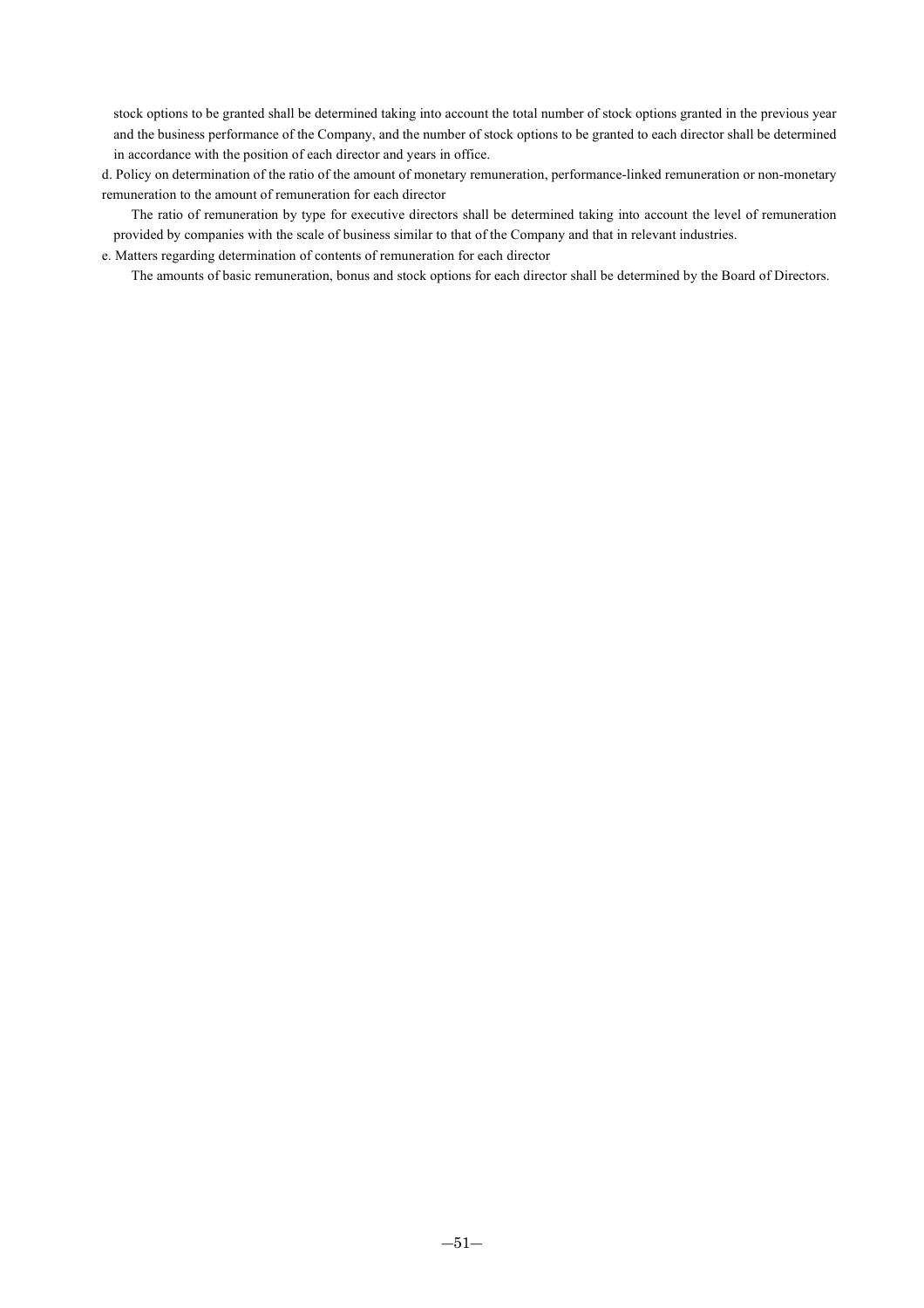stock options to be granted shall be determined taking into account the total number of stock options granted in the previous year and the business performance of the Company, and the number of stock options to be granted to each director shall be determined in accordance with the position of each director and years in office.

d. Policy on determination of the ratio of the amount of monetary remuneration, performance-linked remuneration or non-monetary remuneration to the amount of remuneration for each director

The ratio of remuneration by type for executive directors shall be determined taking into account the level of remuneration provided by companies with the scale of business similar to that of the Company and that in relevant industries.

e. Matters regarding determination of contents of remuneration for each director

The amounts of basic remuneration, bonus and stock options for each director shall be determined by the Board of Directors.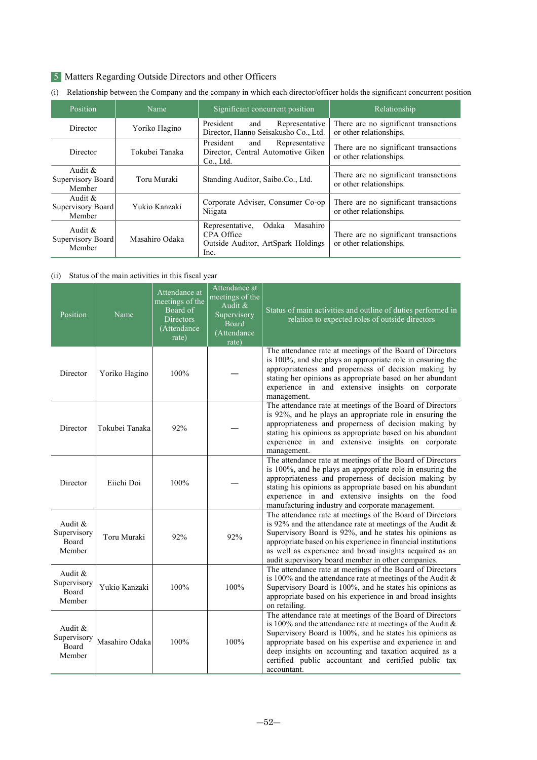## 5 Matters Regarding Outside Directors and other Officers

(i) Relationship between the Company and the company in which each director/officer holds the significant concurrent position

| Position | Name | Significant concurrent position | Relationship |
|---|---|---|---|
| Director | Yoriko Hagino | President and Representative Director, Hanno Seisakusho Co., Ltd. | There are no significant transactions or other relationships. |
| Director | Tokubei Tanaka | President and Representative Director, Central Automotive Giken Co., Ltd. | There are no significant transactions or other relationships. |
| Audit & Supervisory Board Member | Toru Muraki | Standing Auditor, Saibo.Co., Ltd. | There are no significant transactions or other relationships. |
| Audit & Supervisory Board Member | Yukio Kanzaki | Corporate Adviser, Consumer Co-op Niigata | There are no significant transactions or other relationships. |
| Audit & Supervisory Board Member | Masahiro Odaka | Representative, Odaka Masahiro CPA Office<br>Outside Auditor, ArtSpark Holdings Inc. | There are no significant transactions or other relationships. |

(ii) Status of the main activities in this fiscal year

| Position | Name | Attendance at meetings of the Board of Directors (Attendance rate) | Attendance at meetings of the Audit & Supervisory Board (Attendance rate) | Status of main activities and outline of duties performed in relation to expected roles of outside directors |
|---|---|---|---|---|
| Director | Yoriko Hagino | 100% | — | The attendance rate at meetings of the Board of Directors is 100%, and she plays an appropriate role in ensuring the appropriateness and properness of decision making by stating her opinions as appropriate based on her abundant experience in and extensive insights on corporate management. |
| Director | Tokubei Tanaka | 92% | — | The attendance rate at meetings of the Board of Directors is 92%, and he plays an appropriate role in ensuring the appropriateness and properness of decision making by stating his opinions as appropriate based on his abundant experience in and extensive insights on corporate management. |
| Director | Eiichi Doi | 100% | — | The attendance rate at meetings of the Board of Directors is 100%, and he plays an appropriate role in ensuring the appropriateness and properness of decision making by stating his opinions as appropriate based on his abundant experience in and extensive insights on the food manufacturing industry and corporate management. |
| Audit & Supervisory Board Member | Toru Muraki | 92% | 92% | The attendance rate at meetings of the Board of Directors is 92% and the attendance rate at meetings of the Audit & Supervisory Board is 92%, and he states his opinions as appropriate based on his experience in financial institutions as well as experience and broad insights acquired as an audit supervisory board member in other companies. |
| Audit & Supervisory Board Member | Yukio Kanzaki | 100% | 100% | The attendance rate at meetings of the Board of Directors is 100% and the attendance rate at meetings of the Audit & Supervisory Board is 100%, and he states his opinions as appropriate based on his experience in and broad insights on retailing. |
| Audit & Supervisory Board Member | Masahiro Odaka | 100% | 100% | The attendance rate at meetings of the Board of Directors is 100% and the attendance rate at meetings of the Audit & Supervisory Board is 100%, and he states his opinions as appropriate based on his expertise and experience in and deep insights on accounting and taxation acquired as a certified public accountant and certified public tax accountant. |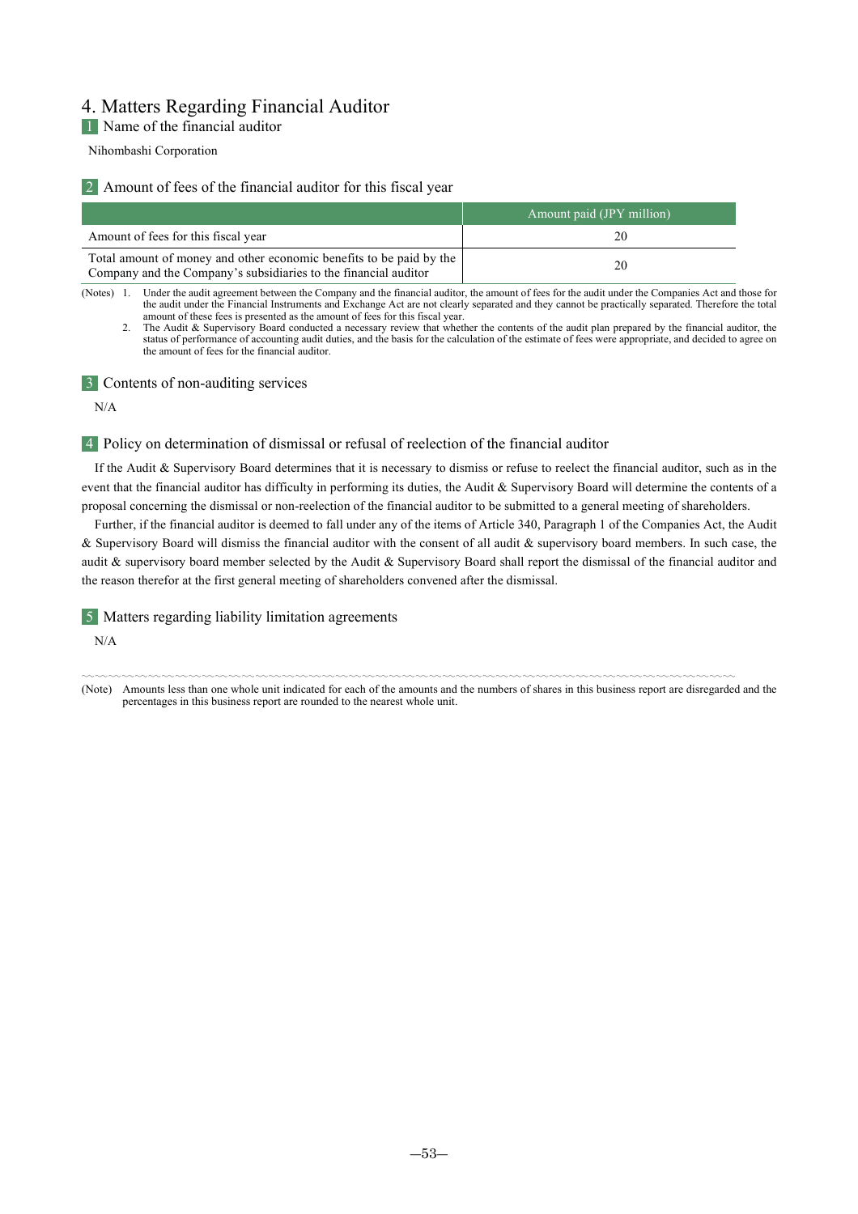# 4. Matters Regarding Financial Auditor

## 1 Name of the financial auditor

Nihombashi Corporation

## 2 Amount of fees of the financial auditor for this fiscal year

| | Amount paid (JPY million) |
|---|---|
| Amount of fees for this fiscal year | 20 |
| Total amount of money and other economic benefits to be paid by the Company and the Company's subsidiaries to the financial auditor | 20 |

(Notes) 1. Under the audit agreement between the Company and the financial auditor, the amount of fees for the audit under the Companies Act and those for the audit under the Financial Instruments and Exchange Act are not clearly separated and they cannot be practically separated. Therefore the total amount of these fees is presented as the amount of fees for this fiscal year.

2. The Audit & Supervisory Board conducted a necessary review that whether the contents of the audit plan prepared by the financial auditor, the status of performance of accounting audit duties, and the basis for the calculation of the estimate of fees were appropriate, and decided to agree on the amount of fees for the financial auditor.

## 3 Contents of non-auditing services

N/A

## 4 Policy on determination of dismissal or refusal of reelection of the financial auditor

If the Audit & Supervisory Board determines that it is necessary to dismiss or refuse to reelect the financial auditor, such as in the event that the financial auditor has difficulty in performing its duties, the Audit & Supervisory Board will determine the contents of a proposal concerning the dismissal or non-reelection of the financial auditor to be submitted to a general meeting of shareholders.

Further, if the financial auditor is deemed to fall under any of the items of Article 340, Paragraph 1 of the Companies Act, the Audit & Supervisory Board will dismiss the financial auditor with the consent of all audit & supervisory board members. In such case, the audit & supervisory board member selected by the Audit & Supervisory Board shall report the dismissal of the financial auditor and the reason therefor at the first general meeting of shareholders convened after the dismissal.

## 5 Matters regarding liability limitation agreements

N/A

---

(Note) Amounts less than one whole unit indicated for each of the amounts and the numbers of shares in this business report are disregarded and the percentages in this business report are rounded to the nearest whole unit.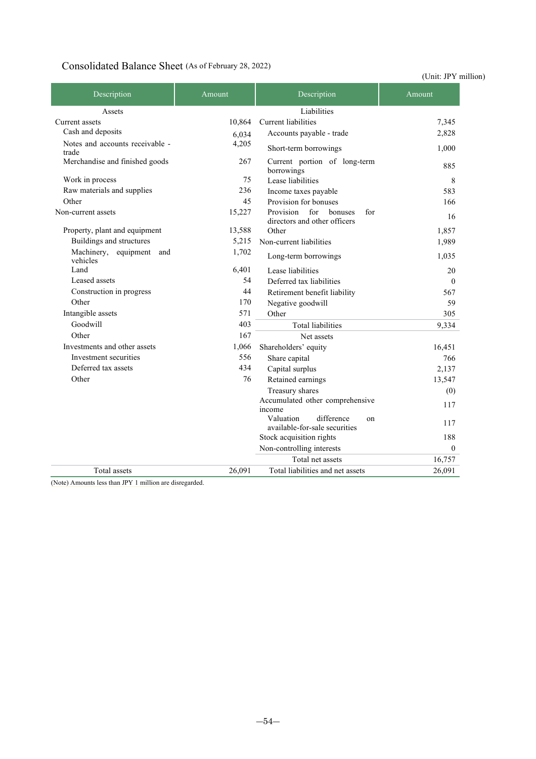## Consolidated Balance Sheet (As of February 28, 2022)

(Unit: JPY million)

| Description | Amount | Description | Amount |
|---|---|---|---|
| Assets | | Liabilities | |
| Current assets | 10,864 | Current liabilities | 7,345 |
| Cash and deposits | 6,034 | Accounts payable - trade | 2,828 |
| Notes and accounts receivable - trade | 4,205 | Short-term borrowings | 1,000 |
| Merchandise and finished goods | 267 | Current portion of long-term borrowings | 885 |
| Work in process | 75 | Lease liabilities | 8 |
| Raw materials and supplies | 236 | Income taxes payable | 583 |
| Other | 45 | Provision for bonuses | 166 |
| Non-current assets | 15,227 | Provision for bonuses for directors and other officers | 16 |
| Property, plant and equipment | 13,588 | Other | 1,857 |
| Buildings and structures | 5,215 | Non-current liabilities | 1,989 |
| Machinery, equipment and vehicles | 1,702 | Long-term borrowings | 1,035 |
| Land | 6,401 | Lease liabilities | 20 |
| Leased assets | 54 | Deferred tax liabilities | 0 |
| Construction in progress | 44 | Retirement benefit liability | 567 |
| Other | 170 | Negative goodwill | 59 |
| Intangible assets | 571 | Other | 305 |
| Goodwill | 403 | Total liabilities | 9,334 |
| Other | 167 | Net assets | |
| Investments and other assets | 1,066 | Shareholders' equity | 16,451 |
| Investment securities | 556 | Share capital | 766 |
| Deferred tax assets | 434 | Capital surplus | 2,137 |
| Other | 76 | Retained earnings | 13,547 |
| | | Treasury shares | (0) |
| | | Accumulated other comprehensive income | 117 |
| | | Valuation difference on available-for-sale securities | 117 |
| | | Stock acquisition rights | 188 |
| | | Non-controlling interests | 0 |
| | | Total net assets | 16,757 |
| Total assets | 26,091 | Total liabilities and net assets | 26,091 |

(Note) Amounts less than JPY 1 million are disregarded.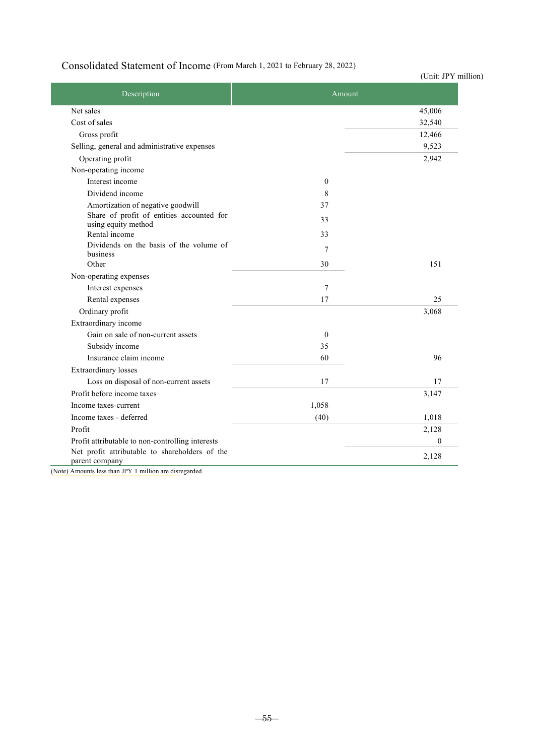## Consolidated Statement of Income (From March 1, 2021 to February 28, 2022)

(Unit: JPY million)

| Description | Amount | |
|---|---|---|
| Net sales | | 45,006 |
| Cost of sales | | 32,540 |
| Gross profit | | 12,466 |
| Selling, general and administrative expenses | | 9,523 |
| Operating profit | | 2,942 |
| Non-operating income | | |
| Interest income | 0 | |
| Dividend income | 8 | |
| Amortization of negative goodwill | 37 | |
| Share of profit of entities accounted for using equity method | 33 | |
| Rental income | 33 | |
| Dividends on the basis of the volume of business | 7 | |
| Other | 30 | 151 |
| Non-operating expenses | | |
| Interest expenses | 7 | |
| Rental expenses | 17 | 25 |
| Ordinary profit | | 3,068 |
| Extraordinary income | | |
| Gain on sale of non-current assets | 0 | |
| Subsidy income | 35 | |
| Insurance claim income | 60 | 96 |
| Extraordinary losses | | |
| Loss on disposal of non-current assets | 17 | 17 |
| Profit before income taxes | | 3,147 |
| Income taxes-current | 1,058 | |
| Income taxes - deferred | (40) | 1,018 |
| Profit | | 2,128 |
| Profit attributable to non-controlling interests | | 0 |
| Net profit attributable to shareholders of the parent company | | 2,128 |

(Note) Amounts less than JPY 1 million are disregarded.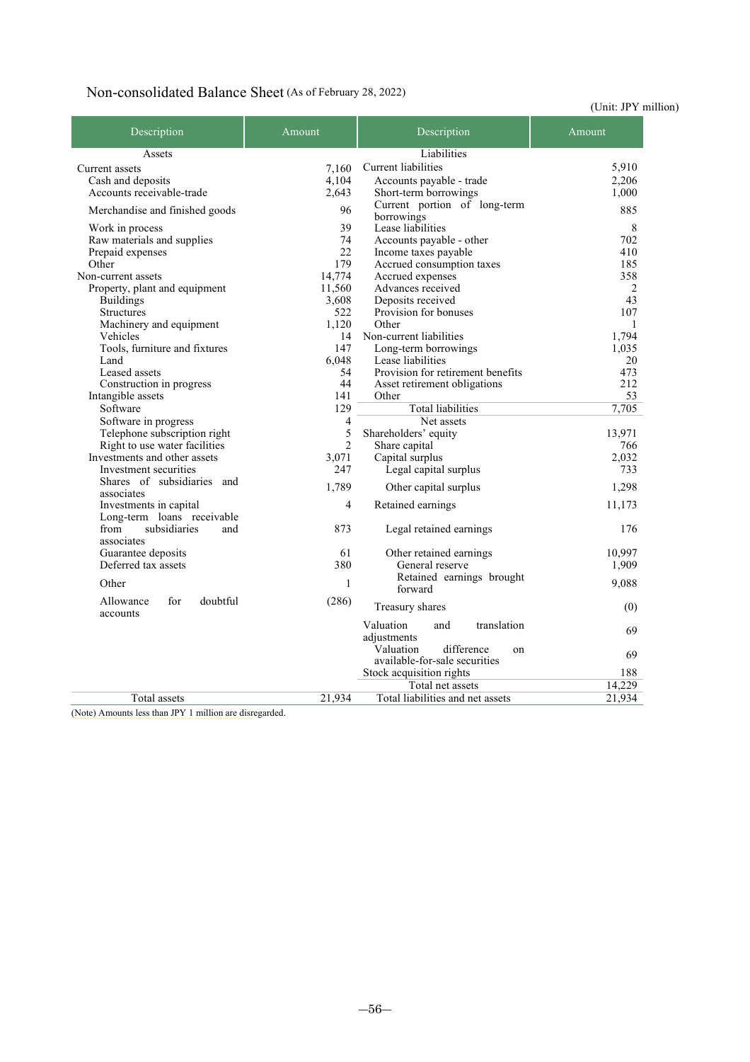## Non-consolidated Balance Sheet (As of February 28, 2022)

(Unit: JPY million)

| Description | Amount | Description | Amount |
|---|---|---|---|
| Assets | | Liabilities | |
| Current assets | 7,160 | Current liabilities | 5,910 |
| Cash and deposits | 4,104 | Accounts payable - trade | 2,206 |
| Accounts receivable-trade | 2,643 | Short-term borrowings | 1,000 |
| Merchandise and finished goods | 96 | Current portion of long-term borrowings | 885 |
| Work in process | 39 | Lease liabilities | 8 |
| Raw materials and supplies | 74 | Accounts payable - other | 702 |
| Prepaid expenses | 22 | Income taxes payable | 410 |
| Other | 179 | Accrued consumption taxes | 185 |
| Non-current assets | 14,774 | Accrued expenses | 358 |
| Property, plant and equipment | 11,560 | Advances received | 2 |
| Buildings | 3,608 | Deposits received | 43 |
| Structures | 522 | Provision for bonuses | 107 |
| Machinery and equipment | 1,120 | Other | 1 |
| Vehicles | 14 | Non-current liabilities | 1,794 |
| Tools, furniture and fixtures | 147 | Long-term borrowings | 1,035 |
| Land | 6,048 | Lease liabilities | 20 |
| Leased assets | 54 | Provision for retirement benefits | 473 |
| Construction in progress | 44 | Asset retirement obligations | 212 |
| Intangible assets | 141 | Other | 53 |
| Software | 129 | Total liabilities | 7,705 |
| Software in progress | 4 | Net assets | |
| Telephone subscription right | 5 | Shareholders' equity | 13,971 |
| Right to use water facilities | 2 | Share capital | 766 |
| Investments and other assets | 3,071 | Capital surplus | 2,032 |
| Investment securities | 247 | Legal capital surplus | 733 |
| Shares of subsidiaries and associates | 1,789 | Other capital surplus | 1,298 |
| Investments in capital | 4 | Retained earnings | 11,173 |
| Long-term loans receivable from subsidiaries and associates | 873 | Legal retained earnings | 176 |
| Guarantee deposits | 61 | Other retained earnings | 10,997 |
| Deferred tax assets | 380 | General reserve | 1,909 |
| Other | 1 | Retained earnings brought forward | 9,088 |
| Allowance for doubtful accounts | (286) | Treasury shares | (0) |
| | | Valuation and translation adjustments | 69 |
| | | Valuation difference on available-for-sale securities | 69 |
| | | Stock acquisition rights | 188 |
| | | Total net assets | 14,229 |
| Total assets | 21,934 | Total liabilities and net assets | 21,934 |

(Note) Amounts less than JPY 1 million are disregarded.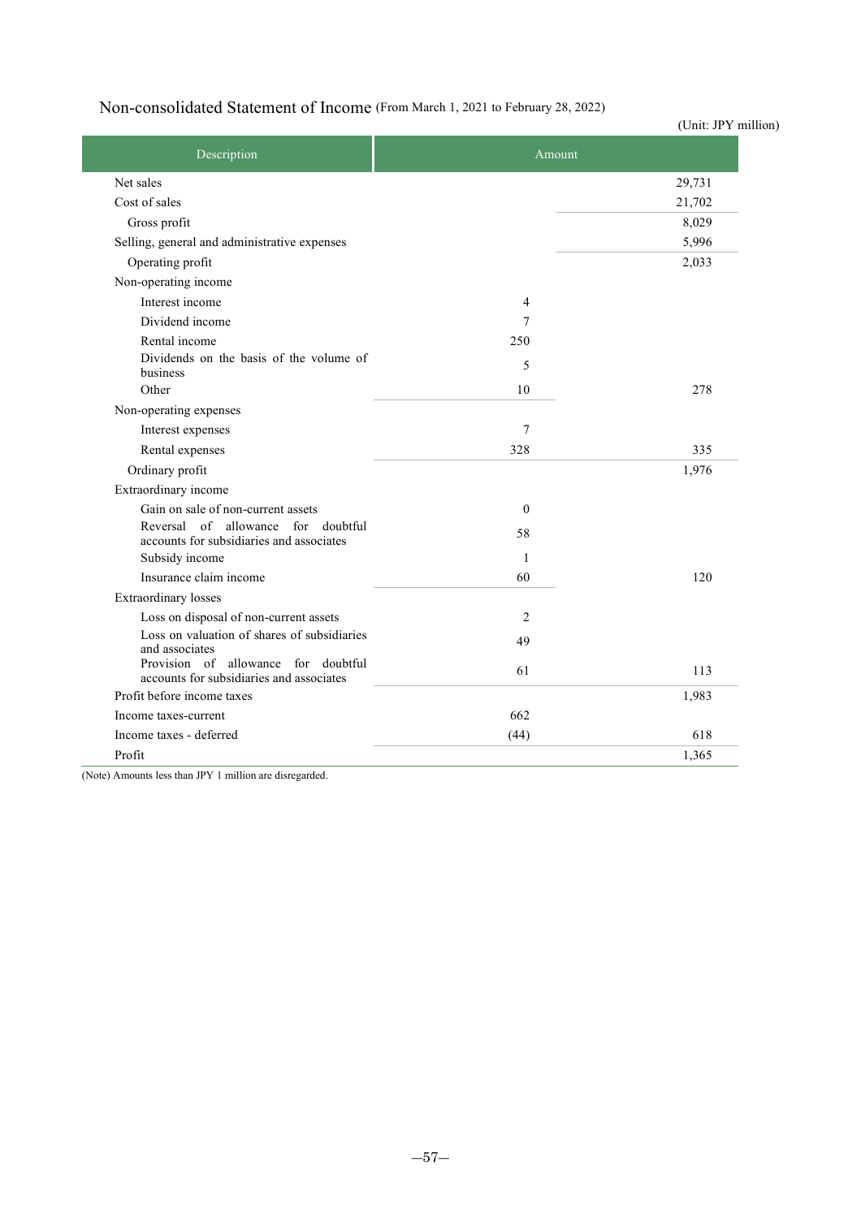## Non-consolidated Statement of Income (From March 1, 2021 to February 28, 2022)

(Unit: JPY million)

| Description | Amount | |
|---|---|---|
| Net sales | | 29,731 |
| Cost of sales | | 21,702 |
| Gross profit | | 8,029 |
| Selling, general and administrative expenses | | 5,996 |
| Operating profit | | 2,033 |
| Non-operating income | | |
| Interest income | 4 | |
| Dividend income | 7 | |
| Rental income | 250 | |
| Dividends on the basis of the volume of business | 5 | |
| Other | 10 | 278 |
| Non-operating expenses | | |
| Interest expenses | 7 | |
| Rental expenses | 328 | 335 |
| Ordinary profit | | 1,976 |
| Extraordinary income | | |
| Gain on sale of non-current assets | 0 | |
| Reversal of allowance for doubtful accounts for subsidiaries and associates | 58 | |
| Subsidy income | 1 | |
| Insurance claim income | 60 | 120 |
| Extraordinary losses | | |
| Loss on disposal of non-current assets | 2 | |
| Loss on valuation of shares of subsidiaries and associates | 49 | |
| Provision of allowance for doubtful accounts for subsidiaries and associates | 61 | 113 |
| Profit before income taxes | | 1,983 |
| Income taxes-current | 662 | |
| Income taxes - deferred | (44) | 618 |
| Profit | | 1,365 |

(Note) Amounts less than JPY 1 million are disregarded.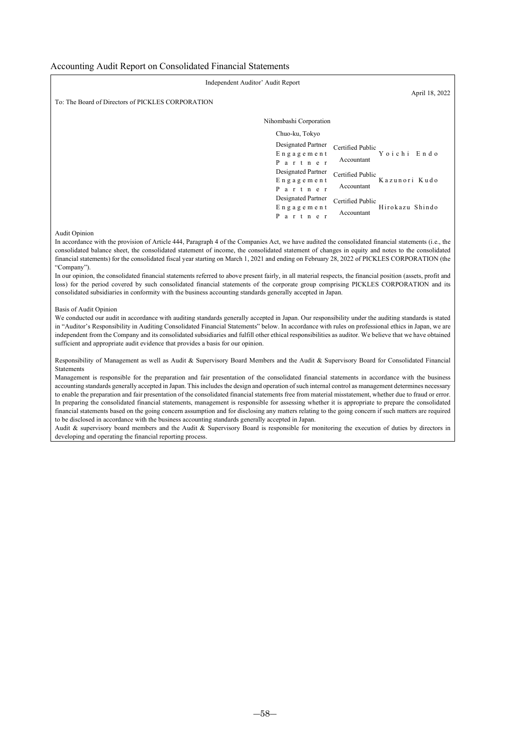## Accounting Audit Report on Consolidated Financial Statements

Independent Auditor' Audit Report

April 18, 2022

To: The Board of Directors of PICKLES CORPORATION

Nihombashi Corporation

Chuo-ku, Tokyo

| | | |
|---|---|---|
| Designated Partner Engagement Partner | Certified Public Accountant | Yoichi Endo |
| Designated Partner Engagement Partner | Certified Public Accountant | Kazunori Kudo |
| Designated Partner Engagement Partner | Certified Public Accountant | Hirokazu Shindo |

Audit Opinion

In accordance with the provision of Article 444, Paragraph 4 of the Companies Act, we have audited the consolidated financial statements (i.e., the consolidated balance sheet, the consolidated statement of income, the consolidated statement of changes in equity and notes to the consolidated financial statements) for the consolidated fiscal year starting on March 1, 2021 and ending on February 28, 2022 of PICKLES CORPORATION (the "Company").

In our opinion, the consolidated financial statements referred to above present fairly, in all material respects, the financial position (assets, profit and loss) for the period covered by such consolidated financial statements of the corporate group comprising PICKLES CORPORATION and its consolidated subsidiaries in conformity with the business accounting standards generally accepted in Japan.

Basis of Audit Opinion

We conducted our audit in accordance with auditing standards generally accepted in Japan. Our responsibility under the auditing standards is stated in "Auditor's Responsibility in Auditing Consolidated Financial Statements" below. In accordance with rules on professional ethics in Japan, we are independent from the Company and its consolidated subsidiaries and fulfill other ethical responsibilities as auditor. We believe that we have obtained sufficient and appropriate audit evidence that provides a basis for our opinion.

Responsibility of Management as well as Audit & Supervisory Board Members and the Audit & Supervisory Board for Consolidated Financial Statements

Management is responsible for the preparation and fair presentation of the consolidated financial statements in accordance with the business accounting standards generally accepted in Japan. This includes the design and operation of such internal control as management determines necessary to enable the preparation and fair presentation of the consolidated financial statements free from material misstatement, whether due to fraud or error.

In preparing the consolidated financial statements, management is responsible for assessing whether it is appropriate to prepare the consolidated financial statements based on the going concern assumption and for disclosing any matters relating to the going concern if such matters are required to be disclosed in accordance with the business accounting standards generally accepted in Japan.

Audit & supervisory board members and the Audit & Supervisory Board is responsible for monitoring the execution of duties by directors in developing and operating the financial reporting process.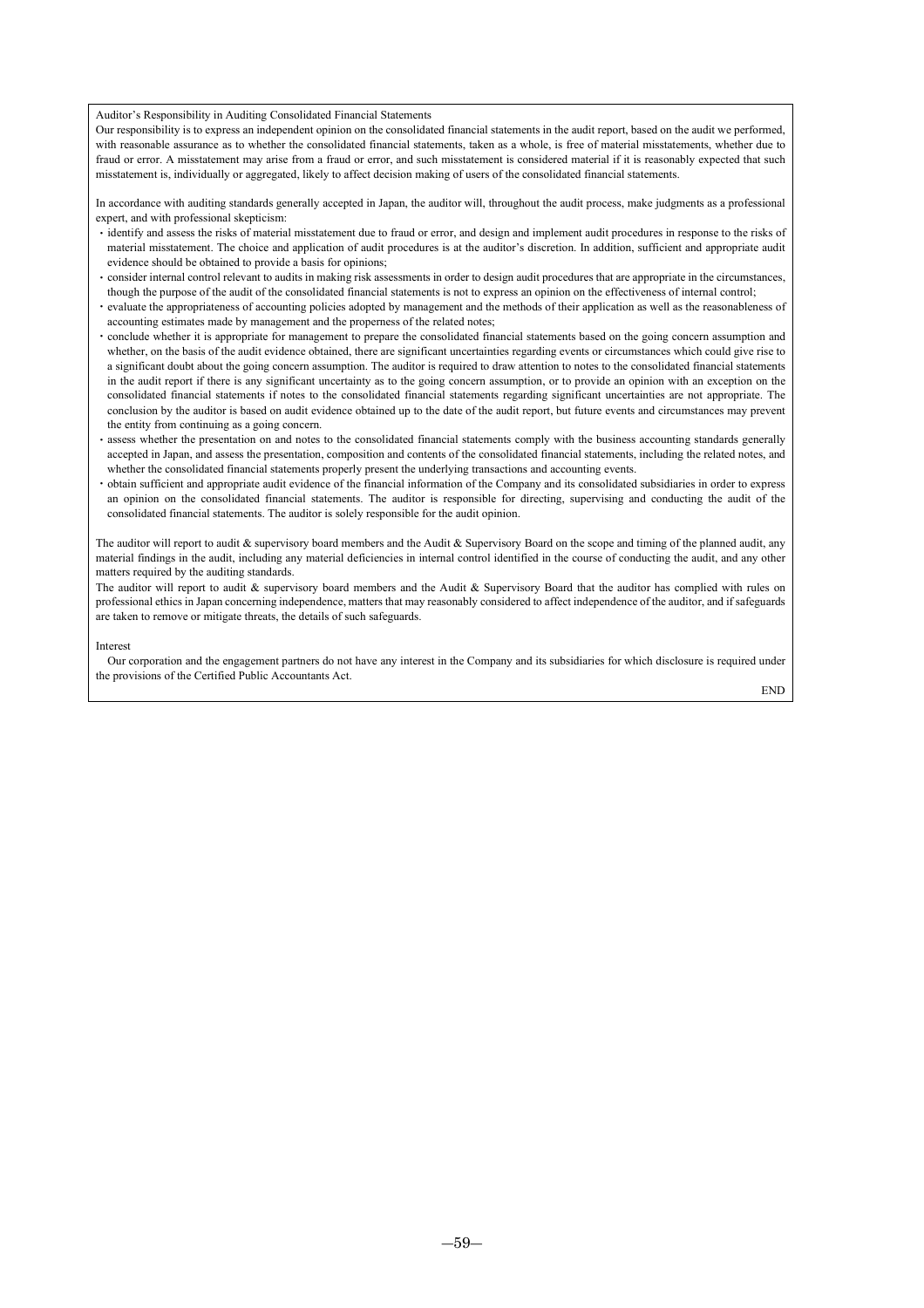Auditor's Responsibility in Auditing Consolidated Financial Statements

Our responsibility is to express an independent opinion on the consolidated financial statements in the audit report, based on the audit we performed, with reasonable assurance as to whether the consolidated financial statements, taken as a whole, is free of material misstatements, whether due to fraud or error. A misstatement may arise from a fraud or error, and such misstatement is considered material if it is reasonably expected that such misstatement is, individually or aggregated, likely to affect decision making of users of the consolidated financial statements.

In accordance with auditing standards generally accepted in Japan, the auditor will, throughout the audit process, make judgments as a professional expert, and with professional skepticism:

- identify and assess the risks of material misstatement due to fraud or error, and design and implement audit procedures in response to the risks of material misstatement. The choice and application of audit procedures is at the auditor's discretion. In addition, sufficient and appropriate audit evidence should be obtained to provide a basis for opinions;
- consider internal control relevant to audits in making risk assessments in order to design audit procedures that are appropriate in the circumstances, though the purpose of the audit of the consolidated financial statements is not to express an opinion on the effectiveness of internal control;
- evaluate the appropriateness of accounting policies adopted by management and the methods of their application as well as the reasonableness of accounting estimates made by management and the properness of the related notes;
- conclude whether it is appropriate for management to prepare the consolidated financial statements based on the going concern assumption and whether, on the basis of the audit evidence obtained, there are significant uncertainties regarding events or circumstances which could give rise to a significant doubt about the going concern assumption. The auditor is required to draw attention to notes to the consolidated financial statements in the audit report if there is any significant uncertainty as to the going concern assumption, or to provide an opinion with an exception on the consolidated financial statements if notes to the consolidated financial statements regarding significant uncertainties are not appropriate. The conclusion by the auditor is based on audit evidence obtained up to the date of the audit report, but future events and circumstances may prevent the entity from continuing as a going concern.
- assess whether the presentation on and notes to the consolidated financial statements comply with the business accounting standards generally accepted in Japan, and assess the presentation, composition and contents of the consolidated financial statements, including the related notes, and whether the consolidated financial statements properly present the underlying transactions and accounting events.
- obtain sufficient and appropriate audit evidence of the financial information of the Company and its consolidated subsidiaries in order to express an opinion on the consolidated financial statements. The auditor is responsible for directing, supervising and conducting the audit of the consolidated financial statements. The auditor is solely responsible for the audit opinion.

The auditor will report to audit & supervisory board members and the Audit & Supervisory Board on the scope and timing of the planned audit, any material findings in the audit, including any material deficiencies in internal control identified in the course of conducting the audit, and any other matters required by the auditing standards.

The auditor will report to audit & supervisory board members and the Audit & Supervisory Board that the auditor has complied with rules on professional ethics in Japan concerning independence, matters that may reasonably considered to affect independence of the auditor, and if safeguards are taken to remove or mitigate threats, the details of such safeguards.

Interest

Our corporation and the engagement partners do not have any interest in the Company and its subsidiaries for which disclosure is required under the provisions of the Certified Public Accountants Act.

END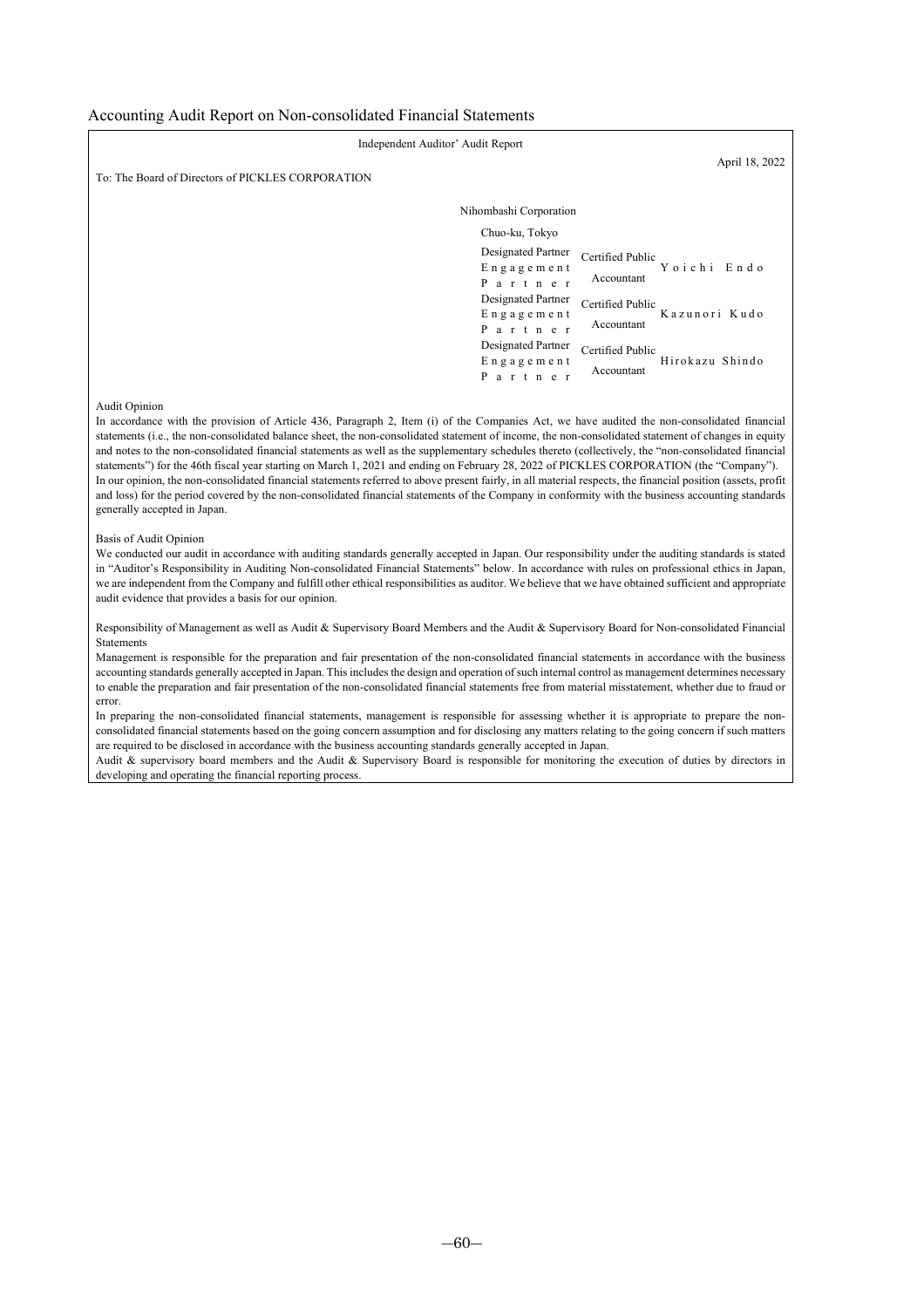# Accounting Audit Report on Non-consolidated Financial Statements

Independent Auditor' Audit Report

April 18, 2022

To: The Board of Directors of PICKLES CORPORATION

Nihombashi Corporation

Chuo-ku, Tokyo

| | | |
|---|---|---|
| Designated Partner Engagement Partner | Certified Public Accountant | Yoichi Endo |
| Designated Partner Engagement Partner | Certified Public Accountant | Kazunori Kudo |
| Designated Partner Engagement Partner | Certified Public Accountant | Hirokazu Shindo |

Audit Opinion

In accordance with the provision of Article 436, Paragraph 2, Item (i) of the Companies Act, we have audited the non-consolidated financial statements (i.e., the non-consolidated balance sheet, the non-consolidated statement of income, the non-consolidated statement of changes in equity and notes to the non-consolidated financial statements as well as the supplementary schedules thereto (collectively, the "non-consolidated financial statements") for the 46th fiscal year starting on March 1, 2021 and ending on February 28, 2022 of PICKLES CORPORATION (the "Company").

In our opinion, the non-consolidated financial statements referred to above present fairly, in all material respects, the financial position (assets, profit and loss) for the period covered by the non-consolidated financial statements of the Company in conformity with the business accounting standards generally accepted in Japan.

Basis of Audit Opinion

We conducted our audit in accordance with auditing standards generally accepted in Japan. Our responsibility under the auditing standards is stated in "Auditor's Responsibility in Auditing Non-consolidated Financial Statements" below. In accordance with rules on professional ethics in Japan, we are independent from the Company and fulfill other ethical responsibilities as auditor. We believe that we have obtained sufficient and appropriate audit evidence that provides a basis for our opinion.

Responsibility of Management as well as Audit & Supervisory Board Members and the Audit & Supervisory Board for Non-consolidated Financial Statements

Management is responsible for the preparation and fair presentation of the non-consolidated financial statements in accordance with the business accounting standards generally accepted in Japan. This includes the design and operation of such internal control as management determines necessary to enable the preparation and fair presentation of the non-consolidated financial statements free from material misstatement, whether due to fraud or error.

In preparing the non-consolidated financial statements, management is responsible for assessing whether it is appropriate to prepare the non-consolidated financial statements based on the going concern assumption and for disclosing any matters relating to the going concern if such matters are required to be disclosed in accordance with the business accounting standards generally accepted in Japan.

Audit & supervisory board members and the Audit & Supervisory Board is responsible for monitoring the execution of duties by directors in developing and operating the financial reporting process.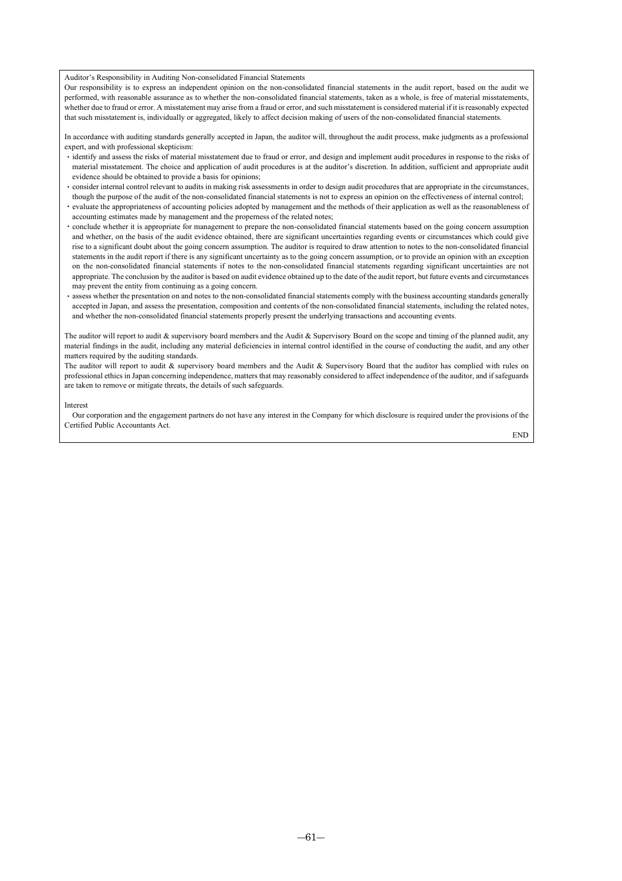Auditor's Responsibility in Auditing Non-consolidated Financial Statements

Our responsibility is to express an independent opinion on the non-consolidated financial statements in the audit report, based on the audit we performed, with reasonable assurance as to whether the non-consolidated financial statements, taken as a whole, is free of material misstatements, whether due to fraud or error. A misstatement may arise from a fraud or error, and such misstatement is considered material if it is reasonably expected that such misstatement is, individually or aggregated, likely to affect decision making of users of the non-consolidated financial statements.

In accordance with auditing standards generally accepted in Japan, the auditor will, throughout the audit process, make judgments as a professional expert, and with professional skepticism:

- identify and assess the risks of material misstatement due to fraud or error, and design and implement audit procedures in response to the risks of material misstatement. The choice and application of audit procedures is at the auditor's discretion. In addition, sufficient and appropriate audit evidence should be obtained to provide a basis for opinions;
- consider internal control relevant to audits in making risk assessments in order to design audit procedures that are appropriate in the circumstances, though the purpose of the audit of the non-consolidated financial statements is not to express an opinion on the effectiveness of internal control;
- evaluate the appropriateness of accounting policies adopted by management and the methods of their application as well as the reasonableness of accounting estimates made by management and the properness of the related notes;
- conclude whether it is appropriate for management to prepare the non-consolidated financial statements based on the going concern assumption and whether, on the basis of the audit evidence obtained, there are significant uncertainties regarding events or circumstances which could give rise to a significant doubt about the going concern assumption. The auditor is required to draw attention to notes to the non-consolidated financial statements in the audit report if there is any significant uncertainty as to the going concern assumption, or to provide an opinion with an exception on the non-consolidated financial statements if notes to the non-consolidated financial statements regarding significant uncertainties are not appropriate. The conclusion by the auditor is based on audit evidence obtained up to the date of the audit report, but future events and circumstances may prevent the entity from continuing as a going concern.
- assess whether the presentation on and notes to the non-consolidated financial statements comply with the business accounting standards generally accepted in Japan, and assess the presentation, composition and contents of the non-consolidated financial statements, including the related notes, and whether the non-consolidated financial statements properly present the underlying transactions and accounting events.

The auditor will report to audit & supervisory board members and the Audit & Supervisory Board on the scope and timing of the planned audit, any material findings in the audit, including any material deficiencies in internal control identified in the course of conducting the audit, and any other matters required by the auditing standards.

The auditor will report to audit & supervisory board members and the Audit & Supervisory Board that the auditor has complied with rules on professional ethics in Japan concerning independence, matters that may reasonably considered to affect independence of the auditor, and if safeguards are taken to remove or mitigate threats, the details of such safeguards.

Interest

Our corporation and the engagement partners do not have any interest in the Company for which disclosure is required under the provisions of the Certified Public Accountants Act.

END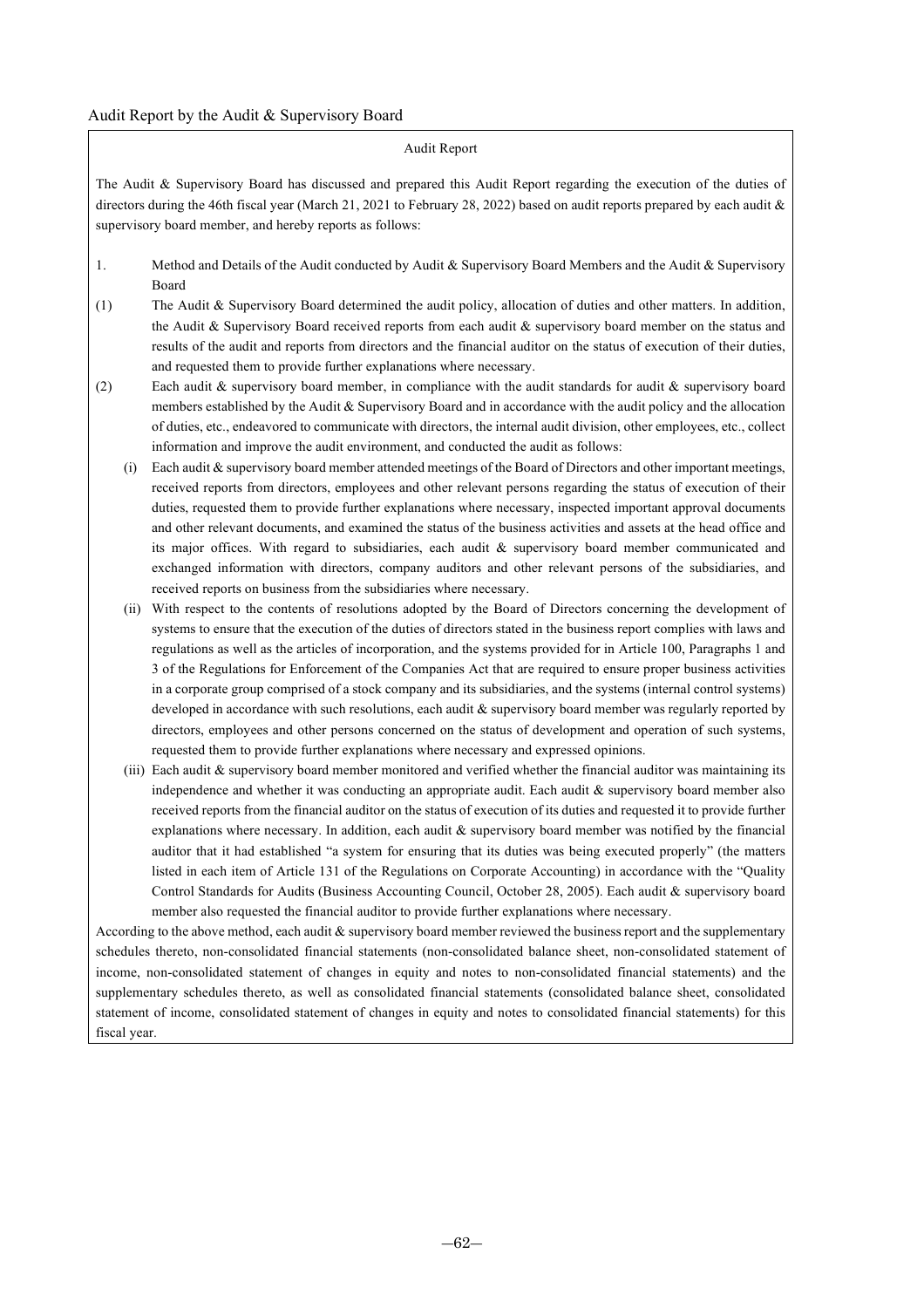## Audit Report by the Audit & Supervisory Board

### Audit Report

The Audit & Supervisory Board has discussed and prepared this Audit Report regarding the execution of the duties of directors during the 46th fiscal year (March 21, 2021 to February 28, 2022) based on audit reports prepared by each audit & supervisory board member, and hereby reports as follows:

1. Method and Details of the Audit conducted by Audit & Supervisory Board Members and the Audit & Supervisory Board

(1) The Audit & Supervisory Board determined the audit policy, allocation of duties and other matters. In addition, the Audit & Supervisory Board received reports from each audit & supervisory board member on the status and results of the audit and reports from directors and the financial auditor on the status of execution of their duties, and requested them to provide further explanations where necessary.

(2) Each audit & supervisory board member, in compliance with the audit standards for audit & supervisory board members established by the Audit & Supervisory Board and in accordance with the audit policy and the allocation of duties, etc., endeavored to communicate with directors, the internal audit division, other employees, etc., collect information and improve the audit environment, and conducted the audit as follows:

(i) Each audit & supervisory board member attended meetings of the Board of Directors and other important meetings, received reports from directors, employees and other relevant persons regarding the status of execution of their duties, requested them to provide further explanations where necessary, inspected important approval documents and other relevant documents, and examined the status of the business activities and assets at the head office and its major offices. With regard to subsidiaries, each audit & supervisory board member communicated and exchanged information with directors, company auditors and other relevant persons of the subsidiaries, and received reports on business from the subsidiaries where necessary.

(ii) With respect to the contents of resolutions adopted by the Board of Directors concerning the development of systems to ensure that the execution of the duties of directors stated in the business report complies with laws and regulations as well as the articles of incorporation, and the systems provided for in Article 100, Paragraphs 1 and 3 of the Regulations for Enforcement of the Companies Act that are required to ensure proper business activities in a corporate group comprised of a stock company and its subsidiaries, and the systems (internal control systems) developed in accordance with such resolutions, each audit & supervisory board member was regularly reported by directors, employees and other persons concerned on the status of development and operation of such systems, requested them to provide further explanations where necessary and expressed opinions.

(iii) Each audit & supervisory board member monitored and verified whether the financial auditor was maintaining its independence and whether it was conducting an appropriate audit. Each audit & supervisory board member also received reports from the financial auditor on the status of execution of its duties and requested it to provide further explanations where necessary. In addition, each audit & supervisory board member was notified by the financial auditor that it had established "a system for ensuring that its duties was being executed properly" (the matters listed in each item of Article 131 of the Regulations on Corporate Accounting) in accordance with the "Quality Control Standards for Audits (Business Accounting Council, October 28, 2005). Each audit & supervisory board member also requested the financial auditor to provide further explanations where necessary.

According to the above method, each audit & supervisory board member reviewed the business report and the supplementary schedules thereto, non-consolidated financial statements (non-consolidated balance sheet, non-consolidated statement of income, non-consolidated statement of changes in equity and notes to non-consolidated financial statements) and the supplementary schedules thereto, as well as consolidated financial statements (consolidated balance sheet, consolidated statement of income, consolidated statement of changes in equity and notes to consolidated financial statements) for this fiscal year.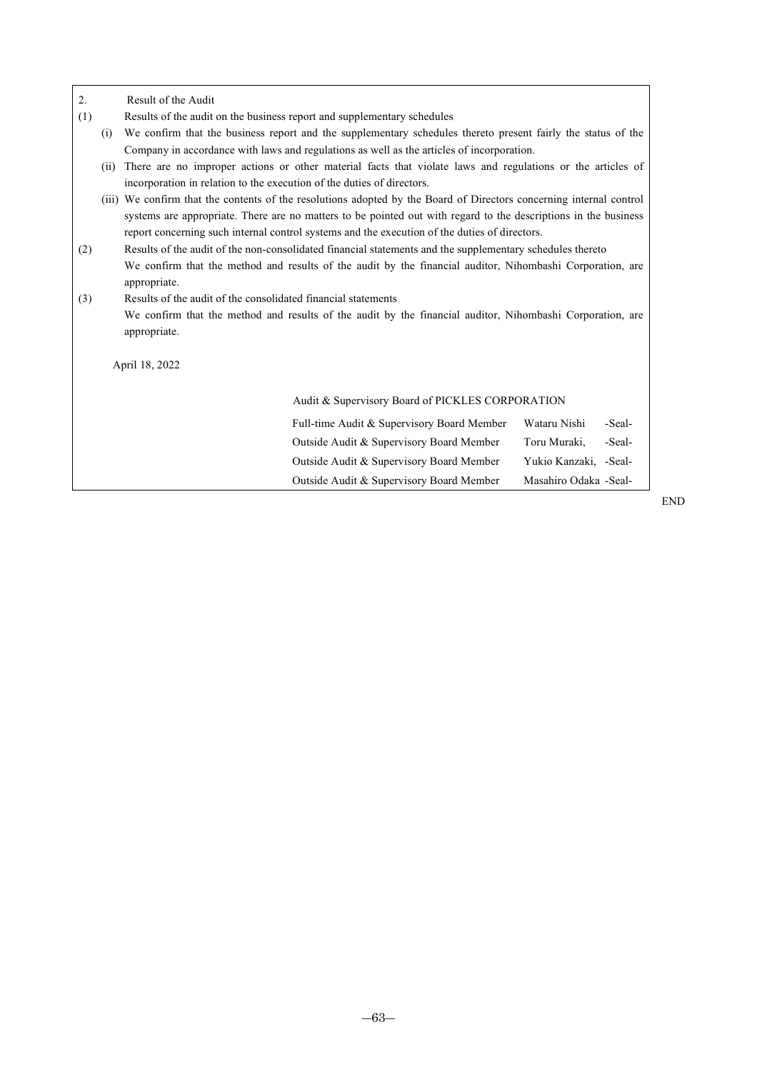2. Result of the Audit

(1) Results of the audit on the business report and supplementary schedules

(i) We confirm that the business report and the supplementary schedules thereto present fairly the status of the Company in accordance with laws and regulations as well as the articles of incorporation.

(ii) There are no improper actions or other material facts that violate laws and regulations or the articles of incorporation in relation to the execution of the duties of directors.

(iii) We confirm that the contents of the resolutions adopted by the Board of Directors concerning internal control systems are appropriate. There are no matters to be pointed out with regard to the descriptions in the business report concerning such internal control systems and the execution of the duties of directors.

(2) Results of the audit of the non-consolidated financial statements and the supplementary schedules thereto

We confirm that the method and results of the audit by the financial auditor, Nihombashi Corporation, are appropriate.

(3) Results of the audit of the consolidated financial statements

We confirm that the method and results of the audit by the financial auditor, Nihombashi Corporation, are appropriate.

April 18, 2022

Audit & Supervisory Board of PICKLES CORPORATION

| | | |
|---|---|---|
| Full-time Audit & Supervisory Board Member | Wataru Nishi | -Seal- |
| Outside Audit & Supervisory Board Member | Toru Muraki, | -Seal- |
| Outside Audit & Supervisory Board Member | Yukio Kanzaki, | -Seal- |
| Outside Audit & Supervisory Board Member | Masahiro Odaka | -Seal- |

END